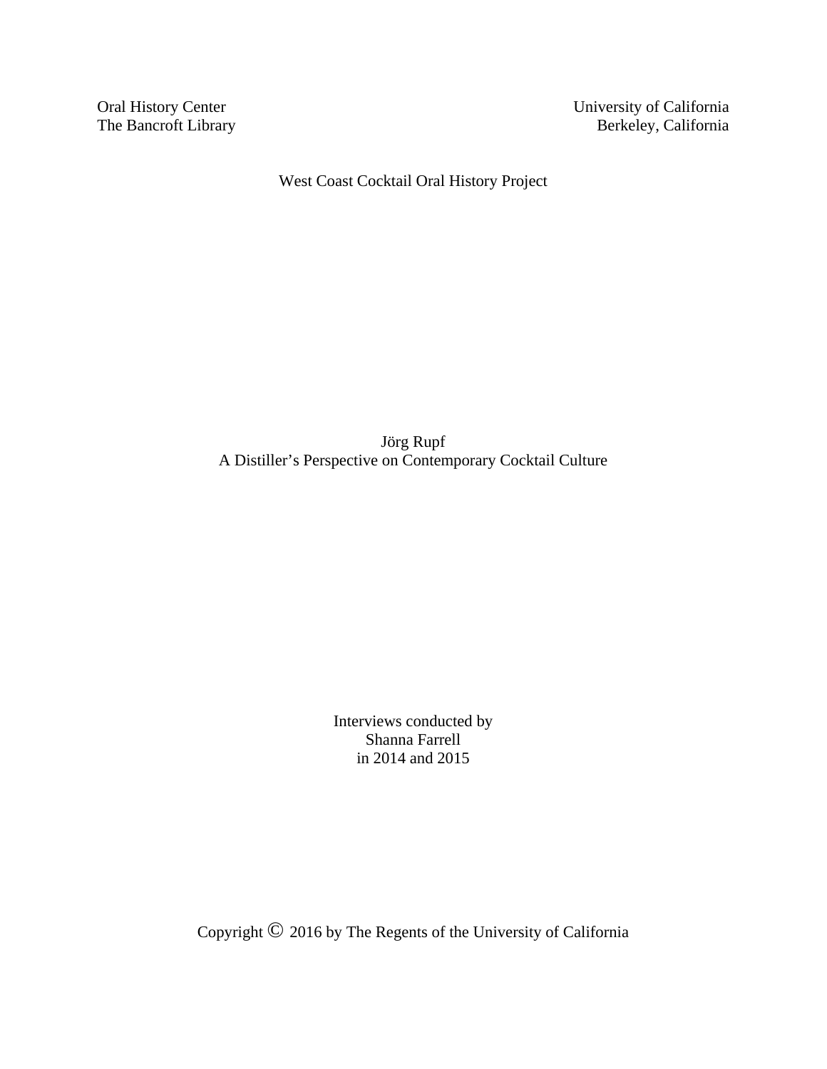Oral History Center
The Bancroft Library

University of California
Berkeley, California

West Coast Cocktail Oral History Project

# Jörg Rupf
## A Distiller's Perspective on Contemporary Cocktail Culture

Interviews conducted by
Shanna Farrell
in 2014 and 2015

Copyright © 2016 by The Regents of the University of California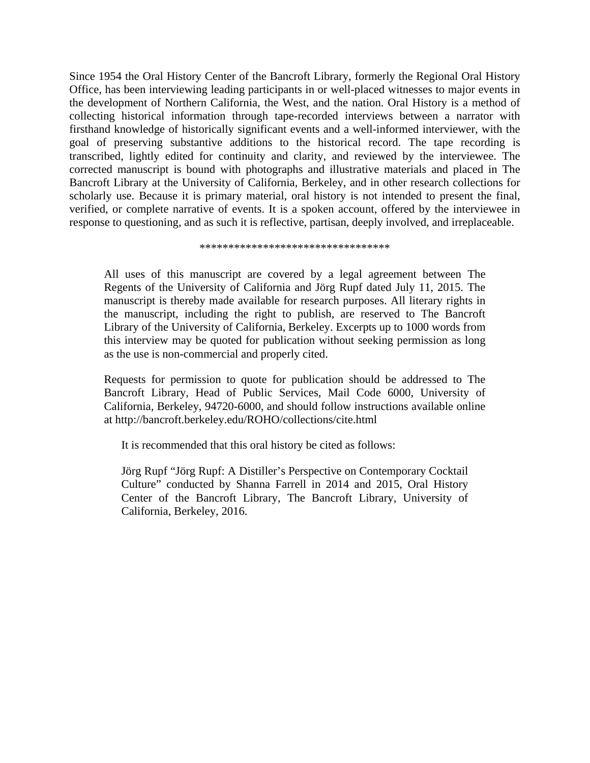Since 1954 the Oral History Center of the Bancroft Library, formerly the Regional Oral History Office, has been interviewing leading participants in or well-placed witnesses to major events in the development of Northern California, the West, and the nation. Oral History is a method of collecting historical information through tape-recorded interviews between a narrator with firsthand knowledge of historically significant events and a well-informed interviewer, with the goal of preserving substantive additions to the historical record. The tape recording is transcribed, lightly edited for continuity and clarity, and reviewed by the interviewee. The corrected manuscript is bound with photographs and illustrative materials and placed in The Bancroft Library at the University of California, Berkeley, and in other research collections for scholarly use. Because it is primary material, oral history is not intended to present the final, verified, or complete narrative of events. It is a spoken account, offered by the interviewee in response to questioning, and as such it is reflective, partisan, deeply involved, and irreplaceable.

\*\*\*\*\*\*\*\*\*\*\*\*\*\*\*\*\*\*\*\*\*\*\*\*\*\*\*\*\*\*\*\*\*\*

All uses of this manuscript are covered by a legal agreement between The Regents of the University of California and Jörg Rupf dated July 11, 2015. The manuscript is thereby made available for research purposes. All literary rights in the manuscript, including the right to publish, are reserved to The Bancroft Library of the University of California, Berkeley. Excerpts up to 1000 words from this interview may be quoted for publication without seeking permission as long as the use is non-commercial and properly cited.

Requests for permission to quote for publication should be addressed to The Bancroft Library, Head of Public Services, Mail Code 6000, University of California, Berkeley, 94720-6000, and should follow instructions available online at http://bancroft.berkeley.edu/ROHO/collections/cite.html

It is recommended that this oral history be cited as follows:

Jörg Rupf "Jörg Rupf: A Distiller's Perspective on Contemporary Cocktail Culture" conducted by Shanna Farrell in 2014 and 2015, Oral History Center of the Bancroft Library, The Bancroft Library, University of California, Berkeley, 2016.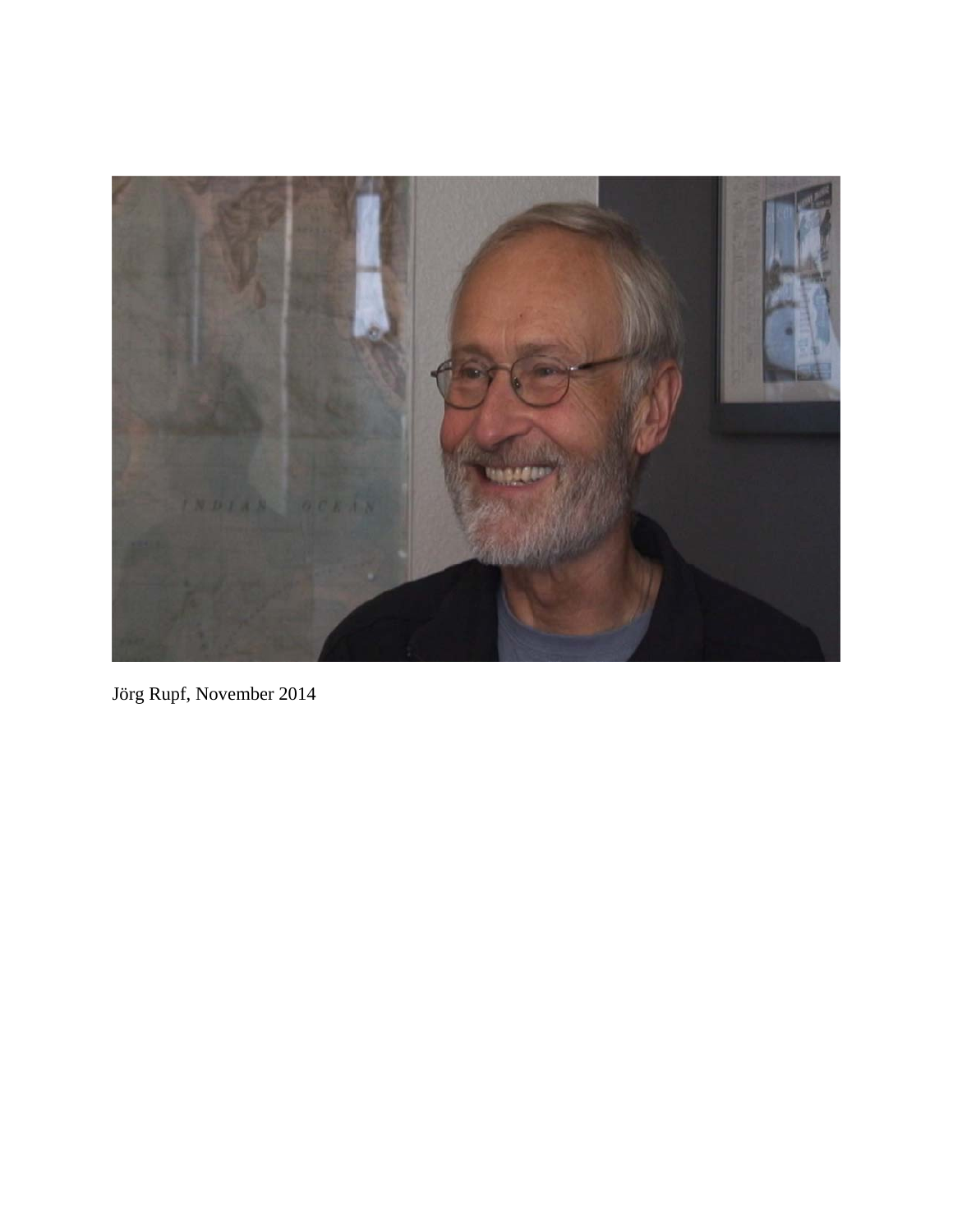Jörg Rupf, November 2014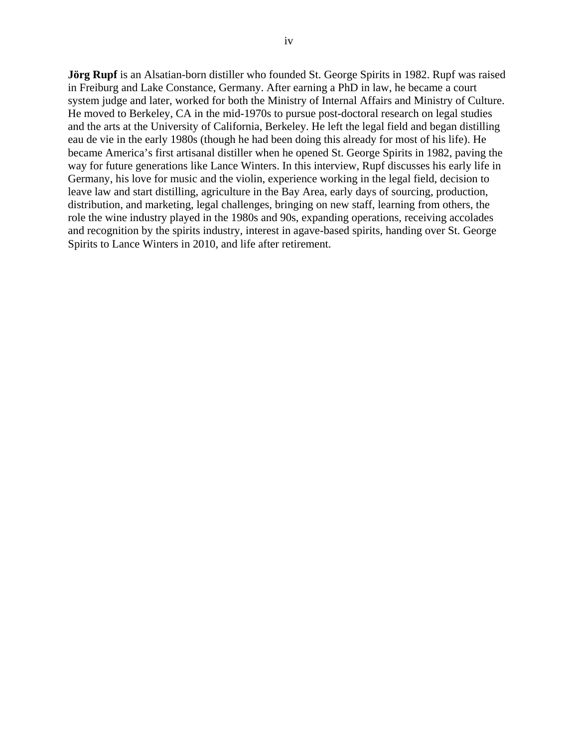**Jörg Rupf** is an Alsatian-born distiller who founded St. George Spirits in 1982. Rupf was raised in Freiburg and Lake Constance, Germany. After earning a PhD in law, he became a court system judge and later, worked for both the Ministry of Internal Affairs and Ministry of Culture. He moved to Berkeley, CA in the mid-1970s to pursue post-doctoral research on legal studies and the arts at the University of California, Berkeley. He left the legal field and began distilling eau de vie in the early 1980s (though he had been doing this already for most of his life). He became America's first artisanal distiller when he opened St. George Spirits in 1982, paving the way for future generations like Lance Winters. In this interview, Rupf discusses his early life in Germany, his love for music and the violin, experience working in the legal field, decision to leave law and start distilling, agriculture in the Bay Area, early days of sourcing, production, distribution, and marketing, legal challenges, bringing on new staff, learning from others, the role the wine industry played in the 1980s and 90s, expanding operations, receiving accolades and recognition by the spirits industry, interest in agave-based spirits, handing over St. George Spirits to Lance Winters in 2010, and life after retirement.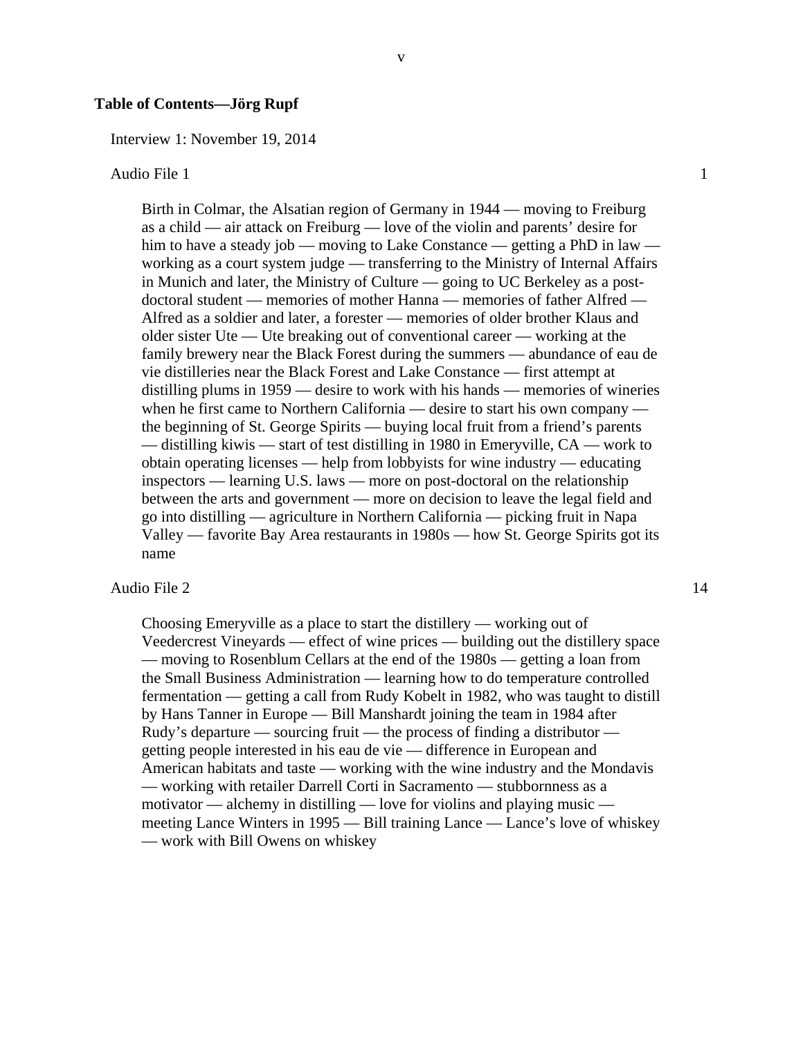## Table of Contents—Jörg Rupf

Interview 1: November 19, 2014

Audio File 1 — 1

Birth in Colmar, the Alsatian region of Germany in 1944 — moving to Freiburg as a child — air attack on Freiburg — love of the violin and parents' desire for him to have a steady job — moving to Lake Constance — getting a PhD in law — working as a court system judge — transferring to the Ministry of Internal Affairs in Munich and later, the Ministry of Culture — going to UC Berkeley as a post-doctoral student — memories of mother Hanna — memories of father Alfred — Alfred as a soldier and later, a forester — memories of older brother Klaus and older sister Ute — Ute breaking out of conventional career — working at the family brewery near the Black Forest during the summers — abundance of eau de vie distilleries near the Black Forest and Lake Constance — first attempt at distilling plums in 1959 — desire to work with his hands — memories of wineries when he first came to Northern California — desire to start his own company — the beginning of St. George Spirits — buying local fruit from a friend's parents — distilling kiwis — start of test distilling in 1980 in Emeryville, CA — work to obtain operating licenses — help from lobbyists for wine industry — educating inspectors — learning U.S. laws — more on post-doctoral on the relationship between the arts and government — more on decision to leave the legal field and go into distilling — agriculture in Northern California — picking fruit in Napa Valley — favorite Bay Area restaurants in 1980s — how St. George Spirits got its name

Audio File 2 — 14

Choosing Emeryville as a place to start the distillery — working out of Veedercrest Vineyards — effect of wine prices — building out the distillery space — moving to Rosenblum Cellars at the end of the 1980s — getting a loan from the Small Business Administration — learning how to do temperature controlled fermentation — getting a call from Rudy Kobelt in 1982, who was taught to distill by Hans Tanner in Europe — Bill Manshardt joining the team in 1984 after Rudy's departure — sourcing fruit — the process of finding a distributor — getting people interested in his eau de vie — difference in European and American habitats and taste — working with the wine industry and the Mondavis — working with retailer Darrell Corti in Sacramento — stubbornness as a motivator — alchemy in distilling — love for violins and playing music — meeting Lance Winters in 1995 — Bill training Lance — Lance's love of whiskey — work with Bill Owens on whiskey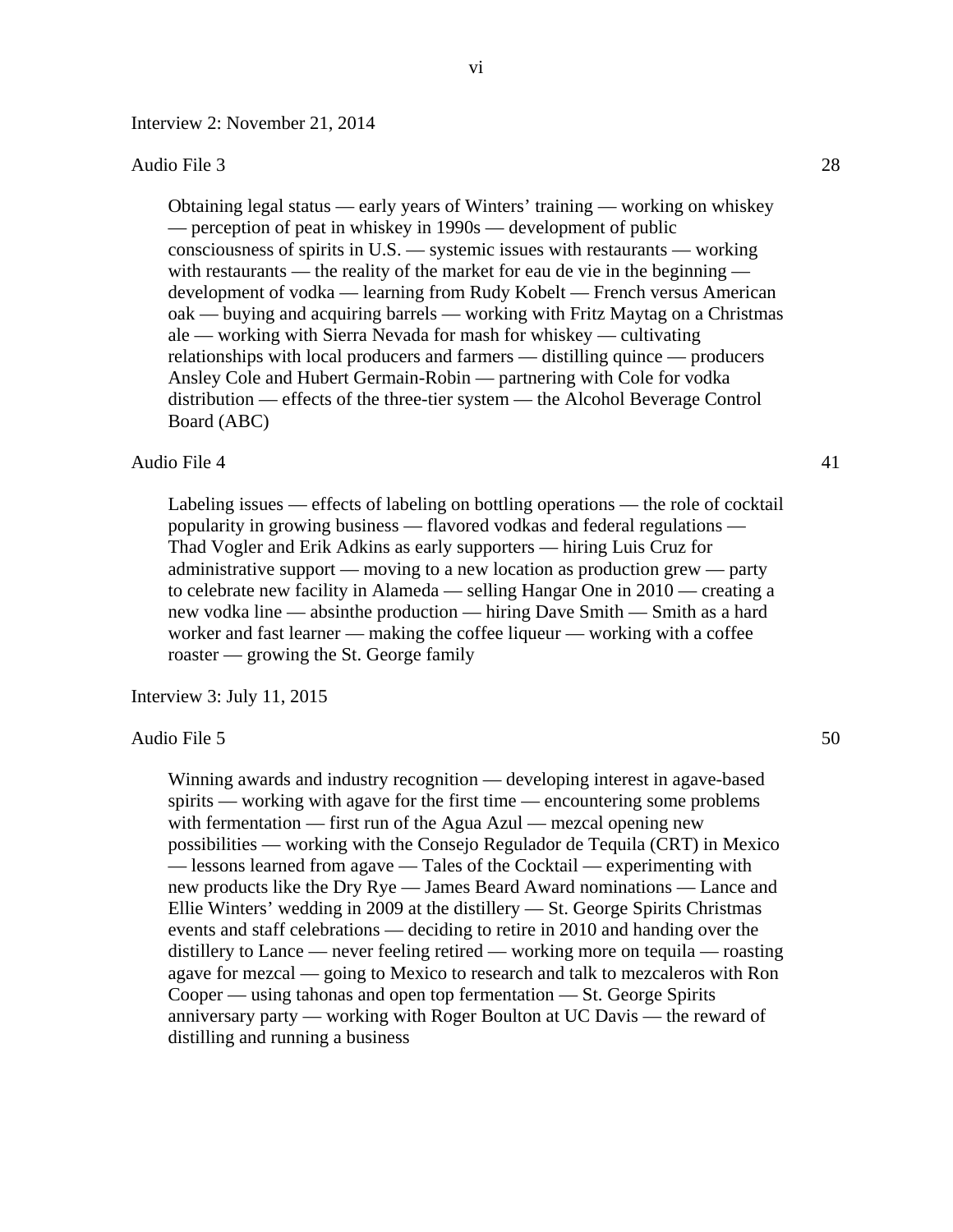Interview 2: November 21, 2014

Audio File 3 28

Obtaining legal status — early years of Winters' training — working on whiskey — perception of peat in whiskey in 1990s — development of public consciousness of spirits in U.S. — systemic issues with restaurants — working with restaurants — the reality of the market for eau de vie in the beginning — development of vodka — learning from Rudy Kobelt — French versus American oak — buying and acquiring barrels — working with Fritz Maytag on a Christmas ale — working with Sierra Nevada for mash for whiskey — cultivating relationships with local producers and farmers — distilling quince — producers Ansley Cole and Hubert Germain-Robin — partnering with Cole for vodka distribution — effects of the three-tier system — the Alcohol Beverage Control Board (ABC)

Audio File 4 41

Labeling issues — effects of labeling on bottling operations — the role of cocktail popularity in growing business — flavored vodkas and federal regulations — Thad Vogler and Erik Adkins as early supporters — hiring Luis Cruz for administrative support — moving to a new location as production grew — party to celebrate new facility in Alameda — selling Hangar One in 2010 — creating a new vodka line — absinthe production — hiring Dave Smith — Smith as a hard worker and fast learner — making the coffee liqueur — working with a coffee roaster — growing the St. George family

Interview 3: July 11, 2015

Audio File 5 50

Winning awards and industry recognition — developing interest in agave-based spirits — working with agave for the first time — encountering some problems with fermentation — first run of the Agua Azul — mezcal opening new possibilities — working with the Consejo Regulador de Tequila (CRT) in Mexico — lessons learned from agave — Tales of the Cocktail — experimenting with new products like the Dry Rye — James Beard Award nominations — Lance and Ellie Winters' wedding in 2009 at the distillery — St. George Spirits Christmas events and staff celebrations — deciding to retire in 2010 and handing over the distillery to Lance — never feeling retired — working more on tequila — roasting agave for mezcal — going to Mexico to research and talk to mezcaleros with Ron Cooper — using tahonas and open top fermentation — St. George Spirits anniversary party — working with Roger Boulton at UC Davis — the reward of distilling and running a business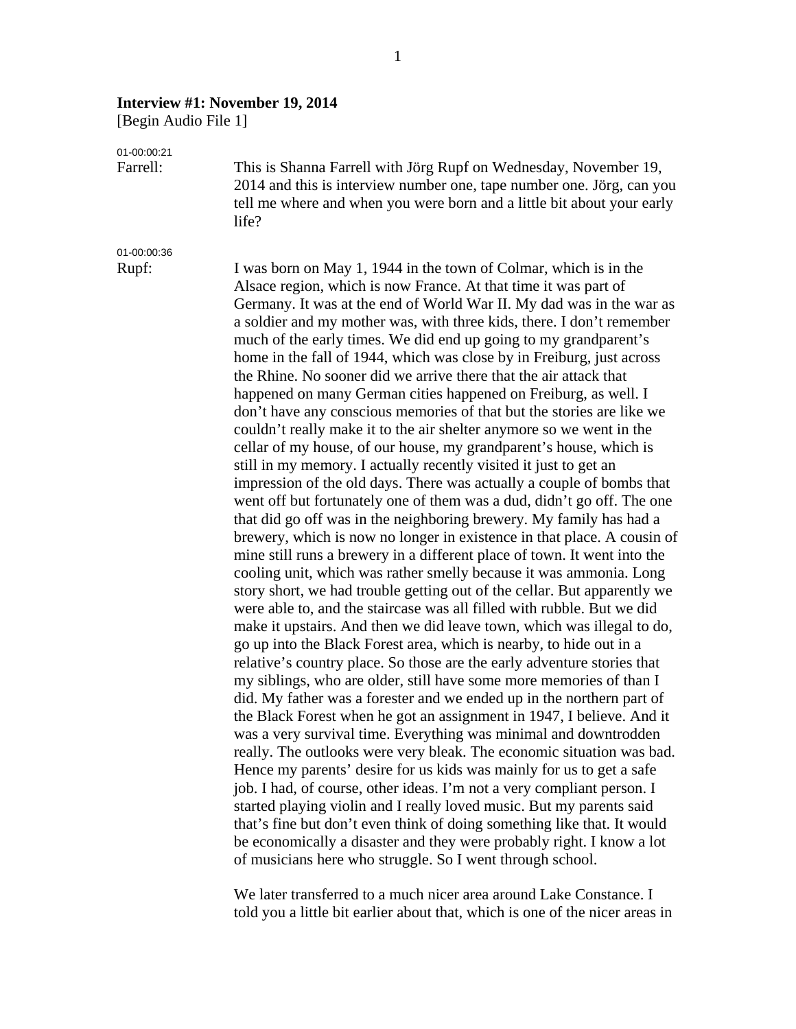**Interview #1: November 19, 2014**

[Begin Audio File 1]

01-00:00:21

Farrell: This is Shanna Farrell with Jörg Rupf on Wednesday, November 19, 2014 and this is interview number one, tape number one. Jörg, can you tell me where and when you were born and a little bit about your early life?

01-00:00:36

Rupf: I was born on May 1, 1944 in the town of Colmar, which is in the Alsace region, which is now France. At that time it was part of Germany. It was at the end of World War II. My dad was in the war as a soldier and my mother was, with three kids, there. I don't remember much of the early times. We did end up going to my grandparent's home in the fall of 1944, which was close by in Freiburg, just across the Rhine. No sooner did we arrive there that the air attack that happened on many German cities happened on Freiburg, as well. I don't have any conscious memories of that but the stories are like we couldn't really make it to the air shelter anymore so we went in the cellar of my house, of our house, my grandparent's house, which is still in my memory. I actually recently visited it just to get an impression of the old days. There was actually a couple of bombs that went off but fortunately one of them was a dud, didn't go off. The one that did go off was in the neighboring brewery. My family has had a brewery, which is now no longer in existence in that place. A cousin of mine still runs a brewery in a different place of town. It went into the cooling unit, which was rather smelly because it was ammonia. Long story short, we had trouble getting out of the cellar. But apparently we were able to, and the staircase was all filled with rubble. But we did make it upstairs. And then we did leave town, which was illegal to do, go up into the Black Forest area, which is nearby, to hide out in a relative's country place. So those are the early adventure stories that my siblings, who are older, still have some more memories of than I did. My father was a forester and we ended up in the northern part of the Black Forest when he got an assignment in 1947, I believe. And it was a very survival time. Everything was minimal and downtrodden really. The outlooks were very bleak. The economic situation was bad. Hence my parents' desire for us kids was mainly for us to get a safe job. I had, of course, other ideas. I'm not a very compliant person. I started playing violin and I really loved music. But my parents said that's fine but don't even think of doing something like that. It would be economically a disaster and they were probably right. I know a lot of musicians here who struggle. So I went through school.

We later transferred to a much nicer area around Lake Constance. I told you a little bit earlier about that, which is one of the nicer areas in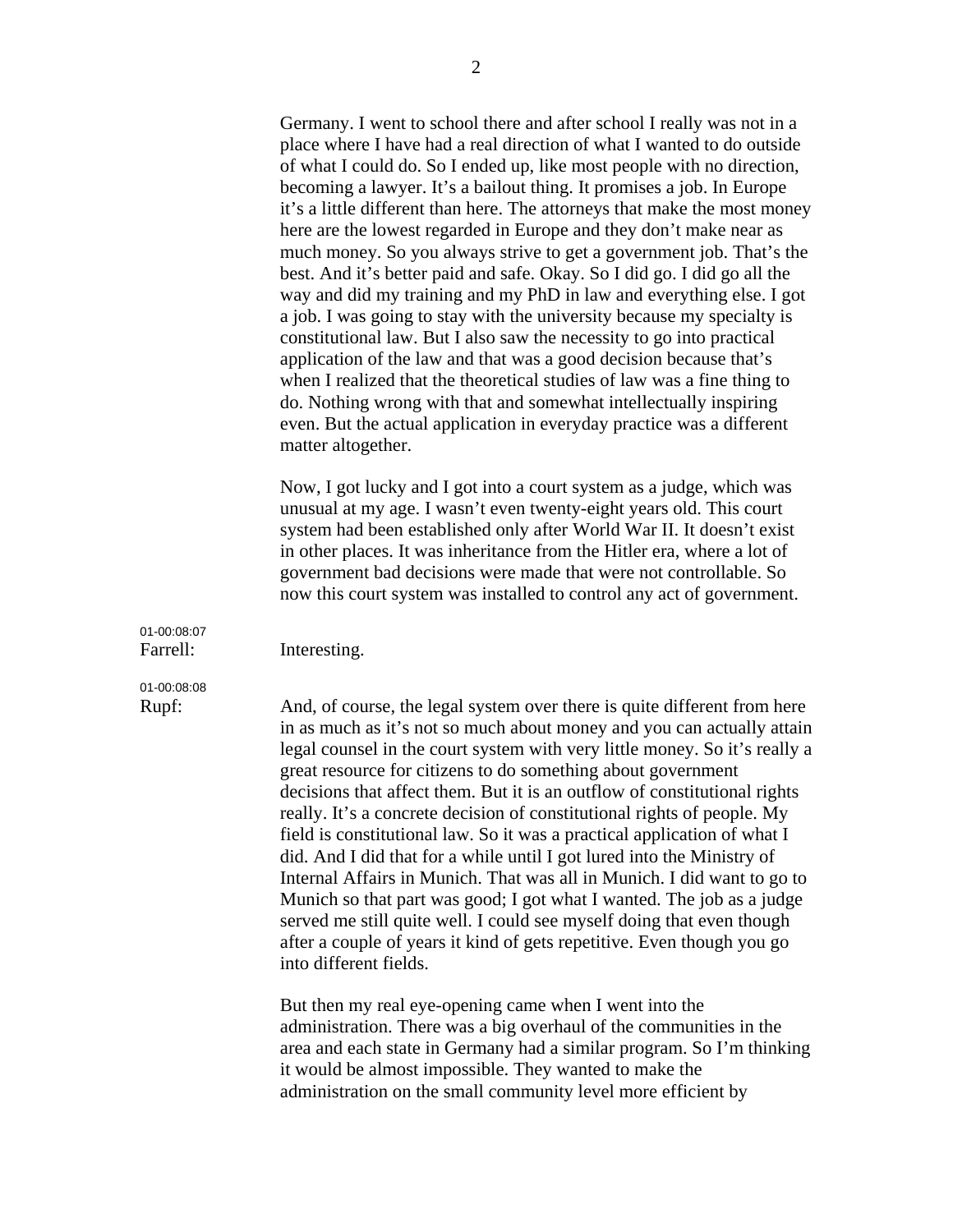Germany. I went to school there and after school I really was not in a place where I have had a real direction of what I wanted to do outside of what I could do. So I ended up, like most people with no direction, becoming a lawyer. It's a bailout thing. It promises a job. In Europe it's a little different than here. The attorneys that make the most money here are the lowest regarded in Europe and they don't make near as much money. So you always strive to get a government job. That's the best. And it's better paid and safe. Okay. So I did go. I did go all the way and did my training and my PhD in law and everything else. I got a job. I was going to stay with the university because my specialty is constitutional law. But I also saw the necessity to go into practical application of the law and that was a good decision because that's when I realized that the theoretical studies of law was a fine thing to do. Nothing wrong with that and somewhat intellectually inspiring even. But the actual application in everyday practice was a different matter altogether.

Now, I got lucky and I got into a court system as a judge, which was unusual at my age. I wasn't even twenty-eight years old. This court system had been established only after World War II. It doesn't exist in other places. It was inheritance from the Hitler era, where a lot of government bad decisions were made that were not controllable. So now this court system was installed to control any act of government.

01-00:08:07
Farrell: Interesting.

01-00:08:08
Rupf: And, of course, the legal system over there is quite different from here in as much as it's not so much about money and you can actually attain legal counsel in the court system with very little money. So it's really a great resource for citizens to do something about government decisions that affect them. But it is an outflow of constitutional rights really. It's a concrete decision of constitutional rights of people. My field is constitutional law. So it was a practical application of what I did. And I did that for a while until I got lured into the Ministry of Internal Affairs in Munich. That was all in Munich. I did want to go to Munich so that part was good; I got what I wanted. The job as a judge served me still quite well. I could see myself doing that even though after a couple of years it kind of gets repetitive. Even though you go into different fields.

But then my real eye-opening came when I went into the administration. There was a big overhaul of the communities in the area and each state in Germany had a similar program. So I'm thinking it would be almost impossible. They wanted to make the administration on the small community level more efficient by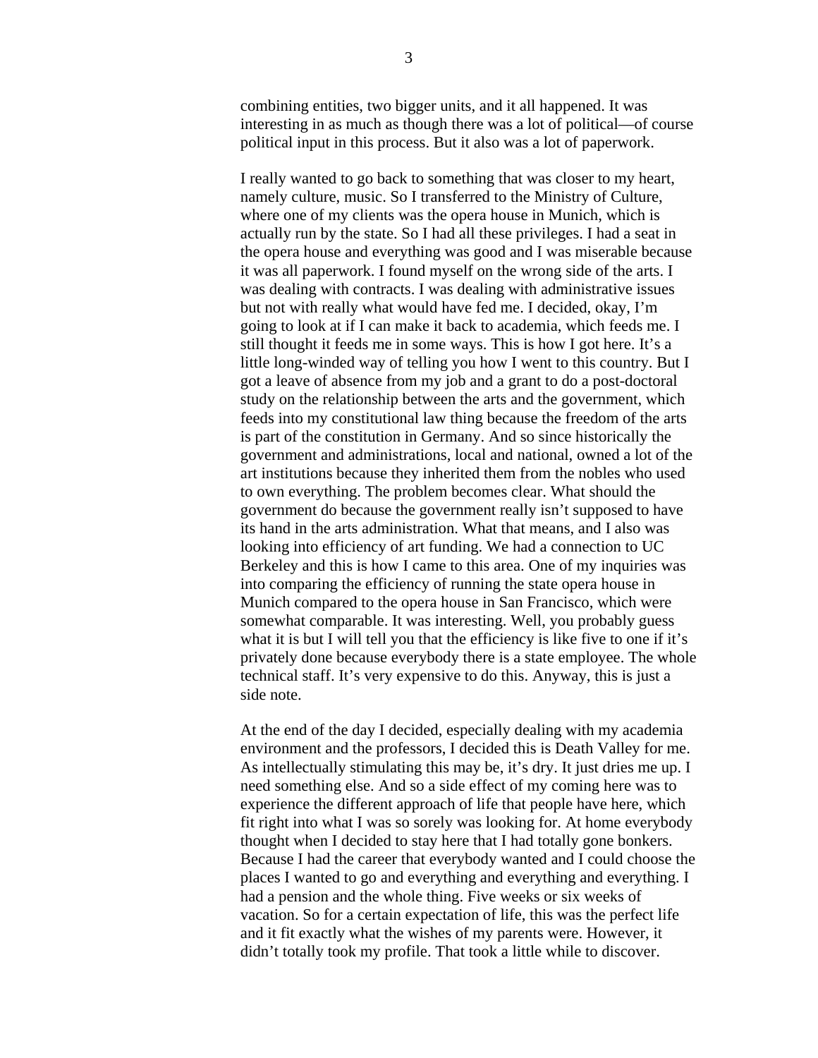combining entities, two bigger units, and it all happened. It was interesting in as much as though there was a lot of political—of course political input in this process. But it also was a lot of paperwork.

I really wanted to go back to something that was closer to my heart, namely culture, music. So I transferred to the Ministry of Culture, where one of my clients was the opera house in Munich, which is actually run by the state. So I had all these privileges. I had a seat in the opera house and everything was good and I was miserable because it was all paperwork. I found myself on the wrong side of the arts. I was dealing with contracts. I was dealing with administrative issues but not with really what would have fed me. I decided, okay, I'm going to look at if I can make it back to academia, which feeds me. I still thought it feeds me in some ways. This is how I got here. It's a little long-winded way of telling you how I went to this country. But I got a leave of absence from my job and a grant to do a post-doctoral study on the relationship between the arts and the government, which feeds into my constitutional law thing because the freedom of the arts is part of the constitution in Germany. And so since historically the government and administrations, local and national, owned a lot of the art institutions because they inherited them from the nobles who used to own everything. The problem becomes clear. What should the government do because the government really isn't supposed to have its hand in the arts administration. What that means, and I also was looking into efficiency of art funding. We had a connection to UC Berkeley and this is how I came to this area. One of my inquiries was into comparing the efficiency of running the state opera house in Munich compared to the opera house in San Francisco, which were somewhat comparable. It was interesting. Well, you probably guess what it is but I will tell you that the efficiency is like five to one if it's privately done because everybody there is a state employee. The whole technical staff. It's very expensive to do this. Anyway, this is just a side note.

At the end of the day I decided, especially dealing with my academia environment and the professors, I decided this is Death Valley for me. As intellectually stimulating this may be, it's dry. It just dries me up. I need something else. And so a side effect of my coming here was to experience the different approach of life that people have here, which fit right into what I was so sorely was looking for. At home everybody thought when I decided to stay here that I had totally gone bonkers. Because I had the career that everybody wanted and I could choose the places I wanted to go and everything and everything and everything. I had a pension and the whole thing. Five weeks or six weeks of vacation. So for a certain expectation of life, this was the perfect life and it fit exactly what the wishes of my parents were. However, it didn't totally took my profile. That took a little while to discover.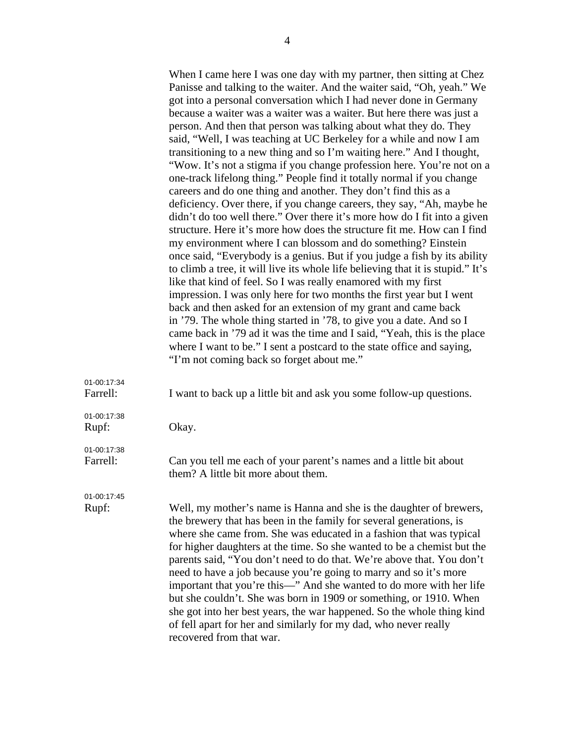When I came here I was one day with my partner, then sitting at Chez Panisse and talking to the waiter. And the waiter said, "Oh, yeah." We got into a personal conversation which I had never done in Germany because a waiter was a waiter was a waiter. But here there was just a person. And then that person was talking about what they do. They said, "Well, I was teaching at UC Berkeley for a while and now I am transitioning to a new thing and so I'm waiting here." And I thought, "Wow. It's not a stigma if you change profession here. You're not on a one-track lifelong thing." People find it totally normal if you change careers and do one thing and another. They don't find this as a deficiency. Over there, if you change careers, they say, "Ah, maybe he didn't do too well there." Over there it's more how do I fit into a given structure. Here it's more how does the structure fit me. How can I find my environment where I can blossom and do something? Einstein once said, "Everybody is a genius. But if you judge a fish by its ability to climb a tree, it will live its whole life believing that it is stupid." It's like that kind of feel. So I was really enamored with my first impression. I was only here for two months the first year but I went back and then asked for an extension of my grant and came back in '79. The whole thing started in '78, to give you a date. And so I came back in '79 ad it was the time and I said, "Yeah, this is the place where I want to be." I sent a postcard to the state office and saying, "I'm not coming back so forget about me."

01-00:17:34
Farrell: I want to back up a little bit and ask you some follow-up questions.

01-00:17:38
Rupf: Okay.

01-00:17:38
Farrell: Can you tell me each of your parent's names and a little bit about them? A little bit more about them.

01-00:17:45
Rupf: Well, my mother's name is Hanna and she is the daughter of brewers, the brewery that has been in the family for several generations, is where she came from. She was educated in a fashion that was typical for higher daughters at the time. So she wanted to be a chemist but the parents said, "You don't need to do that. We're above that. You don't need to have a job because you're going to marry and so it's more important that you're this—" And she wanted to do more with her life but she couldn't. She was born in 1909 or something, or 1910. When she got into her best years, the war happened. So the whole thing kind of fell apart for her and similarly for my dad, who never really recovered from that war.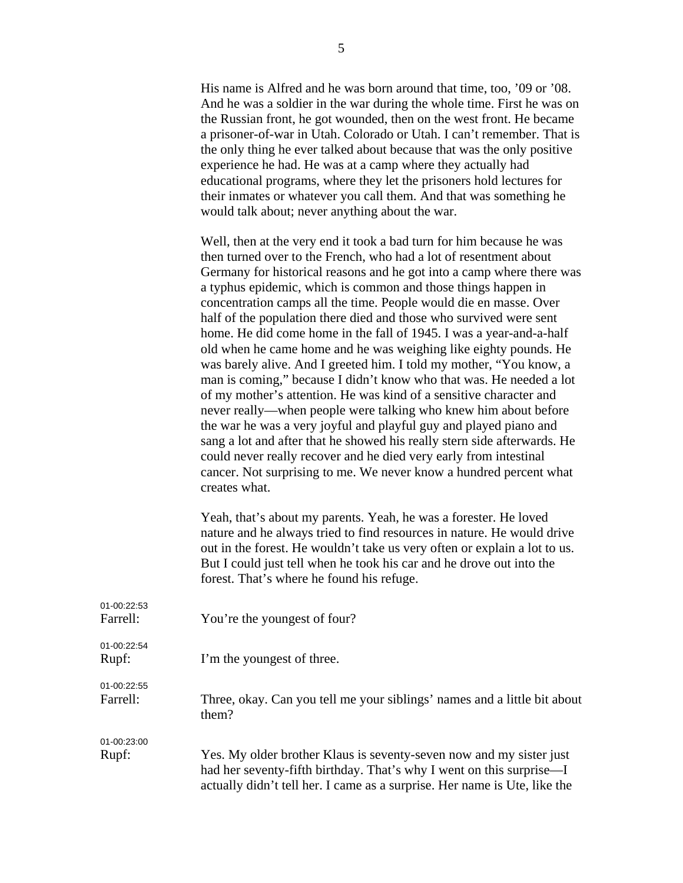His name is Alfred and he was born around that time, too, ’09 or ’08. And he was a soldier in the war during the whole time. First he was on the Russian front, he got wounded, then on the west front. He became a prisoner-of-war in Utah. Colorado or Utah. I can’t remember. That is the only thing he ever talked about because that was the only positive experience he had. He was at a camp where they actually had educational programs, where they let the prisoners hold lectures for their inmates or whatever you call them. And that was something he would talk about; never anything about the war.

Well, then at the very end it took a bad turn for him because he was then turned over to the French, who had a lot of resentment about Germany for historical reasons and he got into a camp where there was a typhus epidemic, which is common and those things happen in concentration camps all the time. People would die en masse. Over half of the population there died and those who survived were sent home. He did come home in the fall of 1945. I was a year-and-a-half old when he came home and he was weighing like eighty pounds. He was barely alive. And I greeted him. I told my mother, “You know, a man is coming,” because I didn’t know who that was. He needed a lot of my mother’s attention. He was kind of a sensitive character and never really—when people were talking who knew him about before the war he was a very joyful and playful guy and played piano and sang a lot and after that he showed his really stern side afterwards. He could never really recover and he died very early from intestinal cancer. Not surprising to me. We never know a hundred percent what creates what.

Yeah, that’s about my parents. Yeah, he was a forester. He loved nature and he always tried to find resources in nature. He would drive out in the forest. He wouldn’t take us very often or explain a lot to us. But I could just tell when he took his car and he drove out into the forest. That’s where he found his refuge.

01-00:22:53
**Farrell:** You’re the youngest of four?

01-00:22:54
**Rupf:** I’m the youngest of three.

01-00:22:55
**Farrell:** Three, okay. Can you tell me your siblings’ names and a little bit about them?

01-00:23:00
**Rupf:** Yes. My older brother Klaus is seventy-seven now and my sister just had her seventy-fifth birthday. That’s why I went on this surprise—I actually didn’t tell her. I came as a surprise. Her name is Ute, like the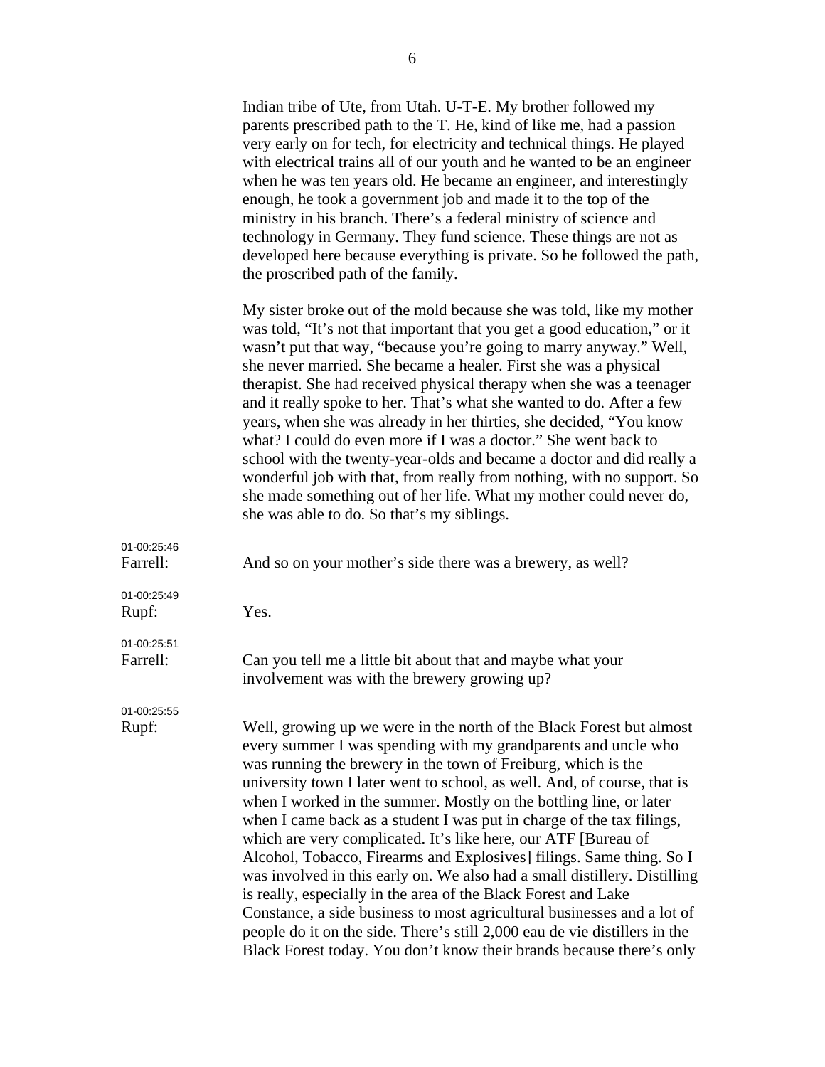Indian tribe of Ute, from Utah. U-T-E. My brother followed my parents prescribed path to the T. He, kind of like me, had a passion very early on for tech, for electricity and technical things. He played with electrical trains all of our youth and he wanted to be an engineer when he was ten years old. He became an engineer, and interestingly enough, he took a government job and made it to the top of the ministry in his branch. There's a federal ministry of science and technology in Germany. They fund science. These things are not as developed here because everything is private. So he followed the path, the proscribed path of the family.

My sister broke out of the mold because she was told, like my mother was told, "It's not that important that you get a good education," or it wasn't put that way, "because you're going to marry anyway." Well, she never married. She became a healer. First she was a physical therapist. She had received physical therapy when she was a teenager and it really spoke to her. That's what she wanted to do. After a few years, when she was already in her thirties, she decided, "You know what? I could do even more if I was a doctor." She went back to school with the twenty-year-olds and became a doctor and did really a wonderful job with that, from really from nothing, with no support. So she made something out of her life. What my mother could never do, she was able to do. So that's my siblings.

01-00:25:46
**Farrell:** And so on your mother's side there was a brewery, as well?

01-00:25:49
**Rupf:** Yes.

01-00:25:51
**Farrell:** Can you tell me a little bit about that and maybe what your involvement was with the brewery growing up?

01-00:25:55
**Rupf:** Well, growing up we were in the north of the Black Forest but almost every summer I was spending with my grandparents and uncle who was running the brewery in the town of Freiburg, which is the university town I later went to school, as well. And, of course, that is when I worked in the summer. Mostly on the bottling line, or later when I came back as a student I was put in charge of the tax filings, which are very complicated. It's like here, our ATF [Bureau of Alcohol, Tobacco, Firearms and Explosives] filings. Same thing. So I was involved in this early on. We also had a small distillery. Distilling is really, especially in the area of the Black Forest and Lake Constance, a side business to most agricultural businesses and a lot of people do it on the side. There's still 2,000 eau de vie distillers in the Black Forest today. You don't know their brands because there's only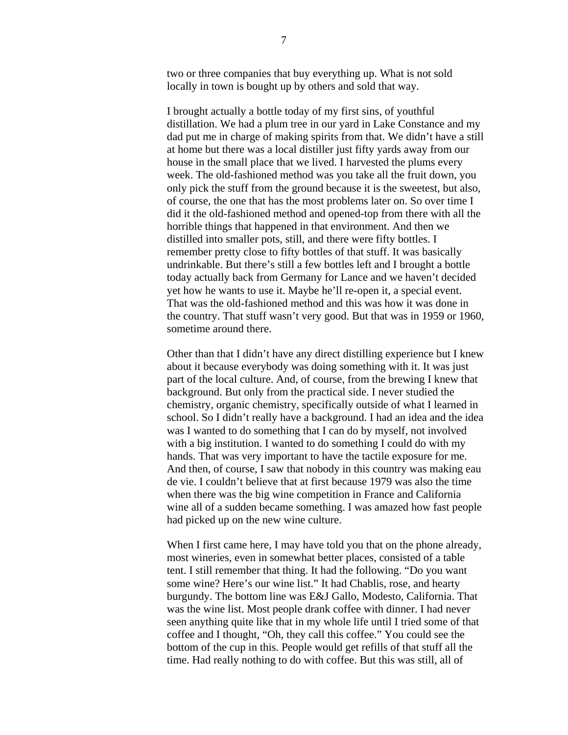two or three companies that buy everything up. What is not sold locally in town is bought up by others and sold that way.

I brought actually a bottle today of my first sins, of youthful distillation. We had a plum tree in our yard in Lake Constance and my dad put me in charge of making spirits from that. We didn't have a still at home but there was a local distiller just fifty yards away from our house in the small place that we lived. I harvested the plums every week. The old-fashioned method was you take all the fruit down, you only pick the stuff from the ground because it is the sweetest, but also, of course, the one that has the most problems later on. So over time I did it the old-fashioned method and opened-top from there with all the horrible things that happened in that environment. And then we distilled into smaller pots, still, and there were fifty bottles. I remember pretty close to fifty bottles of that stuff. It was basically undrinkable. But there's still a few bottles left and I brought a bottle today actually back from Germany for Lance and we haven't decided yet how he wants to use it. Maybe he'll re-open it, a special event. That was the old-fashioned method and this was how it was done in the country. That stuff wasn't very good. But that was in 1959 or 1960, sometime around there.

Other than that I didn't have any direct distilling experience but I knew about it because everybody was doing something with it. It was just part of the local culture. And, of course, from the brewing I knew that background. But only from the practical side. I never studied the chemistry, organic chemistry, specifically outside of what I learned in school. So I didn't really have a background. I had an idea and the idea was I wanted to do something that I can do by myself, not involved with a big institution. I wanted to do something I could do with my hands. That was very important to have the tactile exposure for me. And then, of course, I saw that nobody in this country was making eau de vie. I couldn't believe that at first because 1979 was also the time when there was the big wine competition in France and California wine all of a sudden became something. I was amazed how fast people had picked up on the new wine culture.

When I first came here, I may have told you that on the phone already, most wineries, even in somewhat better places, consisted of a table tent. I still remember that thing. It had the following. "Do you want some wine? Here's our wine list." It had Chablis, rose, and hearty burgundy. The bottom line was E&J Gallo, Modesto, California. That was the wine list. Most people drank coffee with dinner. I had never seen anything quite like that in my whole life until I tried some of that coffee and I thought, "Oh, they call this coffee." You could see the bottom of the cup in this. People would get refills of that stuff all the time. Had really nothing to do with coffee. But this was still, all of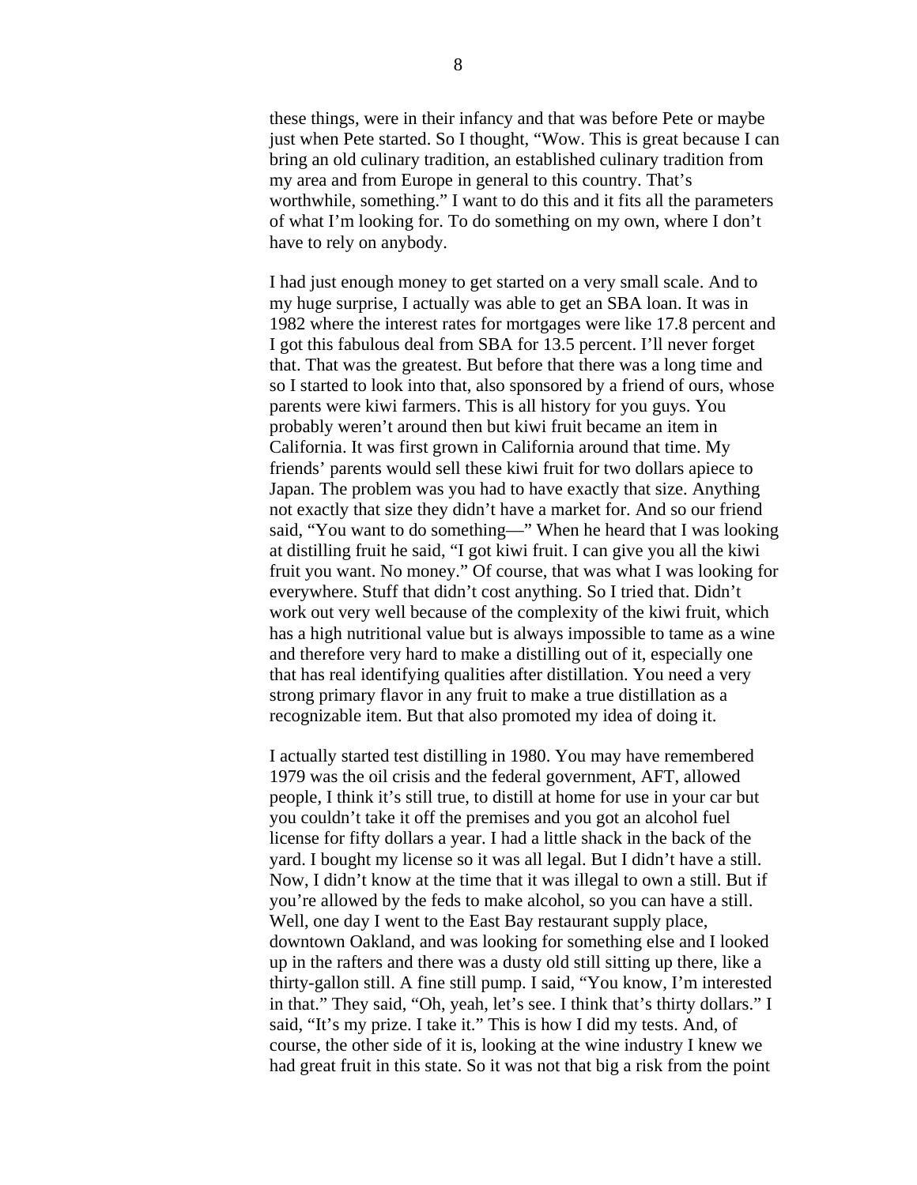these things, were in their infancy and that was before Pete or maybe just when Pete started. So I thought, "Wow. This is great because I can bring an old culinary tradition, an established culinary tradition from my area and from Europe in general to this country. That's worthwhile, something." I want to do this and it fits all the parameters of what I'm looking for. To do something on my own, where I don't have to rely on anybody.

I had just enough money to get started on a very small scale. And to my huge surprise, I actually was able to get an SBA loan. It was in 1982 where the interest rates for mortgages were like 17.8 percent and I got this fabulous deal from SBA for 13.5 percent. I'll never forget that. That was the greatest. But before that there was a long time and so I started to look into that, also sponsored by a friend of ours, whose parents were kiwi farmers. This is all history for you guys. You probably weren't around then but kiwi fruit became an item in California. It was first grown in California around that time. My friends' parents would sell these kiwi fruit for two dollars apiece to Japan. The problem was you had to have exactly that size. Anything not exactly that size they didn't have a market for. And so our friend said, "You want to do something—" When he heard that I was looking at distilling fruit he said, "I got kiwi fruit. I can give you all the kiwi fruit you want. No money." Of course, that was what I was looking for everywhere. Stuff that didn't cost anything. So I tried that. Didn't work out very well because of the complexity of the kiwi fruit, which has a high nutritional value but is always impossible to tame as a wine and therefore very hard to make a distilling out of it, especially one that has real identifying qualities after distillation. You need a very strong primary flavor in any fruit to make a true distillation as a recognizable item. But that also promoted my idea of doing it.

I actually started test distilling in 1980. You may have remembered 1979 was the oil crisis and the federal government, AFT, allowed people, I think it's still true, to distill at home for use in your car but you couldn't take it off the premises and you got an alcohol fuel license for fifty dollars a year. I had a little shack in the back of the yard. I bought my license so it was all legal. But I didn't have a still. Now, I didn't know at the time that it was illegal to own a still. But if you're allowed by the feds to make alcohol, so you can have a still. Well, one day I went to the East Bay restaurant supply place, downtown Oakland, and was looking for something else and I looked up in the rafters and there was a dusty old still sitting up there, like a thirty-gallon still. A fine still pump. I said, "You know, I'm interested in that." They said, "Oh, yeah, let's see. I think that's thirty dollars." I said, "It's my prize. I take it." This is how I did my tests. And, of course, the other side of it is, looking at the wine industry I knew we had great fruit in this state. So it was not that big a risk from the point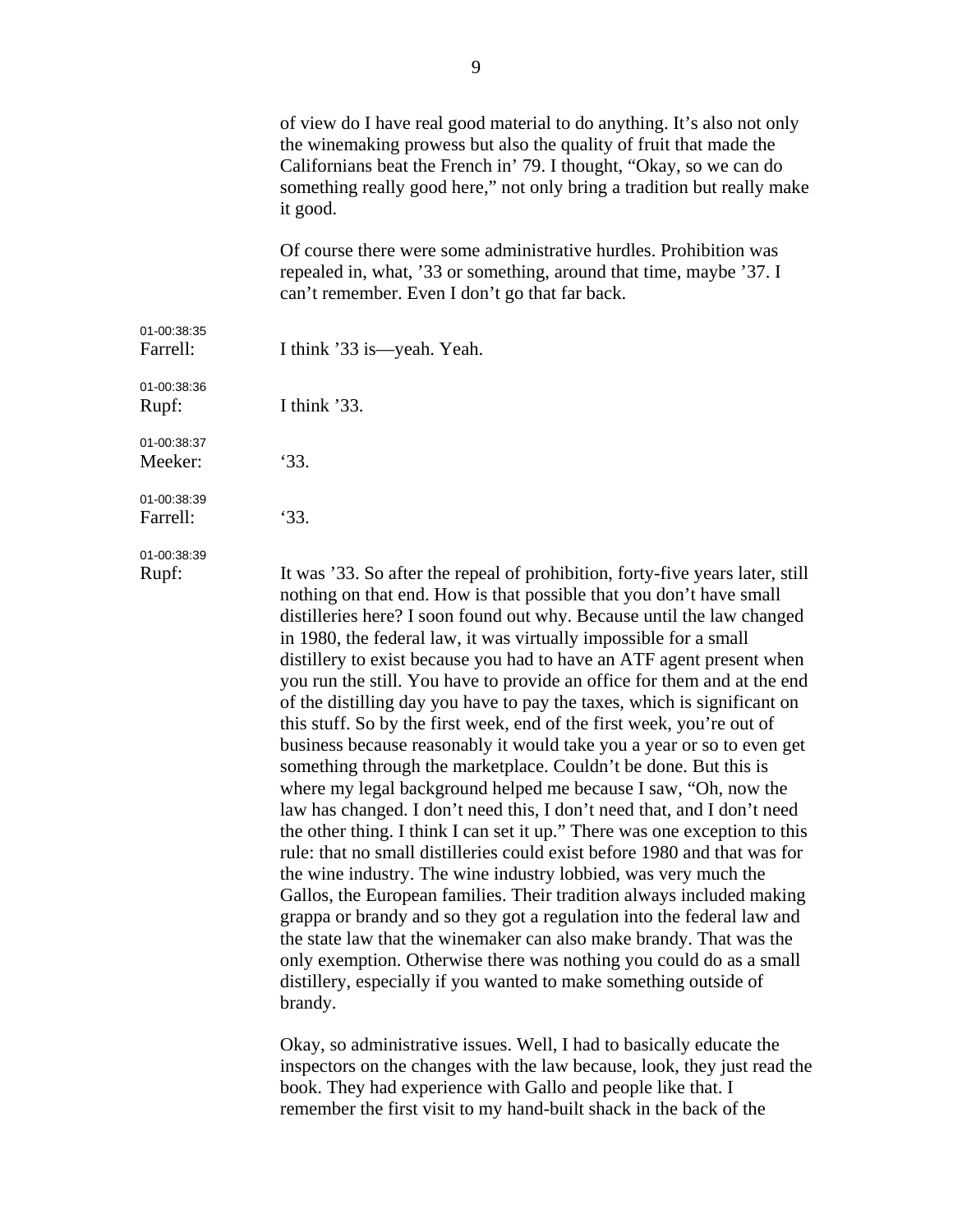of view do I have real good material to do anything. It's also not only the winemaking prowess but also the quality of fruit that made the Californians beat the French in' 79. I thought, "Okay, so we can do something really good here," not only bring a tradition but really make it good.

Of course there were some administrative hurdles. Prohibition was repealed in, what, '33 or something, around that time, maybe '37. I can't remember. Even I don't go that far back.

01-00:38:35
Farrell: I think '33 is—yeah. Yeah.

01-00:38:36
Rupf: I think '33.

01-00:38:37
Meeker: '33.

01-00:38:39
Farrell: '33.

01-00:38:39
Rupf: It was '33. So after the repeal of prohibition, forty-five years later, still nothing on that end. How is that possible that you don't have small distilleries here? I soon found out why. Because until the law changed in 1980, the federal law, it was virtually impossible for a small distillery to exist because you had to have an ATF agent present when you run the still. You have to provide an office for them and at the end of the distilling day you have to pay the taxes, which is significant on this stuff. So by the first week, end of the first week, you're out of business because reasonably it would take you a year or so to even get something through the marketplace. Couldn't be done. But this is where my legal background helped me because I saw, "Oh, now the law has changed. I don't need this, I don't need that, and I don't need the other thing. I think I can set it up." There was one exception to this rule: that no small distilleries could exist before 1980 and that was for the wine industry. The wine industry lobbied, was very much the Gallos, the European families. Their tradition always included making grappa or brandy and so they got a regulation into the federal law and the state law that the winemaker can also make brandy. That was the only exemption. Otherwise there was nothing you could do as a small distillery, especially if you wanted to make something outside of brandy.

Okay, so administrative issues. Well, I had to basically educate the inspectors on the changes with the law because, look, they just read the book. They had experience with Gallo and people like that. I remember the first visit to my hand-built shack in the back of the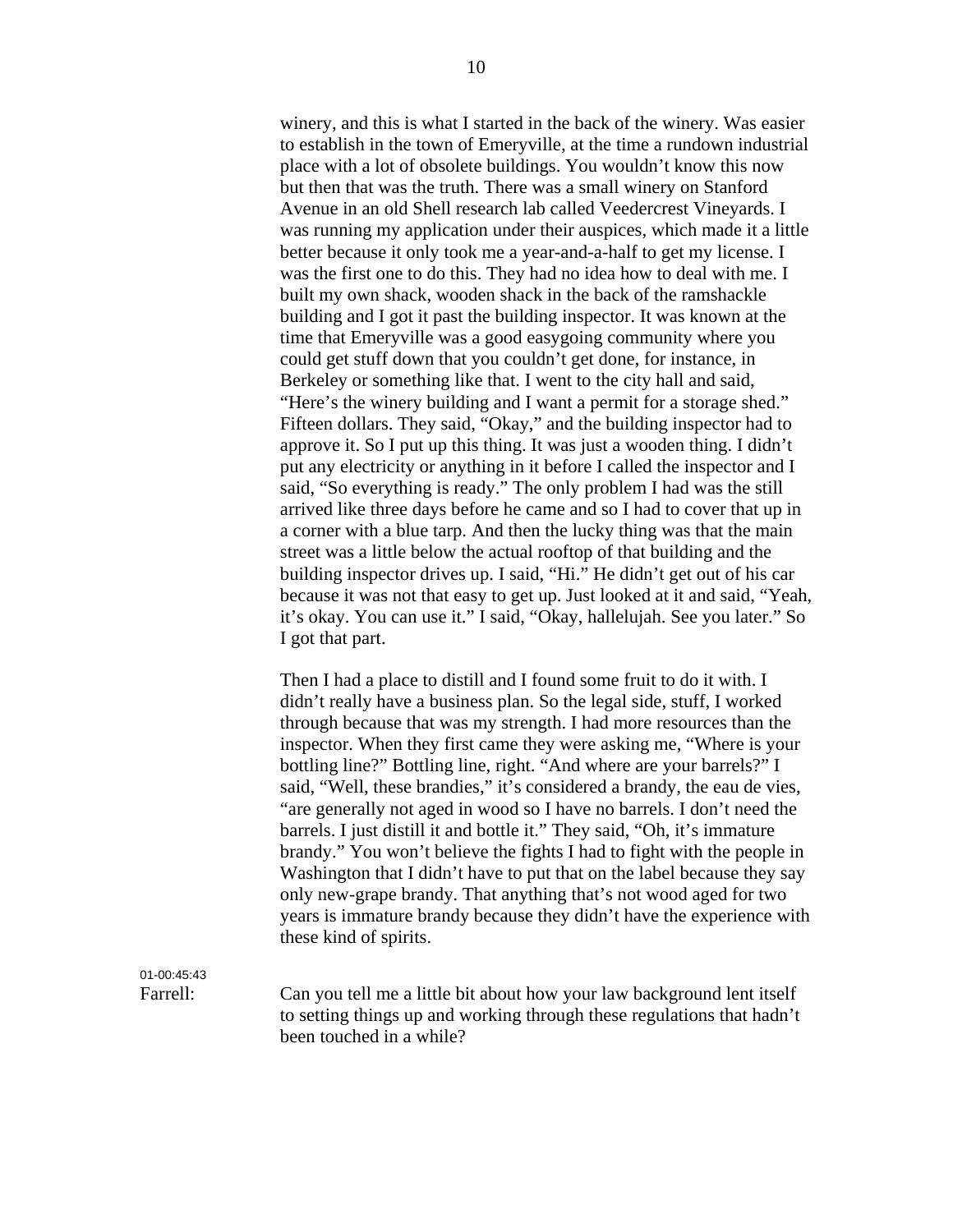winery, and this is what I started in the back of the winery. Was easier to establish in the town of Emeryville, at the time a rundown industrial place with a lot of obsolete buildings. You wouldn't know this now but then that was the truth. There was a small winery on Stanford Avenue in an old Shell research lab called Veedercrest Vineyards. I was running my application under their auspices, which made it a little better because it only took me a year-and-a-half to get my license. I was the first one to do this. They had no idea how to deal with me. I built my own shack, wooden shack in the back of the ramshackle building and I got it past the building inspector. It was known at the time that Emeryville was a good easygoing community where you could get stuff down that you couldn't get done, for instance, in Berkeley or something like that. I went to the city hall and said, "Here's the winery building and I want a permit for a storage shed." Fifteen dollars. They said, "Okay," and the building inspector had to approve it. So I put up this thing. It was just a wooden thing. I didn't put any electricity or anything in it before I called the inspector and I said, "So everything is ready." The only problem I had was the still arrived like three days before he came and so I had to cover that up in a corner with a blue tarp. And then the lucky thing was that the main street was a little below the actual rooftop of that building and the building inspector drives up. I said, "Hi." He didn't get out of his car because it was not that easy to get up. Just looked at it and said, "Yeah, it's okay. You can use it." I said, "Okay, hallelujah. See you later." So I got that part.

Then I had a place to distill and I found some fruit to do it with. I didn't really have a business plan. So the legal side, stuff, I worked through because that was my strength. I had more resources than the inspector. When they first came they were asking me, "Where is your bottling line?" Bottling line, right. "And where are your barrels?" I said, "Well, these brandies," it's considered a brandy, the eau de vies, "are generally not aged in wood so I have no barrels. I don't need the barrels. I just distill it and bottle it." They said, "Oh, it's immature brandy." You won't believe the fights I had to fight with the people in Washington that I didn't have to put that on the label because they say only new-grape brandy. That anything that's not wood aged for two years is immature brandy because they didn't have the experience with these kind of spirits.

01-00:45:43

Farrell: Can you tell me a little bit about how your law background lent itself to setting things up and working through these regulations that hadn't been touched in a while?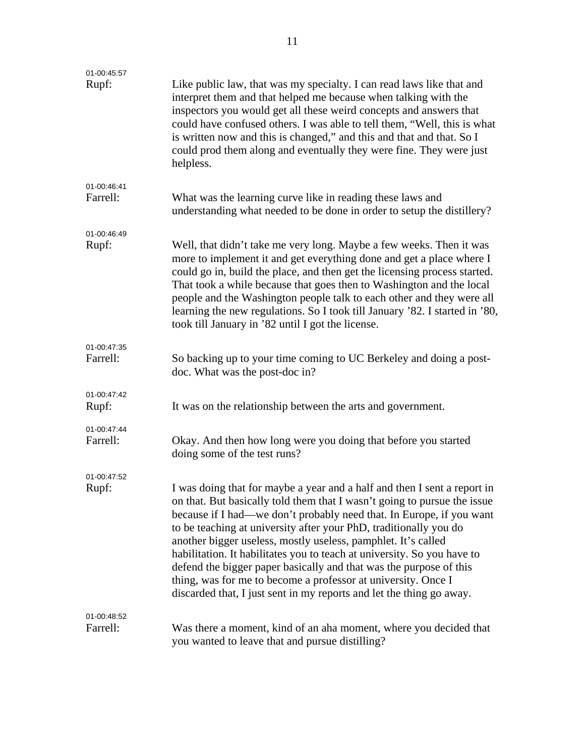01-00:45:57
Rupf: Like public law, that was my specialty. I can read laws like that and interpret them and that helped me because when talking with the inspectors you would get all these weird concepts and answers that could have confused others. I was able to tell them, "Well, this is what is written now and this is changed," and this and that and that. So I could prod them along and eventually they were fine. They were just helpless.

01-00:46:41
Farrell: What was the learning curve like in reading these laws and understanding what needed to be done in order to setup the distillery?

01-00:46:49
Rupf: Well, that didn't take me very long. Maybe a few weeks. Then it was more to implement it and get everything done and get a place where I could go in, build the place, and then get the licensing process started. That took a while because that goes then to Washington and the local people and the Washington people talk to each other and they were all learning the new regulations. So I took till January '82. I started in '80, took till January in '82 until I got the license.

01-00:47:35
Farrell: So backing up to your time coming to UC Berkeley and doing a post-doc. What was the post-doc in?

01-00:47:42
Rupf: It was on the relationship between the arts and government.

01-00:47:44
Farrell: Okay. And then how long were you doing that before you started doing some of the test runs?

01-00:47:52
Rupf: I was doing that for maybe a year and a half and then I sent a report in on that. But basically told them that I wasn't going to pursue the issue because if I had—we don't probably need that. In Europe, if you want to be teaching at university after your PhD, traditionally you do another bigger useless, mostly useless, pamphlet. It's called habilitation. It habilitates you to teach at university. So you have to defend the bigger paper basically and that was the purpose of this thing, was for me to become a professor at university. Once I discarded that, I just sent in my reports and let the thing go away.

01-00:48:52
Farrell: Was there a moment, kind of an aha moment, where you decided that you wanted to leave that and pursue distilling?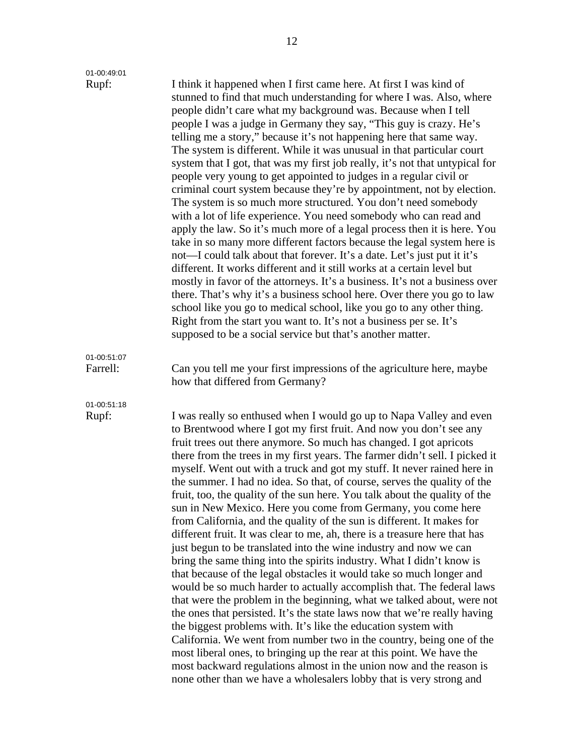01-00:49:01
**Rupf:** I think it happened when I first came here. At first I was kind of stunned to find that much understanding for where I was. Also, where people didn't care what my background was. Because when I tell people I was a judge in Germany they say, "This guy is crazy. He's telling me a story," because it's not happening here that same way. The system is different. While it was unusual in that particular court system that I got, that was my first job really, it's not that untypical for people very young to get appointed to judges in a regular civil or criminal court system because they're by appointment, not by election. The system is so much more structured. You don't need somebody with a lot of life experience. You need somebody who can read and apply the law. So it's much more of a legal process then it is here. You take in so many more different factors because the legal system here is not—I could talk about that forever. It's a date. Let's just put it it's different. It works different and it still works at a certain level but mostly in favor of the attorneys. It's a business. It's not a business over there. That's why it's a business school here. Over there you go to law school like you go to medical school, like you go to any other thing. Right from the start you want to. It's not a business per se. It's supposed to be a social service but that's another matter.

01-00:51:07
**Farrell:** Can you tell me your first impressions of the agriculture here, maybe how that differed from Germany?

01-00:51:18
**Rupf:** I was really so enthused when I would go up to Napa Valley and even to Brentwood where I got my first fruit. And now you don't see any fruit trees out there anymore. So much has changed. I got apricots there from the trees in my first years. The farmer didn't sell. I picked it myself. Went out with a truck and got my stuff. It never rained here in the summer. I had no idea. So that, of course, serves the quality of the fruit, too, the quality of the sun here. You talk about the quality of the sun in New Mexico. Here you come from Germany, you come here from California, and the quality of the sun is different. It makes for different fruit. It was clear to me, ah, there is a treasure here that has just begun to be translated into the wine industry and now we can bring the same thing into the spirits industry. What I didn't know is that because of the legal obstacles it would take so much longer and would be so much harder to actually accomplish that. The federal laws that were the problem in the beginning, what we talked about, were not the ones that persisted. It's the state laws now that we're really having the biggest problems with. It's like the education system with California. We went from number two in the country, being one of the most liberal ones, to bringing up the rear at this point. We have the most backward regulations almost in the union now and the reason is none other than we have a wholesalers lobby that is very strong and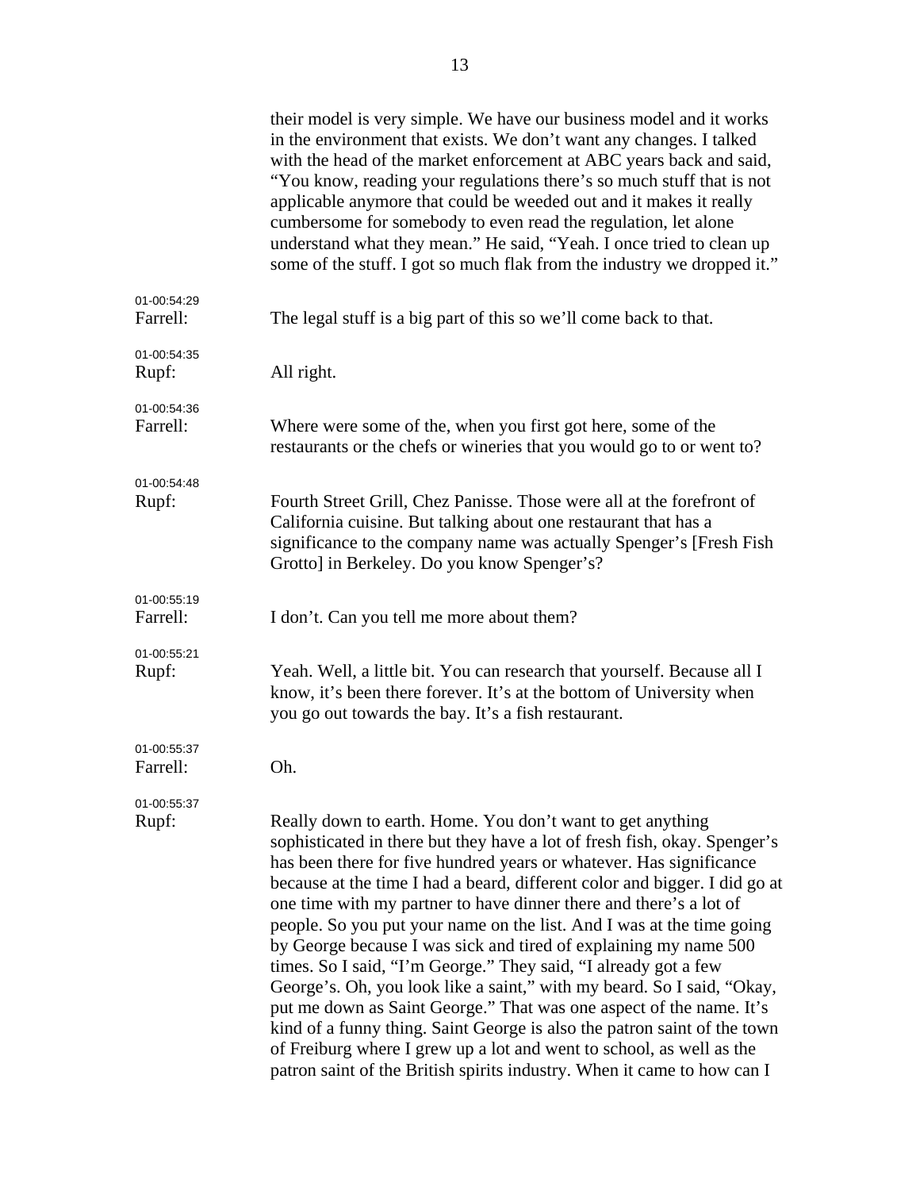their model is very simple. We have our business model and it works in the environment that exists. We don't want any changes. I talked with the head of the market enforcement at ABC years back and said, "You know, reading your regulations there's so much stuff that is not applicable anymore that could be weeded out and it makes it really cumbersome for somebody to even read the regulation, let alone understand what they mean." He said, "Yeah. I once tried to clean up some of the stuff. I got so much flak from the industry we dropped it."

01-00:54:29
Farrell: The legal stuff is a big part of this so we'll come back to that.

01-00:54:35
Rupf: All right.

01-00:54:36
Farrell: Where were some of the, when you first got here, some of the restaurants or the chefs or wineries that you would go to or went to?

01-00:54:48
Rupf: Fourth Street Grill, Chez Panisse. Those were all at the forefront of California cuisine. But talking about one restaurant that has a significance to the company name was actually Spenger's [Fresh Fish Grotto] in Berkeley. Do you know Spenger's?

01-00:55:19
Farrell: I don't. Can you tell me more about them?

01-00:55:21
Rupf: Yeah. Well, a little bit. You can research that yourself. Because all I know, it's been there forever. It's at the bottom of University when you go out towards the bay. It's a fish restaurant.

01-00:55:37
Farrell: Oh.

01-00:55:37
Rupf: Really down to earth. Home. You don't want to get anything sophisticated in there but they have a lot of fresh fish, okay. Spenger's has been there for five hundred years or whatever. Has significance because at the time I had a beard, different color and bigger. I did go at one time with my partner to have dinner there and there's a lot of people. So you put your name on the list. And I was at the time going by George because I was sick and tired of explaining my name 500 times. So I said, "I'm George." They said, "I already got a few George's. Oh, you look like a saint," with my beard. So I said, "Okay, put me down as Saint George." That was one aspect of the name. It's kind of a funny thing. Saint George is also the patron saint of the town of Freiburg where I grew up a lot and went to school, as well as the patron saint of the British spirits industry. When it came to how can I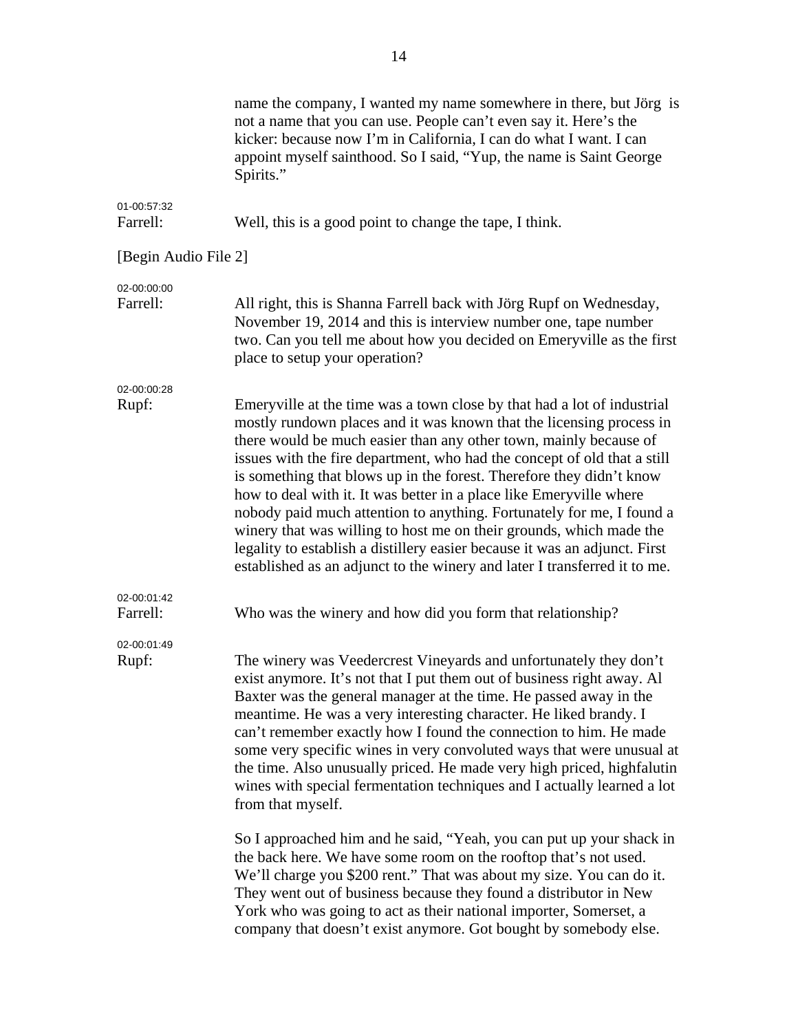name the company, I wanted my name somewhere in there, but Jörg is not a name that you can use. People can't even say it. Here's the kicker: because now I'm in California, I can do what I want. I can appoint myself sainthood. So I said, "Yup, the name is Saint George Spirits."

01-00:57:32
Farrell: Well, this is a good point to change the tape, I think.

[Begin Audio File 2]

02-00:00:00
Farrell: All right, this is Shanna Farrell back with Jörg Rupf on Wednesday, November 19, 2014 and this is interview number one, tape number two. Can you tell me about how you decided on Emeryville as the first place to setup your operation?

02-00:00:28
Rupf: Emeryville at the time was a town close by that had a lot of industrial mostly rundown places and it was known that the licensing process in there would be much easier than any other town, mainly because of issues with the fire department, who had the concept of old that a still is something that blows up in the forest. Therefore they didn't know how to deal with it. It was better in a place like Emeryville where nobody paid much attention to anything. Fortunately for me, I found a winery that was willing to host me on their grounds, which made the legality to establish a distillery easier because it was an adjunct. First established as an adjunct to the winery and later I transferred it to me.

02-00:01:42
Farrell: Who was the winery and how did you form that relationship?

02-00:01:49
Rupf: The winery was Veedercrest Vineyards and unfortunately they don't exist anymore. It's not that I put them out of business right away. Al Baxter was the general manager at the time. He passed away in the meantime. He was a very interesting character. He liked brandy. I can't remember exactly how I found the connection to him. He made some very specific wines in very convoluted ways that were unusual at the time. Also unusually priced. He made very high priced, highfalutin wines with special fermentation techniques and I actually learned a lot from that myself.

So I approached him and he said, "Yeah, you can put up your shack in the back here. We have some room on the rooftop that's not used. We'll charge you $200 rent." That was about my size. You can do it. They went out of business because they found a distributor in New York who was going to act as their national importer, Somerset, a company that doesn't exist anymore. Got bought by somebody else.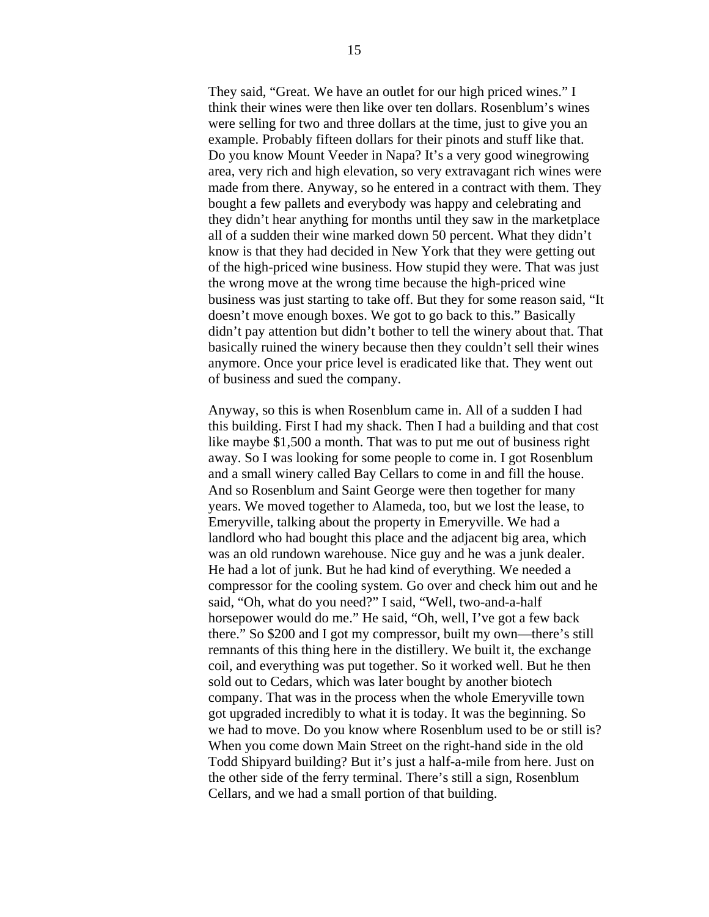They said, "Great. We have an outlet for our high priced wines." I think their wines were then like over ten dollars. Rosenblum's wines were selling for two and three dollars at the time, just to give you an example. Probably fifteen dollars for their pinots and stuff like that. Do you know Mount Veeder in Napa? It's a very good winegrowing area, very rich and high elevation, so very extravagant rich wines were made from there. Anyway, so he entered in a contract with them. They bought a few pallets and everybody was happy and celebrating and they didn't hear anything for months until they saw in the marketplace all of a sudden their wine marked down 50 percent. What they didn't know is that they had decided in New York that they were getting out of the high-priced wine business. How stupid they were. That was just the wrong move at the wrong time because the high-priced wine business was just starting to take off. But they for some reason said, "It doesn't move enough boxes. We got to go back to this." Basically didn't pay attention but didn't bother to tell the winery about that. That basically ruined the winery because then they couldn't sell their wines anymore. Once your price level is eradicated like that. They went out of business and sued the company.

Anyway, so this is when Rosenblum came in. All of a sudden I had this building. First I had my shack. Then I had a building and that cost like maybe $1,500 a month. That was to put me out of business right away. So I was looking for some people to come in. I got Rosenblum and a small winery called Bay Cellars to come in and fill the house. And so Rosenblum and Saint George were then together for many years. We moved together to Alameda, too, but we lost the lease, to Emeryville, talking about the property in Emeryville. We had a landlord who had bought this place and the adjacent big area, which was an old rundown warehouse. Nice guy and he was a junk dealer. He had a lot of junk. But he had kind of everything. We needed a compressor for the cooling system. Go over and check him out and he said, "Oh, what do you need?" I said, "Well, two-and-a-half horsepower would do me." He said, "Oh, well, I've got a few back there." So $200 and I got my compressor, built my own—there's still remnants of this thing here in the distillery. We built it, the exchange coil, and everything was put together. So it worked well. But he then sold out to Cedars, which was later bought by another biotech company. That was in the process when the whole Emeryville town got upgraded incredibly to what it is today. It was the beginning. So we had to move. Do you know where Rosenblum used to be or still is? When you come down Main Street on the right-hand side in the old Todd Shipyard building? But it's just a half-a-mile from here. Just on the other side of the ferry terminal. There's still a sign, Rosenblum Cellars, and we had a small portion of that building.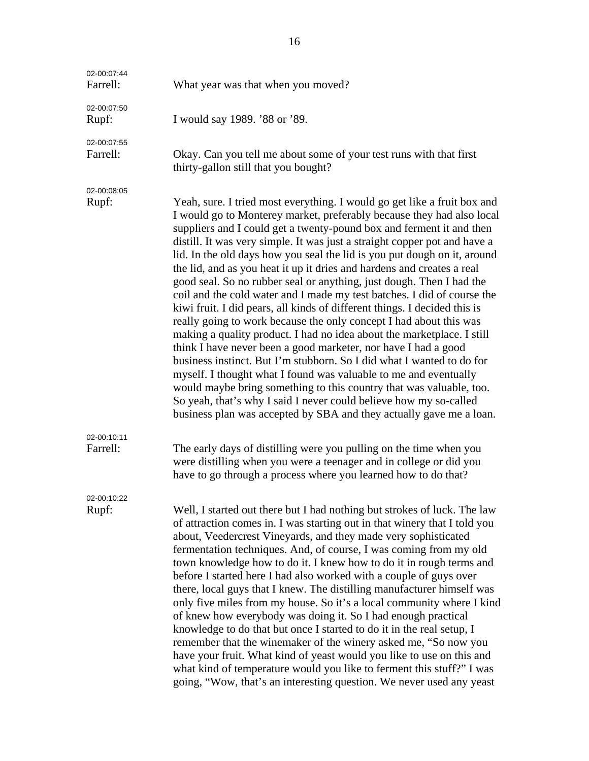02-00:07:44
Farrell: What year was that when you moved?

02-00:07:50
Rupf: I would say 1989. ’88 or ’89.

02-00:07:55
Farrell: Okay. Can you tell me about some of your test runs with that first thirty-gallon still that you bought?

02-00:08:05
Rupf: Yeah, sure. I tried most everything. I would go get like a fruit box and I would go to Monterey market, preferably because they had also local suppliers and I could get a twenty-pound box and ferment it and then distill. It was very simple. It was just a straight copper pot and have a lid. In the old days how you seal the lid is you put dough on it, around the lid, and as you heat it up it dries and hardens and creates a real good seal. So no rubber seal or anything, just dough. Then I had the coil and the cold water and I made my test batches. I did of course the kiwi fruit. I did pears, all kinds of different things. I decided this is really going to work because the only concept I had about this was making a quality product. I had no idea about the marketplace. I still think I have never been a good marketer, nor have I had a good business instinct. But I’m stubborn. So I did what I wanted to do for myself. I thought what I found was valuable to me and eventually would maybe bring something to this country that was valuable, too. So yeah, that’s why I said I never could believe how my so-called business plan was accepted by SBA and they actually gave me a loan.

02-00:10:11
Farrell: The early days of distilling were you pulling on the time when you were distilling when you were a teenager and in college or did you have to go through a process where you learned how to do that?

02-00:10:22
Rupf: Well, I started out there but I had nothing but strokes of luck. The law of attraction comes in. I was starting out in that winery that I told you about, Veedercrest Vineyards, and they made very sophisticated fermentation techniques. And, of course, I was coming from my old town knowledge how to do it. I knew how to do it in rough terms and before I started here I had also worked with a couple of guys over there, local guys that I knew. The distilling manufacturer himself was only five miles from my house. So it’s a local community where I kind of knew how everybody was doing it. So I had enough practical knowledge to do that but once I started to do it in the real setup, I remember that the winemaker of the winery asked me, “So now you have your fruit. What kind of yeast would you like to use on this and what kind of temperature would you like to ferment this stuff?” I was going, “Wow, that’s an interesting question. We never used any yeast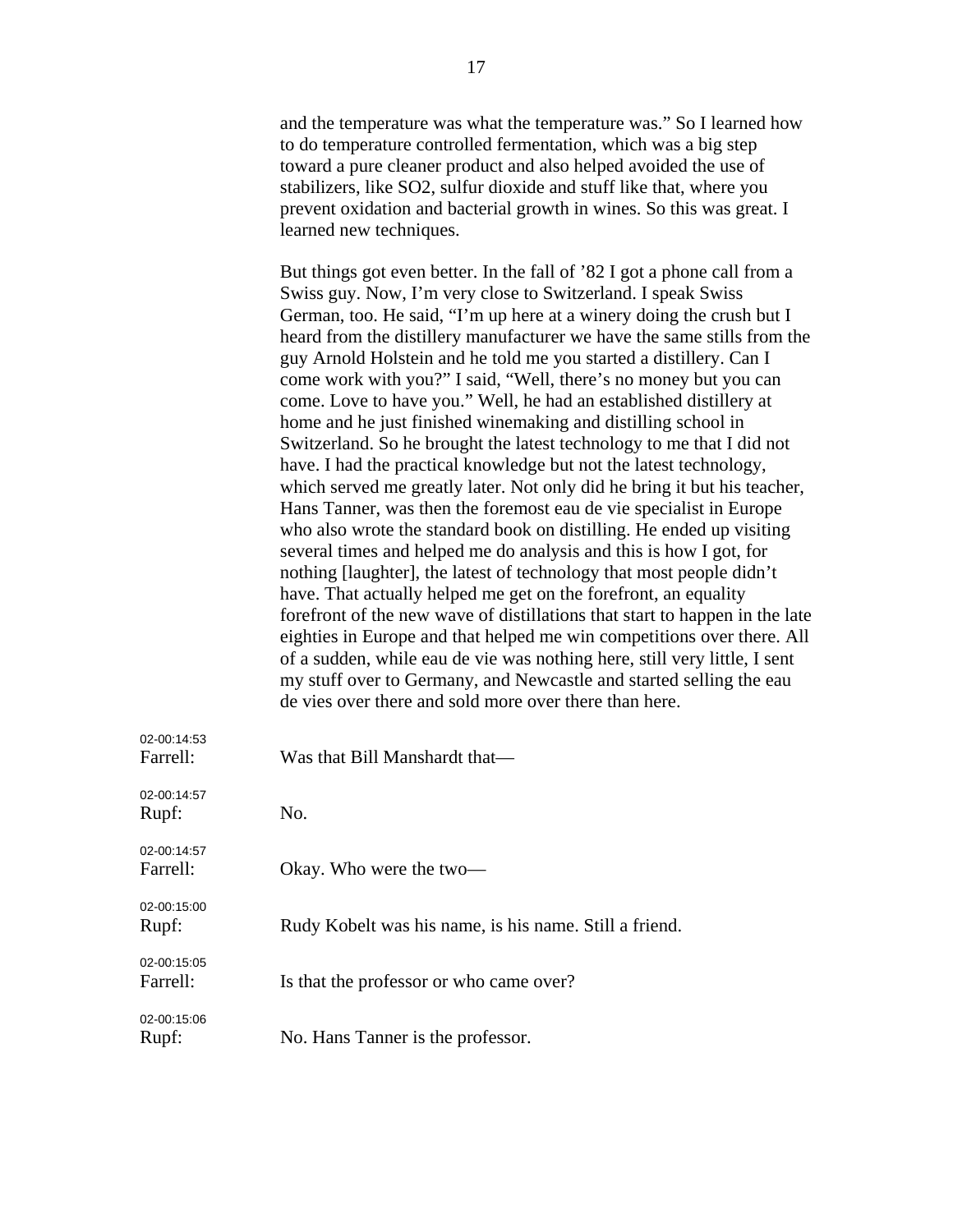and the temperature was what the temperature was." So I learned how to do temperature controlled fermentation, which was a big step toward a pure cleaner product and also helped avoided the use of stabilizers, like $SO_2$, sulfur dioxide and stuff like that, where you prevent oxidation and bacterial growth in wines. So this was great. I learned new techniques.

But things got even better. In the fall of '82 I got a phone call from a Swiss guy. Now, I'm very close to Switzerland. I speak Swiss German, too. He said, "I'm up here at a winery doing the crush but I heard from the distillery manufacturer we have the same stills from the guy Arnold Holstein and he told me you started a distillery. Can I come work with you?" I said, "Well, there's no money but you can come. Love to have you." Well, he had an established distillery at home and he just finished winemaking and distilling school in Switzerland. So he brought the latest technology to me that I did not have. I had the practical knowledge but not the latest technology, which served me greatly later. Not only did he bring it but his teacher, Hans Tanner, was then the foremost eau de vie specialist in Europe who also wrote the standard book on distilling. He ended up visiting several times and helped me do analysis and this is how I got, for nothing [laughter], the latest of technology that most people didn't have. That actually helped me get on the forefront, an equality forefront of the new wave of distillations that start to happen in the late eighties in Europe and that helped me win competitions over there. All of a sudden, while eau de vie was nothing here, still very little, I sent my stuff over to Germany, and Newcastle and started selling the eau de vies over there and sold more over there than here.

02-00:14:53
Farrell: Was that Bill Manshardt that—

02-00:14:57
Rupf: No.

02-00:14:57
Farrell: Okay. Who were the two—

02-00:15:00
Rupf: Rudy Kobelt was his name, is his name. Still a friend.

02-00:15:05
Farrell: Is that the professor or who came over?

02-00:15:06
Rupf: No. Hans Tanner is the professor.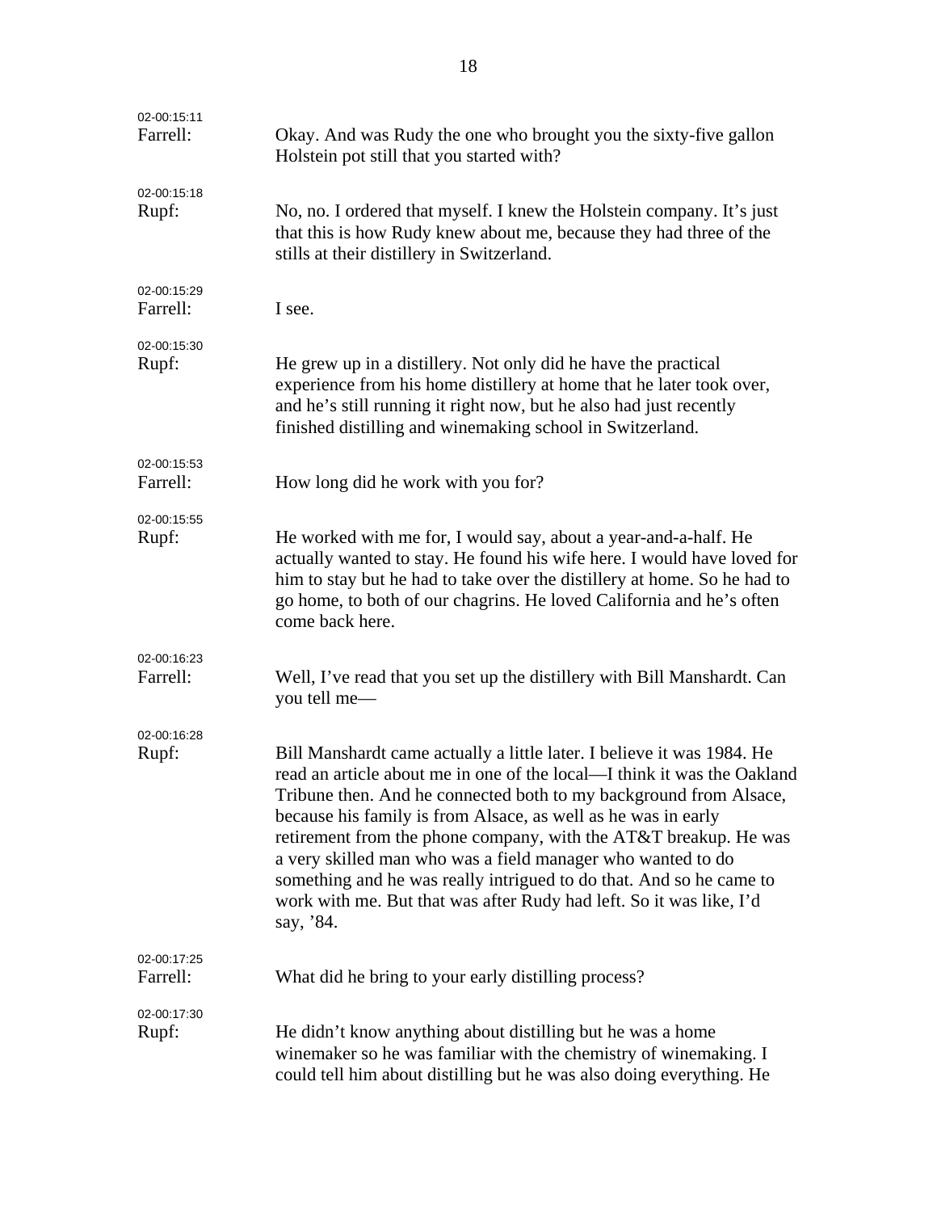02-00:15:11
Farrell: Okay. And was Rudy the one who brought you the sixty-five gallon Holstein pot still that you started with?

02-00:15:18
Rupf: No, no. I ordered that myself. I knew the Holstein company. It's just that this is how Rudy knew about me, because they had three of the stills at their distillery in Switzerland.

02-00:15:29
Farrell: I see.

02-00:15:30
Rupf: He grew up in a distillery. Not only did he have the practical experience from his home distillery at home that he later took over, and he's still running it right now, but he also had just recently finished distilling and winemaking school in Switzerland.

02-00:15:53
Farrell: How long did he work with you for?

02-00:15:55
Rupf: He worked with me for, I would say, about a year-and-a-half. He actually wanted to stay. He found his wife here. I would have loved for him to stay but he had to take over the distillery at home. So he had to go home, to both of our chagrins. He loved California and he's often come back here.

02-00:16:23
Farrell: Well, I've read that you set up the distillery with Bill Manshardt. Can you tell me—

02-00:16:28
Rupf: Bill Manshardt came actually a little later. I believe it was 1984. He read an article about me in one of the local—I think it was the Oakland Tribune then. And he connected both to my background from Alsace, because his family is from Alsace, as well as he was in early retirement from the phone company, with the AT&T breakup. He was a very skilled man who was a field manager who wanted to do something and he was really intrigued to do that. And so he came to work with me. But that was after Rudy had left. So it was like, I'd say, '84.

02-00:17:25
Farrell: What did he bring to your early distilling process?

02-00:17:30
Rupf: He didn't know anything about distilling but he was a home winemaker so he was familiar with the chemistry of winemaking. I could tell him about distilling but he was also doing everything. He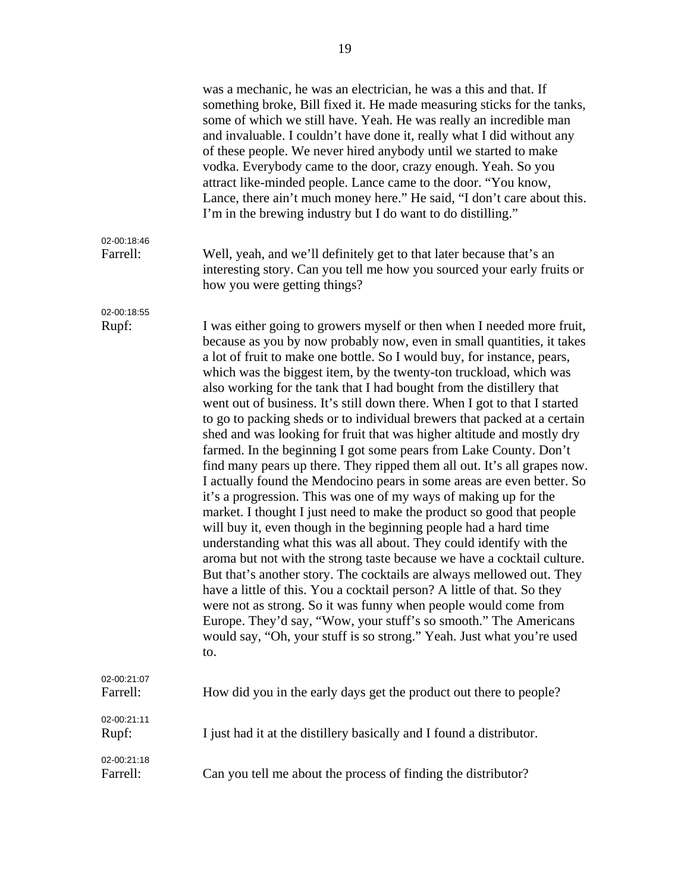was a mechanic, he was an electrician, he was a this and that. If something broke, Bill fixed it. He made measuring sticks for the tanks, some of which we still have. Yeah. He was really an incredible man and invaluable. I couldn't have done it, really what I did without any of these people. We never hired anybody until we started to make vodka. Everybody came to the door, crazy enough. Yeah. So you attract like-minded people. Lance came to the door. "You know, Lance, there ain't much money here." He said, "I don't care about this. I'm in the brewing industry but I do want to do distilling."

02-00:18:46
Farrell: Well, yeah, and we'll definitely get to that later because that's an interesting story. Can you tell me how you sourced your early fruits or how you were getting things?

02-00:18:55
Rupf: I was either going to growers myself or then when I needed more fruit, because as you by now probably now, even in small quantities, it takes a lot of fruit to make one bottle. So I would buy, for instance, pears, which was the biggest item, by the twenty-ton truckload, which was also working for the tank that I had bought from the distillery that went out of business. It's still down there. When I got to that I started to go to packing sheds or to individual brewers that packed at a certain shed and was looking for fruit that was higher altitude and mostly dry farmed. In the beginning I got some pears from Lake County. Don't find many pears up there. They ripped them all out. It's all grapes now. I actually found the Mendocino pears in some areas are even better. So it's a progression. This was one of my ways of making up for the market. I thought I just need to make the product so good that people will buy it, even though in the beginning people had a hard time understanding what this was all about. They could identify with the aroma but not with the strong taste because we have a cocktail culture. But that's another story. The cocktails are always mellowed out. They have a little of this. You a cocktail person? A little of that. So they were not as strong. So it was funny when people would come from Europe. They'd say, "Wow, your stuff's so smooth." The Americans would say, "Oh, your stuff is so strong." Yeah. Just what you're used to.

02-00:21:07
Farrell: How did you in the early days get the product out there to people?

02-00:21:11
Rupf: I just had it at the distillery basically and I found a distributor.

02-00:21:18
Farrell: Can you tell me about the process of finding the distributor?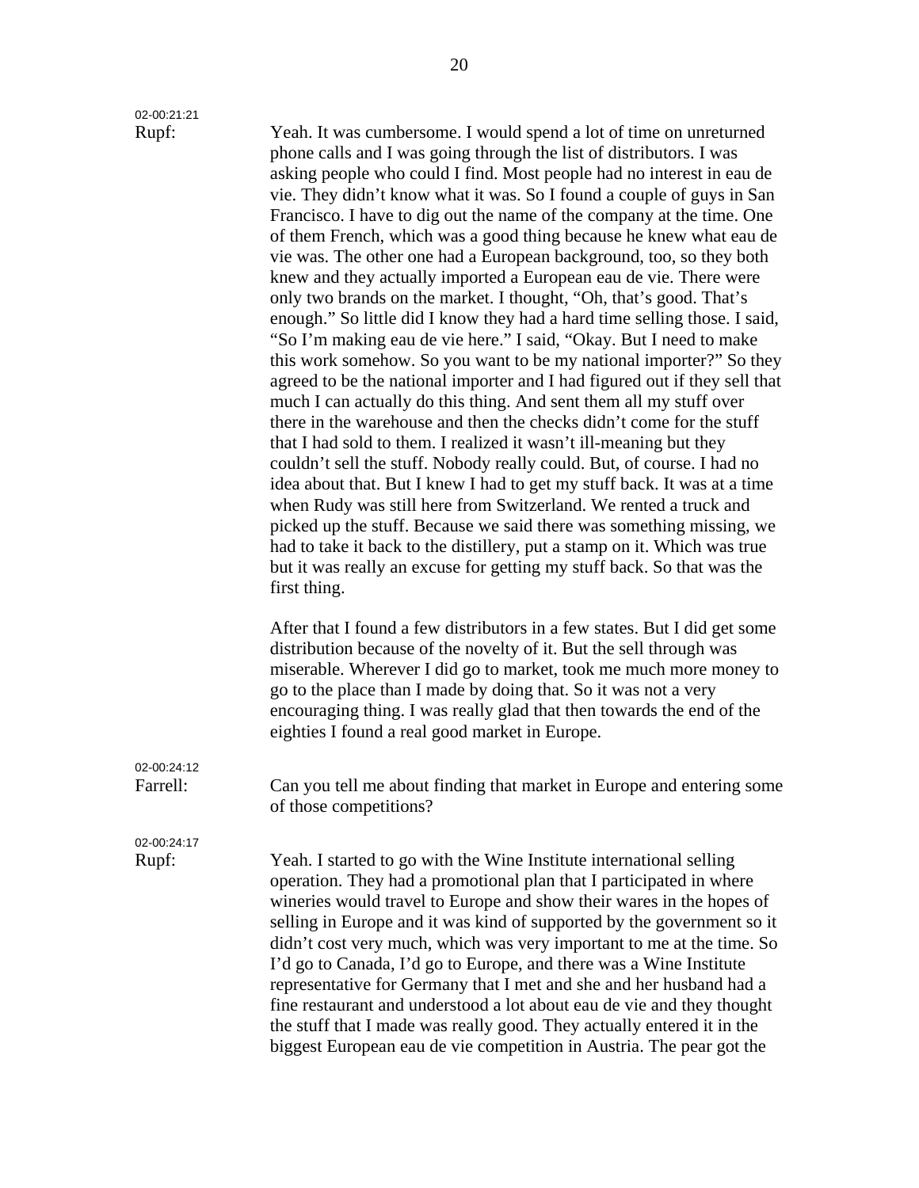02-00:21:21

Rupf: Yeah. It was cumbersome. I would spend a lot of time on unreturned phone calls and I was going through the list of distributors. I was asking people who could I find. Most people had no interest in eau de vie. They didn't know what it was. So I found a couple of guys in San Francisco. I have to dig out the name of the company at the time. One of them French, which was a good thing because he knew what eau de vie was. The other one had a European background, too, so they both knew and they actually imported a European eau de vie. There were only two brands on the market. I thought, "Oh, that's good. That's enough." So little did I know they had a hard time selling those. I said, "So I'm making eau de vie here." I said, "Okay. But I need to make this work somehow. So you want to be my national importer?" So they agreed to be the national importer and I had figured out if they sell that much I can actually do this thing. And sent them all my stuff over there in the warehouse and then the checks didn't come for the stuff that I had sold to them. I realized it wasn't ill-meaning but they couldn't sell the stuff. Nobody really could. But, of course. I had no idea about that. But I knew I had to get my stuff back. It was at a time when Rudy was still here from Switzerland. We rented a truck and picked up the stuff. Because we said there was something missing, we had to take it back to the distillery, put a stamp on it. Which was true but it was really an excuse for getting my stuff back. So that was the first thing.

After that I found a few distributors in a few states. But I did get some distribution because of the novelty of it. But the sell through was miserable. Wherever I did go to market, took me much more money to go to the place than I made by doing that. So it was not a very encouraging thing. I was really glad that then towards the end of the eighties I found a real good market in Europe.

02-00:24:12

Farrell: Can you tell me about finding that market in Europe and entering some of those competitions?

02-00:24:17

Rupf: Yeah. I started to go with the Wine Institute international selling operation. They had a promotional plan that I participated in where wineries would travel to Europe and show their wares in the hopes of selling in Europe and it was kind of supported by the government so it didn't cost very much, which was very important to me at the time. So I'd go to Canada, I'd go to Europe, and there was a Wine Institute representative for Germany that I met and she and her husband had a fine restaurant and understood a lot about eau de vie and they thought the stuff that I made was really good. They actually entered it in the biggest European eau de vie competition in Austria. The pear got the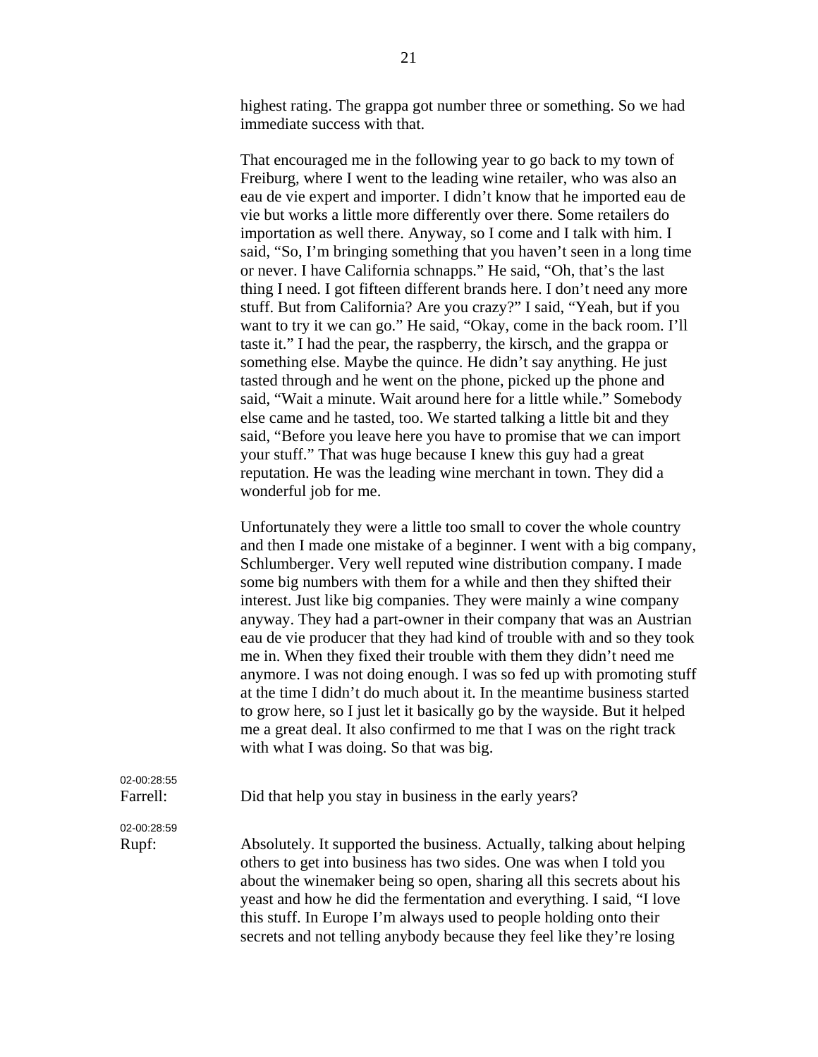highest rating. The grappa got number three or something. So we had immediate success with that.

That encouraged me in the following year to go back to my town of Freiburg, where I went to the leading wine retailer, who was also an eau de vie expert and importer. I didn't know that he imported eau de vie but works a little more differently over there. Some retailers do importation as well there. Anyway, so I come and I talk with him. I said, "So, I'm bringing something that you haven't seen in a long time or never. I have California schnapps." He said, "Oh, that's the last thing I need. I got fifteen different brands here. I don't need any more stuff. But from California? Are you crazy?" I said, "Yeah, but if you want to try it we can go." He said, "Okay, come in the back room. I'll taste it." I had the pear, the raspberry, the kirsch, and the grappa or something else. Maybe the quince. He didn't say anything. He just tasted through and he went on the phone, picked up the phone and said, "Wait a minute. Wait around here for a little while." Somebody else came and he tasted, too. We started talking a little bit and they said, "Before you leave here you have to promise that we can import your stuff." That was huge because I knew this guy had a great reputation. He was the leading wine merchant in town. They did a wonderful job for me.

Unfortunately they were a little too small to cover the whole country and then I made one mistake of a beginner. I went with a big company, Schlumberger. Very well reputed wine distribution company. I made some big numbers with them for a while and then they shifted their interest. Just like big companies. They were mainly a wine company anyway. They had a part-owner in their company that was an Austrian eau de vie producer that they had kind of trouble with and so they took me in. When they fixed their trouble with them they didn't need me anymore. I was not doing enough. I was so fed up with promoting stuff at the time I didn't do much about it. In the meantime business started to grow here, so I just let it basically go by the wayside. But it helped me a great deal. It also confirmed to me that I was on the right track with what I was doing. So that was big.

02-00:28:55
Farrell: Did that help you stay in business in the early years?

02-00:28:59
Rupf: Absolutely. It supported the business. Actually, talking about helping others to get into business has two sides. One was when I told you about the winemaker being so open, sharing all this secrets about his yeast and how he did the fermentation and everything. I said, "I love this stuff. In Europe I'm always used to people holding onto their secrets and not telling anybody because they feel like they're losing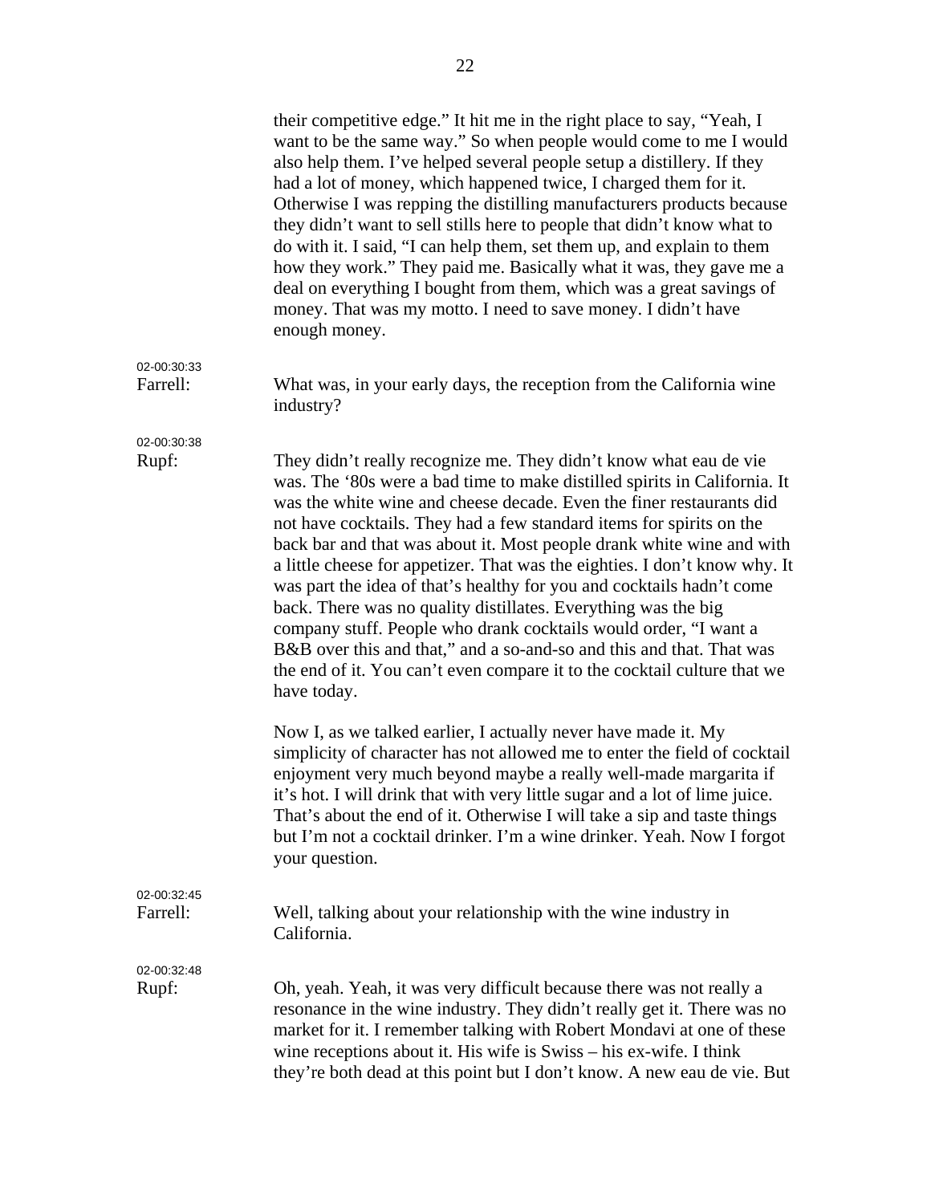their competitive edge." It hit me in the right place to say, "Yeah, I want to be the same way." So when people would come to me I would also help them. I've helped several people setup a distillery. If they had a lot of money, which happened twice, I charged them for it. Otherwise I was repping the distilling manufacturers products because they didn't want to sell stills here to people that didn't know what to do with it. I said, "I can help them, set them up, and explain to them how they work." They paid me. Basically what it was, they gave me a deal on everything I bought from them, which was a great savings of money. That was my motto. I need to save money. I didn't have enough money.

02-00:30:33
Farrell: What was, in your early days, the reception from the California wine industry?

02-00:30:38
Rupf: They didn't really recognize me. They didn't know what eau de vie was. The '80s were a bad time to make distilled spirits in California. It was the white wine and cheese decade. Even the finer restaurants did not have cocktails. They had a few standard items for spirits on the back bar and that was about it. Most people drank white wine and with a little cheese for appetizer. That was the eighties. I don't know why. It was part the idea of that's healthy for you and cocktails hadn't come back. There was no quality distillates. Everything was the big company stuff. People who drank cocktails would order, "I want a B&B over this and that," and a so-and-so and this and that. That was the end of it. You can't even compare it to the cocktail culture that we have today.

Now I, as we talked earlier, I actually never have made it. My simplicity of character has not allowed me to enter the field of cocktail enjoyment very much beyond maybe a really well-made margarita if it's hot. I will drink that with very little sugar and a lot of lime juice. That's about the end of it. Otherwise I will take a sip and taste things but I'm not a cocktail drinker. I'm a wine drinker. Yeah. Now I forgot your question.

02-00:32:45
Farrell: Well, talking about your relationship with the wine industry in California.

02-00:32:48
Rupf: Oh, yeah. Yeah, it was very difficult because there was not really a resonance in the wine industry. They didn't really get it. There was no market for it. I remember talking with Robert Mondavi at one of these wine receptions about it. His wife is Swiss – his ex-wife. I think they're both dead at this point but I don't know. A new eau de vie. But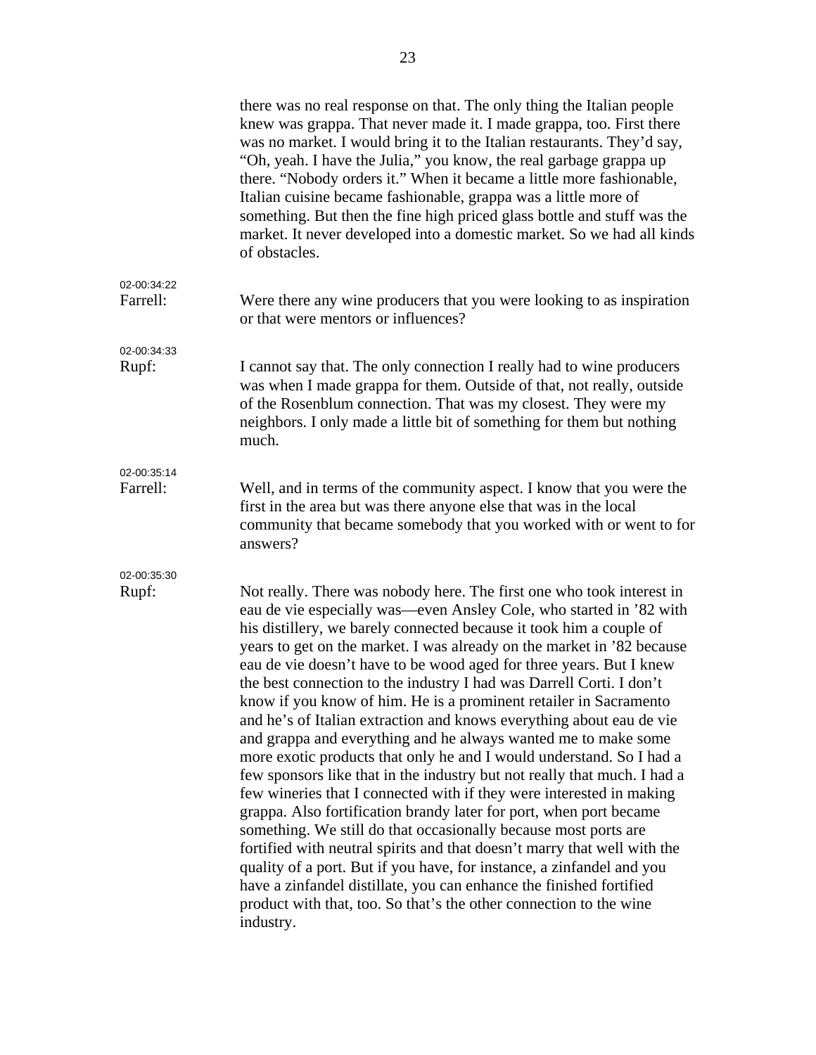there was no real response on that. The only thing the Italian people knew was grappa. That never made it. I made grappa, too. First there was no market. I would bring it to the Italian restaurants. They'd say, "Oh, yeah. I have the Julia," you know, the real garbage grappa up there. "Nobody orders it." When it became a little more fashionable, Italian cuisine became fashionable, grappa was a little more of something. But then the fine high priced glass bottle and stuff was the market. It never developed into a domestic market. So we had all kinds of obstacles.

02-00:34:22
Farrell: Were there any wine producers that you were looking to as inspiration or that were mentors or influences?

02-00:34:33
Rupf: I cannot say that. The only connection I really had to wine producers was when I made grappa for them. Outside of that, not really, outside of the Rosenblum connection. That was my closest. They were my neighbors. I only made a little bit of something for them but nothing much.

02-00:35:14
Farrell: Well, and in terms of the community aspect. I know that you were the first in the area but was there anyone else that was in the local community that became somebody that you worked with or went to for answers?

02-00:35:30
Rupf: Not really. There was nobody here. The first one who took interest in eau de vie especially was—even Ansley Cole, who started in '82 with his distillery, we barely connected because it took him a couple of years to get on the market. I was already on the market in '82 because eau de vie doesn't have to be wood aged for three years. But I knew the best connection to the industry I had was Darrell Corti. I don't know if you know of him. He is a prominent retailer in Sacramento and he's of Italian extraction and knows everything about eau de vie and grappa and everything and he always wanted me to make some more exotic products that only he and I would understand. So I had a few sponsors like that in the industry but not really that much. I had a few wineries that I connected with if they were interested in making grappa. Also fortification brandy later for port, when port became something. We still do that occasionally because most ports are fortified with neutral spirits and that doesn't marry that well with the quality of a port. But if you have, for instance, a zinfandel and you have a zinfandel distillate, you can enhance the finished fortified product with that, too. So that's the other connection to the wine industry.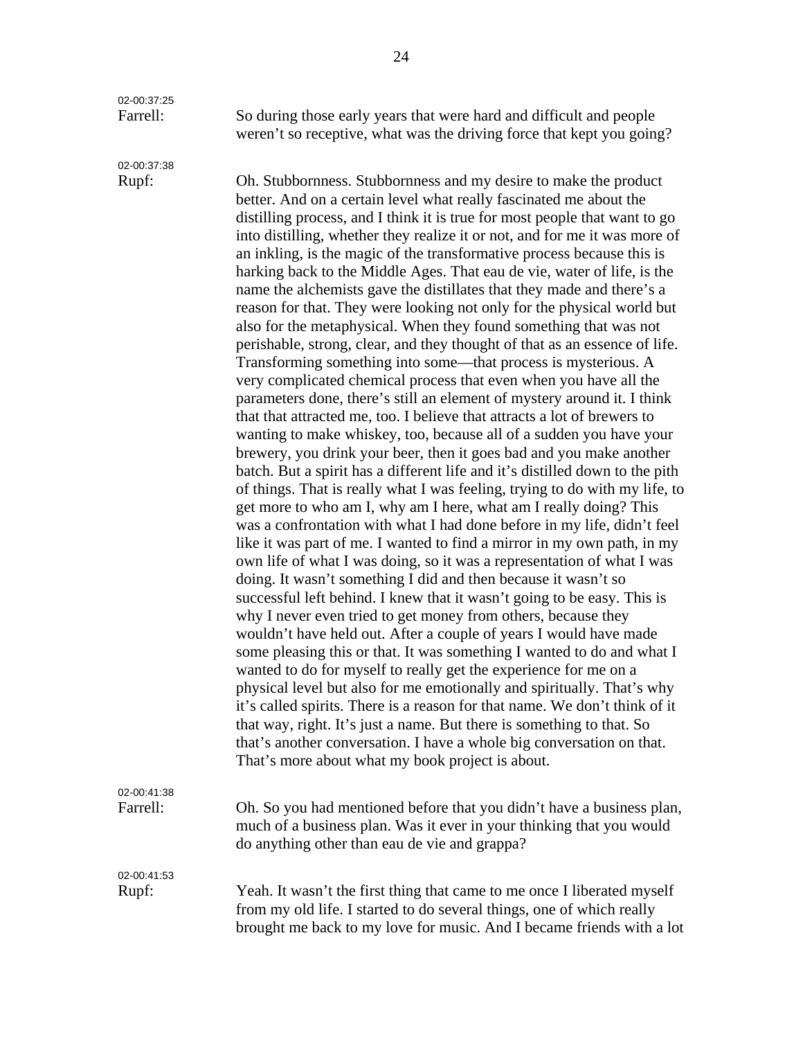02-00:37:25

Farrell: So during those early years that were hard and difficult and people weren't so receptive, what was the driving force that kept you going?

02-00:37:38

Rupf: Oh. Stubbornness. Stubbornness and my desire to make the product better. And on a certain level what really fascinated me about the distilling process, and I think it is true for most people that want to go into distilling, whether they realize it or not, and for me it was more of an inkling, is the magic of the transformative process because this is harking back to the Middle Ages. That eau de vie, water of life, is the name the alchemists gave the distillates that they made and there's a reason for that. They were looking not only for the physical world but also for the metaphysical. When they found something that was not perishable, strong, clear, and they thought of that as an essence of life. Transforming something into some—that process is mysterious. A very complicated chemical process that even when you have all the parameters done, there's still an element of mystery around it. I think that that attracted me, too. I believe that attracts a lot of brewers to wanting to make whiskey, too, because all of a sudden you have your brewery, you drink your beer, then it goes bad and you make another batch. But a spirit has a different life and it's distilled down to the pith of things. That is really what I was feeling, trying to do with my life, to get more to who am I, why am I here, what am I really doing? This was a confrontation with what I had done before in my life, didn't feel like it was part of me. I wanted to find a mirror in my own path, in my own life of what I was doing, so it was a representation of what I was doing. It wasn't something I did and then because it wasn't so successful left behind. I knew that it wasn't going to be easy. This is why I never even tried to get money from others, because they wouldn't have held out. After a couple of years I would have made some pleasing this or that. It was something I wanted to do and what I wanted to do for myself to really get the experience for me on a physical level but also for me emotionally and spiritually. That's why it's called spirits. There is a reason for that name. We don't think of it that way, right. It's just a name. But there is something to that. So that's another conversation. I have a whole big conversation on that. That's more about what my book project is about.

02-00:41:38

Farrell: Oh. So you had mentioned before that you didn't have a business plan, much of a business plan. Was it ever in your thinking that you would do anything other than eau de vie and grappa?

02-00:41:53

Rupf: Yeah. It wasn't the first thing that came to me once I liberated myself from my old life. I started to do several things, one of which really brought me back to my love for music. And I became friends with a lot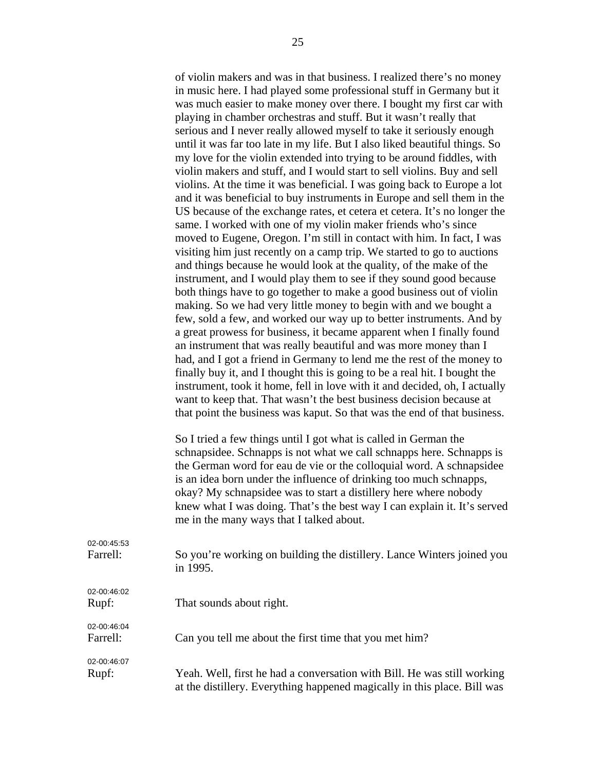of violin makers and was in that business. I realized there's no money in music here. I had played some professional stuff in Germany but it was much easier to make money over there. I bought my first car with playing in chamber orchestras and stuff. But it wasn't really that serious and I never really allowed myself to take it seriously enough until it was far too late in my life. But I also liked beautiful things. So my love for the violin extended into trying to be around fiddles, with violin makers and stuff, and I would start to sell violins. Buy and sell violins. At the time it was beneficial. I was going back to Europe a lot and it was beneficial to buy instruments in Europe and sell them in the US because of the exchange rates, et cetera et cetera. It's no longer the same. I worked with one of my violin maker friends who's since moved to Eugene, Oregon. I'm still in contact with him. In fact, I was visiting him just recently on a camp trip. We started to go to auctions and things because he would look at the quality, of the make of the instrument, and I would play them to see if they sound good because both things have to go together to make a good business out of violin making. So we had very little money to begin with and we bought a few, sold a few, and worked our way up to better instruments. And by a great prowess for business, it became apparent when I finally found an instrument that was really beautiful and was more money than I had, and I got a friend in Germany to lend me the rest of the money to finally buy it, and I thought this is going to be a real hit. I bought the instrument, took it home, fell in love with it and decided, oh, I actually want to keep that. That wasn't the best business decision because at that point the business was kaputt. So that was the end of that business.

So I tried a few things until I got what is called in German the schnapsidee. Schnapps is not what we call schnapps here. Schnapps is the German word for eau de vie or the colloquial word. A schnapsidee is an idea born under the influence of drinking too much schnapps, okay? My schnapsidee was to start a distillery here where nobody knew what I was doing. That's the best way I can explain it. It's served me in the many ways that I talked about.

02-00:45:53
Farrell: So you're working on building the distillery. Lance Winters joined you in 1995.

02-00:46:02
Rupf: That sounds about right.

02-00:46:04
Farrell: Can you tell me about the first time that you met him?

02-00:46:07
Rupf: Yeah. Well, first he had a conversation with Bill. He was still working at the distillery. Everything happened magically in this place. Bill was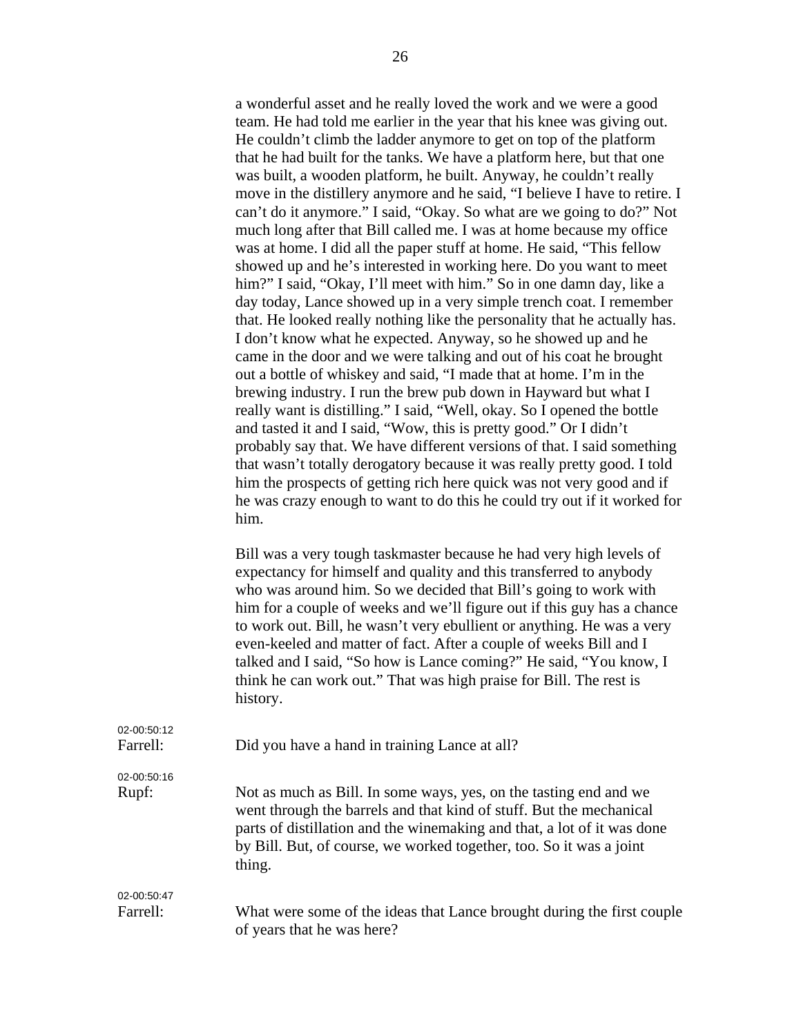a wonderful asset and he really loved the work and we were a good team. He had told me earlier in the year that his knee was giving out. He couldn't climb the ladder anymore to get on top of the platform that he had built for the tanks. We have a platform here, but that one was built, a wooden platform, he built. Anyway, he couldn't really move in the distillery anymore and he said, "I believe I have to retire. I can't do it anymore." I said, "Okay. So what are we going to do?" Not much long after that Bill called me. I was at home because my office was at home. I did all the paper stuff at home. He said, "This fellow showed up and he's interested in working here. Do you want to meet him?" I said, "Okay, I'll meet with him." So in one damn day, like a day today, Lance showed up in a very simple trench coat. I remember that. He looked really nothing like the personality that he actually has. I don't know what he expected. Anyway, so he showed up and he came in the door and we were talking and out of his coat he brought out a bottle of whiskey and said, "I made that at home. I'm in the brewing industry. I run the brew pub down in Hayward but what I really want is distilling." I said, "Well, okay. So I opened the bottle and tasted it and I said, "Wow, this is pretty good." Or I didn't probably say that. We have different versions of that. I said something that wasn't totally derogatory because it was really pretty good. I told him the prospects of getting rich here quick was not very good and if he was crazy enough to want to do this he could try out if it worked for him.

Bill was a very tough taskmaster because he had very high levels of expectancy for himself and quality and this transferred to anybody who was around him. So we decided that Bill's going to work with him for a couple of weeks and we'll figure out if this guy has a chance to work out. Bill, he wasn't very ebullient or anything. He was a very even-keeled and matter of fact. After a couple of weeks Bill and I talked and I said, "So how is Lance coming?" He said, "You know, I think he can work out." That was high praise for Bill. The rest is history.

02-00:50:12
Farrell: Did you have a hand in training Lance at all?

02-00:50:16
Rupf: Not as much as Bill. In some ways, yes, on the tasting end and we went through the barrels and that kind of stuff. But the mechanical parts of distillation and the winemaking and that, a lot of it was done by Bill. But, of course, we worked together, too. So it was a joint thing.

02-00:50:47
Farrell: What were some of the ideas that Lance brought during the first couple of years that he was here?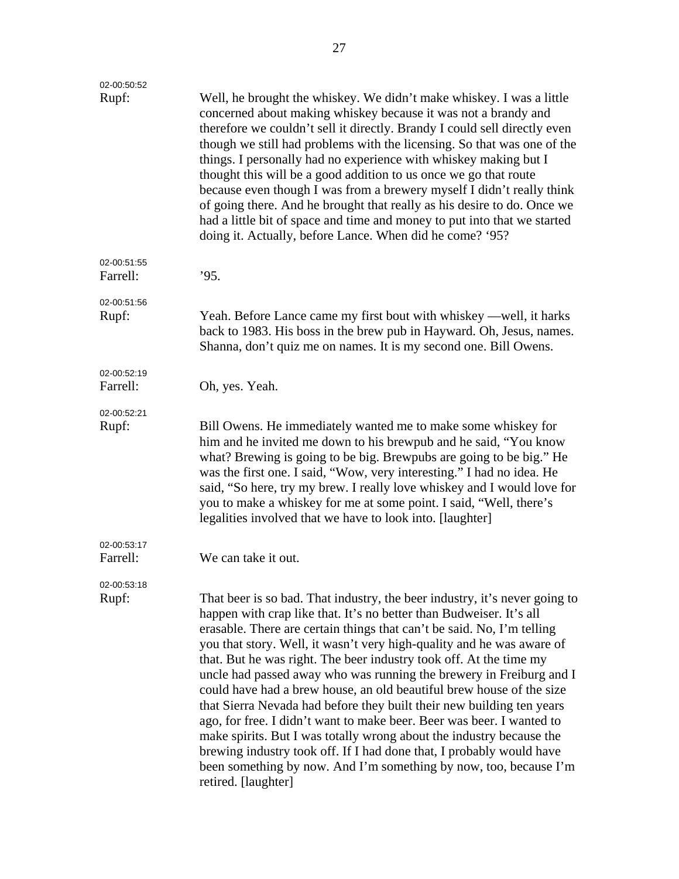02-00:50:52
Rupf: Well, he brought the whiskey. We didn't make whiskey. I was a little concerned about making whiskey because it was not a brandy and therefore we couldn't sell it directly. Brandy I could sell directly even though we still had problems with the licensing. So that was one of the things. I personally had no experience with whiskey making but I thought this will be a good addition to us once we go that route because even though I was from a brewery myself I didn't really think of going there. And he brought that really as his desire to do. Once we had a little bit of space and time and money to put into that we started doing it. Actually, before Lance. When did he come? '95?

02-00:51:55
Farrell: '95.

02-00:51:56
Rupf: Yeah. Before Lance came my first bout with whiskey —well, it harks back to 1983. His boss in the brew pub in Hayward. Oh, Jesus, names. Shanna, don't quiz me on names. It is my second one. Bill Owens.

02-00:52:19
Farrell: Oh, yes. Yeah.

02-00:52:21
Rupf: Bill Owens. He immediately wanted me to make some whiskey for him and he invited me down to his brewpub and he said, "You know what? Brewing is going to be big. Brewpubs are going to be big." He was the first one. I said, "Wow, very interesting." I had no idea. He said, "So here, try my brew. I really love whiskey and I would love for you to make a whiskey for me at some point. I said, "Well, there's legalities involved that we have to look into. [laughter]

02-00:53:17
Farrell: We can take it out.

02-00:53:18
Rupf: That beer is so bad. That industry, the beer industry, it's never going to happen with crap like that. It's no better than Budweiser. It's all erasable. There are certain things that can't be said. No, I'm telling you that story. Well, it wasn't very high-quality and he was aware of that. But he was right. The beer industry took off. At the time my uncle had passed away who was running the brewery in Freiburg and I could have had a brew house, an old beautiful brew house of the size that Sierra Nevada had before they built their new building ten years ago, for free. I didn't want to make beer. Beer was beer. I wanted to make spirits. But I was totally wrong about the industry because the brewing industry took off. If I had done that, I probably would have been something by now. And I'm something by now, too, because I'm retired. [laughter]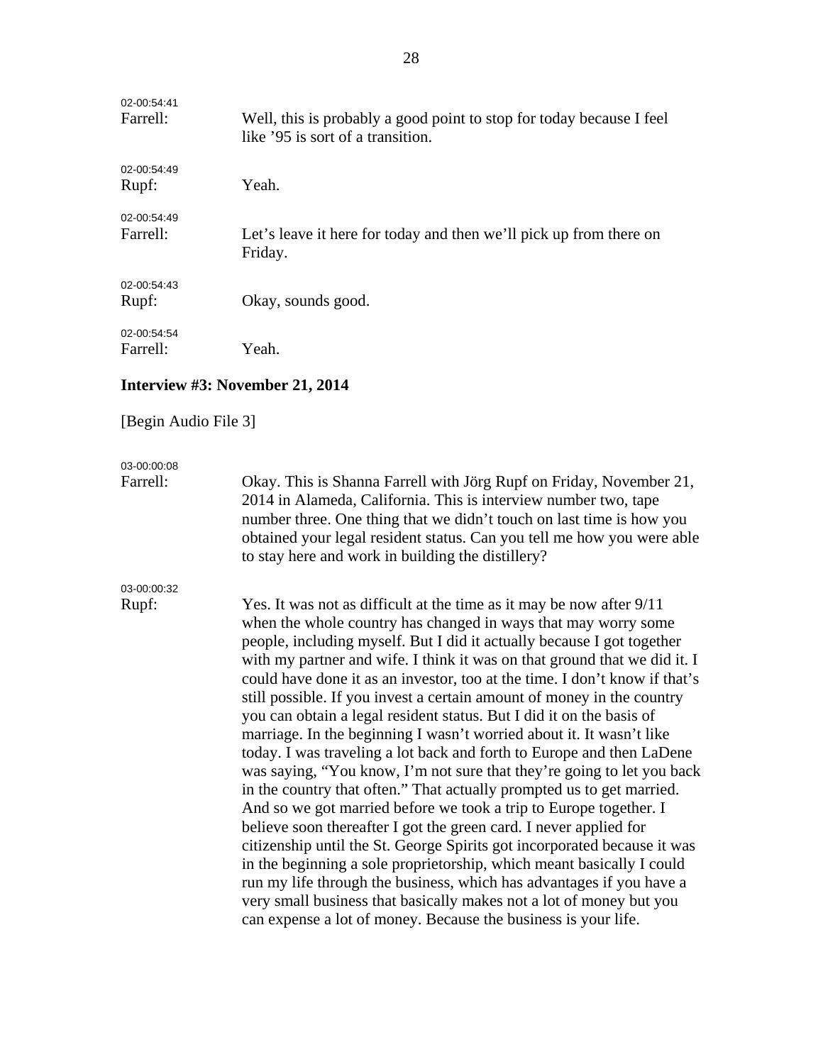02-00:54:41
Farrell: Well, this is probably a good point to stop for today because I feel like '95 is sort of a transition.

02-00:54:49
Rupf: Yeah.

02-00:54:49
Farrell: Let's leave it here for today and then we'll pick up from there on Friday.

02-00:54:43
Rupf: Okay, sounds good.

02-00:54:54
Farrell: Yeah.

**Interview #3: November 21, 2014**

[Begin Audio File 3]

03-00:00:08
Farrell: Okay. This is Shanna Farrell with Jörg Rupf on Friday, November 21, 2014 in Alameda, California. This is interview number two, tape number three. One thing that we didn't touch on last time is how you obtained your legal resident status. Can you tell me how you were able to stay here and work in building the distillery?

03-00:00:32
Rupf: Yes. It was not as difficult at the time as it may be now after 9/11 when the whole country has changed in ways that may worry some people, including myself. But I did it actually because I got together with my partner and wife. I think it was on that ground that we did it. I could have done it as an investor, too at the time. I don't know if that's still possible. If you invest a certain amount of money in the country you can obtain a legal resident status. But I did it on the basis of marriage. In the beginning I wasn't worried about it. It wasn't like today. I was traveling a lot back and forth to Europe and then LaDene was saying, "You know, I'm not sure that they're going to let you back in the country that often." That actually prompted us to get married. And so we got married before we took a trip to Europe together. I believe soon thereafter I got the green card. I never applied for citizenship until the St. George Spirits got incorporated because it was in the beginning a sole proprietorship, which meant basically I could run my life through the business, which has advantages if you have a very small business that basically makes not a lot of money but you can expense a lot of money. Because the business is your life.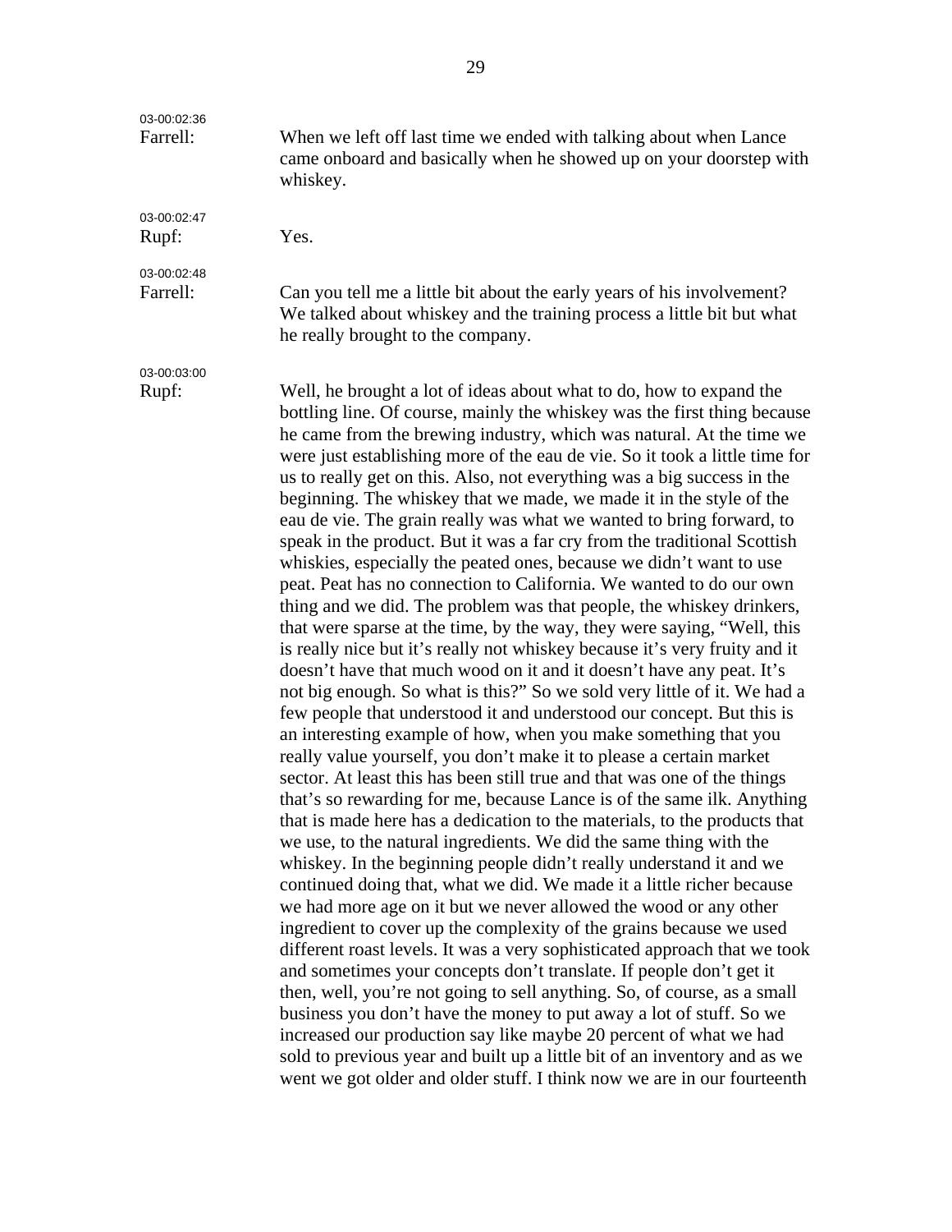03-00:02:36
Farrell: When we left off last time we ended with talking about when Lance came onboard and basically when he showed up on your doorstep with whiskey.

03-00:02:47
Rupf: Yes.

03-00:02:48
Farrell: Can you tell me a little bit about the early years of his involvement? We talked about whiskey and the training process a little bit but what he really brought to the company.

03-00:03:00
Rupf: Well, he brought a lot of ideas about what to do, how to expand the bottling line. Of course, mainly the whiskey was the first thing because he came from the brewing industry, which was natural. At the time we were just establishing more of the eau de vie. So it took a little time for us to really get on this. Also, not everything was a big success in the beginning. The whiskey that we made, we made it in the style of the eau de vie. The grain really was what we wanted to bring forward, to speak in the product. But it was a far cry from the traditional Scottish whiskies, especially the peated ones, because we didn't want to use peat. Peat has no connection to California. We wanted to do our own thing and we did. The problem was that people, the whiskey drinkers, that were sparse at the time, by the way, they were saying, "Well, this is really nice but it's really not whiskey because it's very fruity and it doesn't have that much wood on it and it doesn't have any peat. It's not big enough. So what is this?" So we sold very little of it. We had a few people that understood it and understood our concept. But this is an interesting example of how, when you make something that you really value yourself, you don't make it to please a certain market sector. At least this has been still true and that was one of the things that's so rewarding for me, because Lance is of the same ilk. Anything that is made here has a dedication to the materials, to the products that we use, to the natural ingredients. We did the same thing with the whiskey. In the beginning people didn't really understand it and we continued doing that, what we did. We made it a little richer because we had more age on it but we never allowed the wood or any other ingredient to cover up the complexity of the grains because we used different roast levels. It was a very sophisticated approach that we took and sometimes your concepts don't translate. If people don't get it then, well, you're not going to sell anything. So, of course, as a small business you don't have the money to put away a lot of stuff. So we increased our production say like maybe 20 percent of what we had sold to previous year and built up a little bit of an inventory and as we went we got older and older stuff. I think now we are in our fourteenth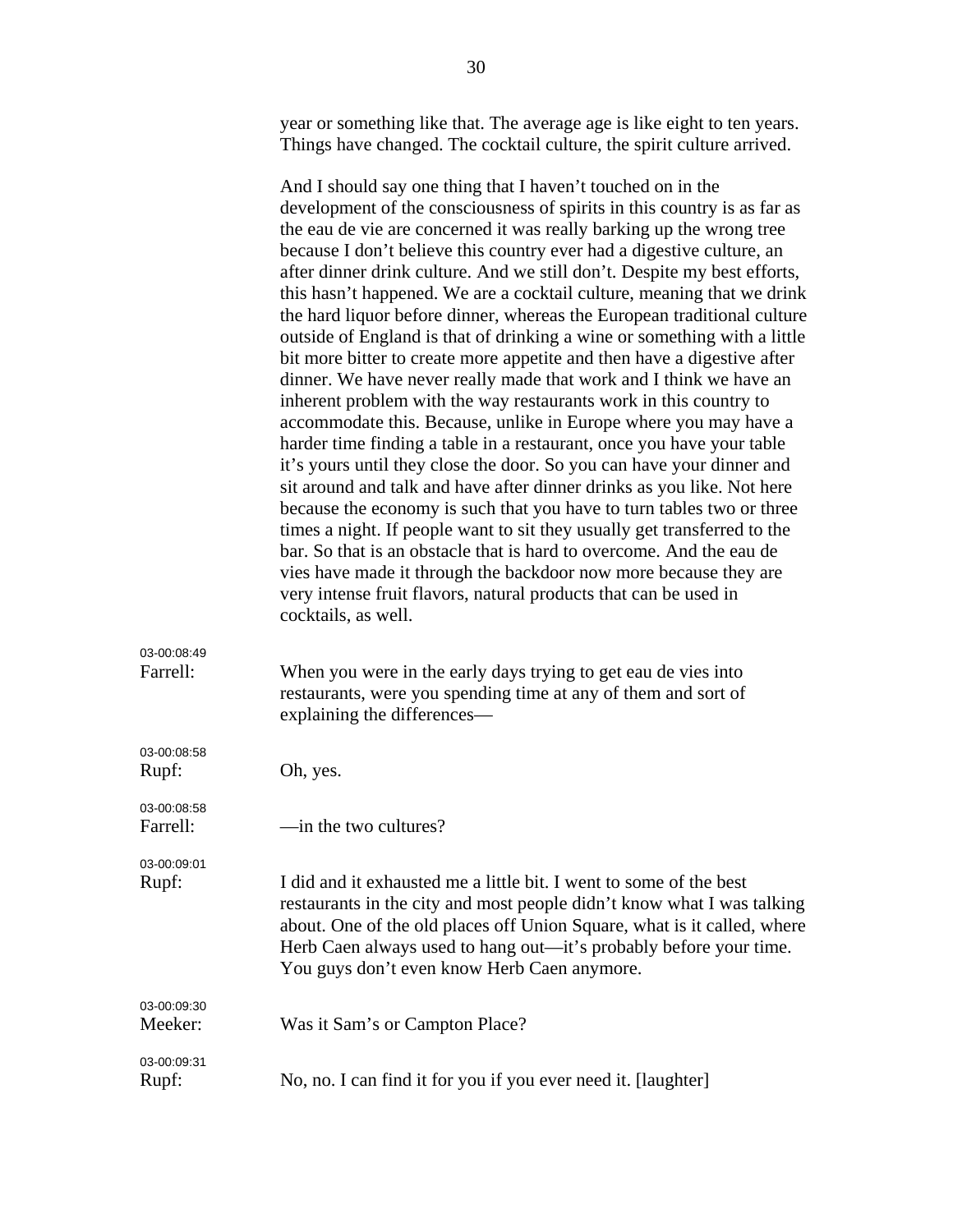year or something like that. The average age is like eight to ten years. Things have changed. The cocktail culture, the spirit culture arrived.

And I should say one thing that I haven't touched on in the development of the consciousness of spirits in this country is as far as the eau de vie are concerned it was really barking up the wrong tree because I don't believe this country ever had a digestive culture, an after dinner drink culture. And we still don't. Despite my best efforts, this hasn't happened. We are a cocktail culture, meaning that we drink the hard liquor before dinner, whereas the European traditional culture outside of England is that of drinking a wine or something with a little bit more bitter to create more appetite and then have a digestive after dinner. We have never really made that work and I think we have an inherent problem with the way restaurants work in this country to accommodate this. Because, unlike in Europe where you may have a harder time finding a table in a restaurant, once you have your table it's yours until they close the door. So you can have your dinner and sit around and talk and have after dinner drinks as you like. Not here because the economy is such that you have to turn tables two or three times a night. If people want to sit they usually get transferred to the bar. So that is an obstacle that is hard to overcome. And the eau de vies have made it through the backdoor now more because they are very intense fruit flavors, natural products that can be used in cocktails, as well.

03-00:08:49
**Farrell:** When you were in the early days trying to get eau de vies into restaurants, were you spending time at any of them and sort of explaining the differences—

03-00:08:58
**Rupf:** Oh, yes.

03-00:08:58
**Farrell:** —in the two cultures?

03-00:09:01
**Rupf:** I did and it exhausted me a little bit. I went to some of the best restaurants in the city and most people didn't know what I was talking about. One of the old places off Union Square, what is it called, where Herb Caen always used to hang out—it's probably before your time. You guys don't even know Herb Caen anymore.

03-00:09:30
**Meeker:** Was it Sam's or Campton Place?

03-00:09:31
**Rupf:** No, no. I can find it for you if you ever need it. [laughter]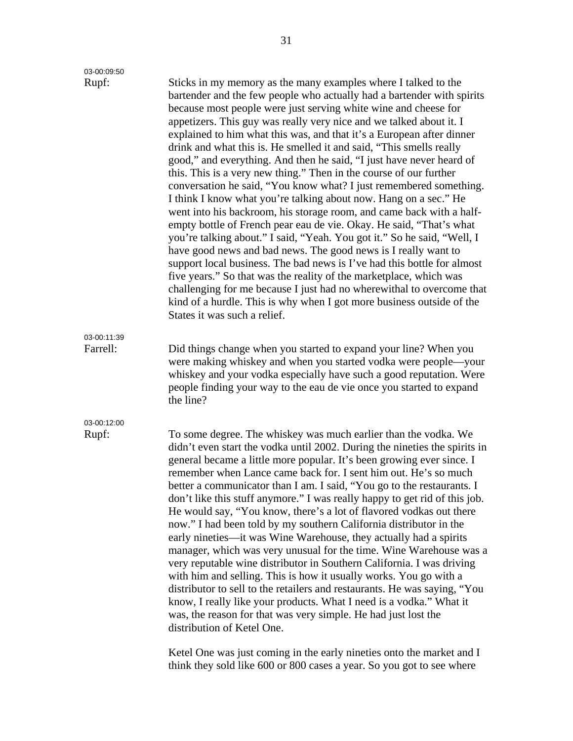03-00:09:50

Rupf: Sticks in my memory as the many examples where I talked to the bartender and the few people who actually had a bartender with spirits because most people were just serving white wine and cheese for appetizers. This guy was really very nice and we talked about it. I explained to him what this was, and that it's a European after dinner drink and what this is. He smelled it and said, "This smells really good," and everything. And then he said, "I just have never heard of this. This is a very new thing." Then in the course of our further conversation he said, "You know what? I just remembered something. I think I know what you're talking about now. Hang on a sec." He went into his backroom, his storage room, and came back with a half-empty bottle of French pear eau de vie. Okay. He said, "That's what you're talking about." I said, "Yeah. You got it." So he said, "Well, I have good news and bad news. The good news is I really want to support local business. The bad news is I've had this bottle for almost five years." So that was the reality of the marketplace, which was challenging for me because I just had no wherewithal to overcome that kind of a hurdle. This is why when I got more business outside of the States it was such a relief.

03-00:11:39

Farrell: Did things change when you started to expand your line? When you were making whiskey and when you started vodka were people—your whiskey and your vodka especially have such a good reputation. Were people finding your way to the eau de vie once you started to expand the line?

03-00:12:00

Rupf: To some degree. The whiskey was much earlier than the vodka. We didn't even start the vodka until 2002. During the nineties the spirits in general became a little more popular. It's been growing ever since. I remember when Lance came back for. I sent him out. He's so much better a communicator than I am. I said, "You go to the restaurants. I don't like this stuff anymore." I was really happy to get rid of this job. He would say, "You know, there's a lot of flavored vodkas out there now." I had been told by my southern California distributor in the early nineties—it was Wine Warehouse, they actually had a spirits manager, which was very unusual for the time. Wine Warehouse was a very reputable wine distributor in Southern California. I was driving with him and selling. This is how it usually works. You go with a distributor to sell to the retailers and restaurants. He was saying, "You know, I really like your products. What I need is a vodka." What it was, the reason for that was very simple. He had just lost the distribution of Ketel One.

Ketel One was just coming in the early nineties onto the market and I think they sold like 600 or 800 cases a year. So you got to see where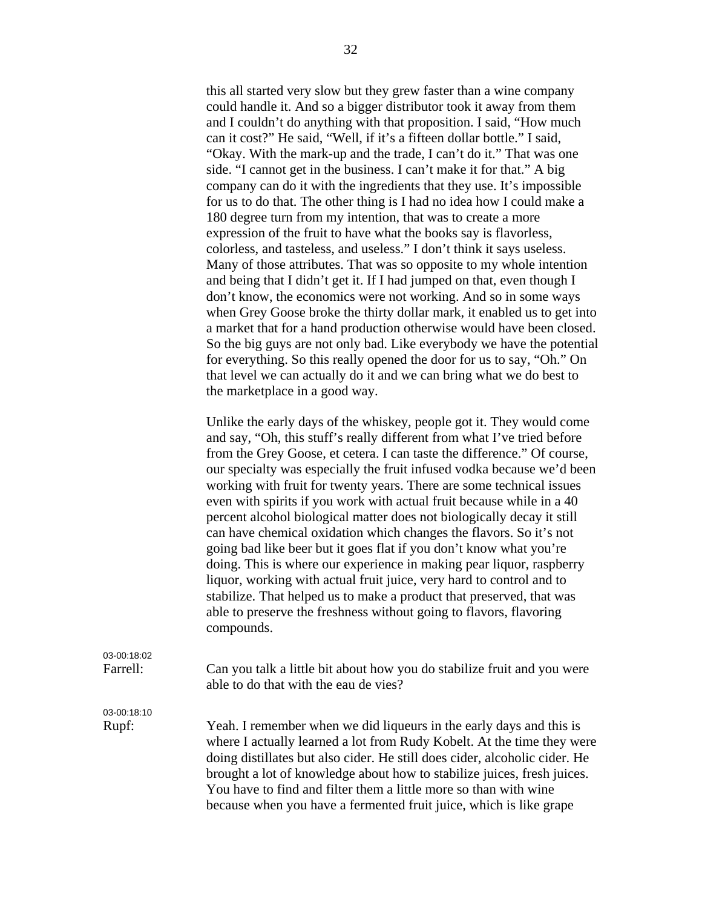this all started very slow but they grew faster than a wine company could handle it. And so a bigger distributor took it away from them and I couldn't do anything with that proposition. I said, "How much can it cost?" He said, "Well, if it's a fifteen dollar bottle." I said, "Okay. With the mark-up and the trade, I can't do it." That was one side. "I cannot get in the business. I can't make it for that." A big company can do it with the ingredients that they use. It's impossible for us to do that. The other thing is I had no idea how I could make a 180 degree turn from my intention, that was to create a more expression of the fruit to have what the books say is flavorless, colorless, and tasteless, and useless." I don't think it says useless. Many of those attributes. That was so opposite to my whole intention and being that I didn't get it. If I had jumped on that, even though I don't know, the economics were not working. And so in some ways when Grey Goose broke the thirty dollar mark, it enabled us to get into a market that for a hand production otherwise would have been closed. So the big guys are not only bad. Like everybody we have the potential for everything. So this really opened the door for us to say, "Oh." On that level we can actually do it and we can bring what we do best to the marketplace in a good way.

Unlike the early days of the whiskey, people got it. They would come and say, "Oh, this stuff's really different from what I've tried before from the Grey Goose, et cetera. I can taste the difference." Of course, our specialty was especially the fruit infused vodka because we'd been working with fruit for twenty years. There are some technical issues even with spirits if you work with actual fruit because while in a 40 percent alcohol biological matter does not biologically decay it still can have chemical oxidation which changes the flavors. So it's not going bad like beer but it goes flat if you don't know what you're doing. This is where our experience in making pear liquor, raspberry liquor, working with actual fruit juice, very hard to control and to stabilize. That helped us to make a product that preserved, that was able to preserve the freshness without going to flavors, flavoring compounds.

03-00:18:02
Farrell: Can you talk a little bit about how you do stabilize fruit and you were able to do that with the eau de vies?

03-00:18:10
Rupf: Yeah. I remember when we did liqueurs in the early days and this is where I actually learned a lot from Rudy Kobelt. At the time they were doing distillates but also cider. He still does cider, alcoholic cider. He brought a lot of knowledge about how to stabilize juices, fresh juices. You have to find and filter them a little more so than with wine because when you have a fermented fruit juice, which is like grape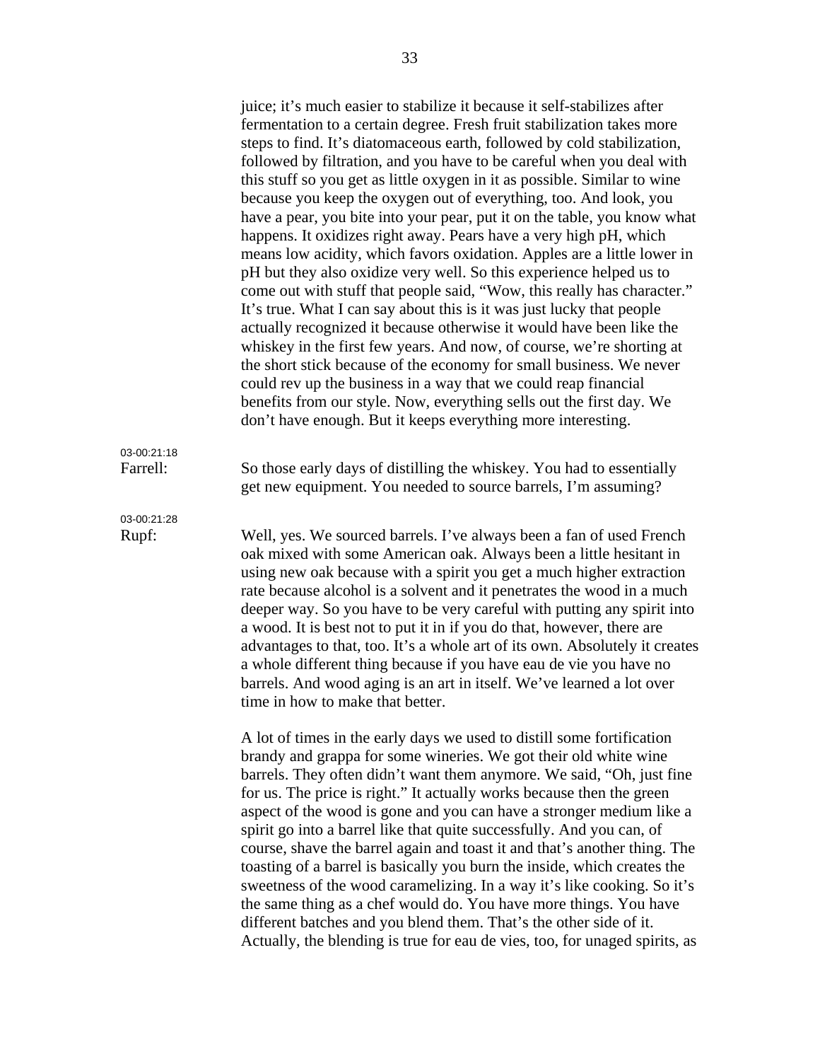juice; it's much easier to stabilize it because it self-stabilizes after fermentation to a certain degree. Fresh fruit stabilization takes more steps to find. It's diatomaceous earth, followed by cold stabilization, followed by filtration, and you have to be careful when you deal with this stuff so you get as little oxygen in it as possible. Similar to wine because you keep the oxygen out of everything, too. And look, you have a pear, you bite into your pear, put it on the table, you know what happens. It oxidizes right away. Pears have a very high pH, which means low acidity, which favors oxidation. Apples are a little lower in pH but they also oxidize very well. So this experience helped us to come out with stuff that people said, "Wow, this really has character." It's true. What I can say about this is it was just lucky that people actually recognized it because otherwise it would have been like the whiskey in the first few years. And now, of course, we're shorting at the short stick because of the economy for small business. We never could rev up the business in a way that we could reap financial benefits from our style. Now, everything sells out the first day. We don't have enough. But it keeps everything more interesting.

03-00:21:18
Farrell: So those early days of distilling the whiskey. You had to essentially get new equipment. You needed to source barrels, I'm assuming?

03-00:21:28
Rupf: Well, yes. We sourced barrels. I've always been a fan of used French oak mixed with some American oak. Always been a little hesitant in using new oak because with a spirit you get a much higher extraction rate because alcohol is a solvent and it penetrates the wood in a much deeper way. So you have to be very careful with putting any spirit into a wood. It is best not to put it in if you do that, however, there are advantages to that, too. It's a whole art of its own. Absolutely it creates a whole different thing because if you have eau de vie you have no barrels. And wood aging is an art in itself. We've learned a lot over time in how to make that better.

A lot of times in the early days we used to distill some fortification brandy and grappa for some wineries. We got their old white wine barrels. They often didn't want them anymore. We said, "Oh, just fine for us. The price is right." It actually works because then the green aspect of the wood is gone and you can have a stronger medium like a spirit go into a barrel like that quite successfully. And you can, of course, shave the barrel again and toast it and that's another thing. The toasting of a barrel is basically you burn the inside, which creates the sweetness of the wood caramelizing. In a way it's like cooking. So it's the same thing as a chef would do. You have more things. You have different batches and you blend them. That's the other side of it. Actually, the blending is true for eau de vies, too, for unaged spirits, as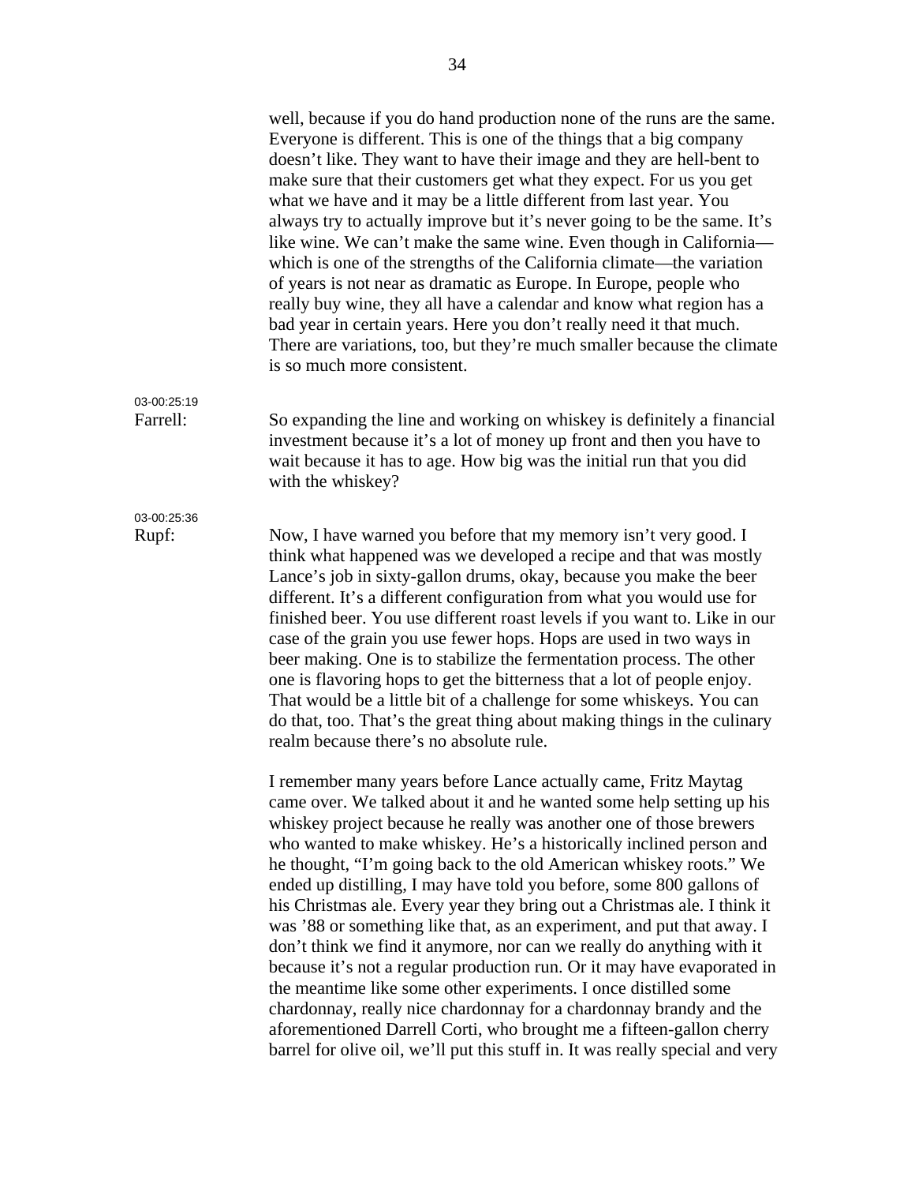well, because if you do hand production none of the runs are the same. Everyone is different. This is one of the things that a big company doesn't like. They want to have their image and they are hell-bent to make sure that their customers get what they expect. For us you get what we have and it may be a little different from last year. You always try to actually improve but it's never going to be the same. It's like wine. We can't make the same wine. Even though in California—which is one of the strengths of the California climate—the variation of years is not near as dramatic as Europe. In Europe, people who really buy wine, they all have a calendar and know what region has a bad year in certain years. Here you don't really need it that much. There are variations, too, but they're much smaller because the climate is so much more consistent.

03-00:25:19
**Farrell:** So expanding the line and working on whiskey is definitely a financial investment because it's a lot of money up front and then you have to wait because it has to age. How big was the initial run that you did with the whiskey?

03-00:25:36
**Rupf:** Now, I have warned you before that my memory isn't very good. I think what happened was we developed a recipe and that was mostly Lance's job in sixty-gallon drums, okay, because you make the beer different. It's a different configuration from what you would use for finished beer. You use different roast levels if you want to. Like in our case of the grain you use fewer hops. Hops are used in two ways in beer making. One is to stabilize the fermentation process. The other one is flavoring hops to get the bitterness that a lot of people enjoy. That would be a little bit of a challenge for some whiskeys. You can do that, too. That's the great thing about making things in the culinary realm because there's no absolute rule.

I remember many years before Lance actually came, Fritz Maytag came over. We talked about it and he wanted some help setting up his whiskey project because he really was another one of those brewers who wanted to make whiskey. He's a historically inclined person and he thought, "I'm going back to the old American whiskey roots." We ended up distilling, I may have told you before, some 800 gallons of his Christmas ale. Every year they bring out a Christmas ale. I think it was '88 or something like that, as an experiment, and put that away. I don't think we find it anymore, nor can we really do anything with it because it's not a regular production run. Or it may have evaporated in the meantime like some other experiments. I once distilled some chardonnay, really nice chardonnay for a chardonnay brandy and the aforementioned Darrell Corti, who brought me a fifteen-gallon cherry barrel for olive oil, we'll put this stuff in. It was really special and very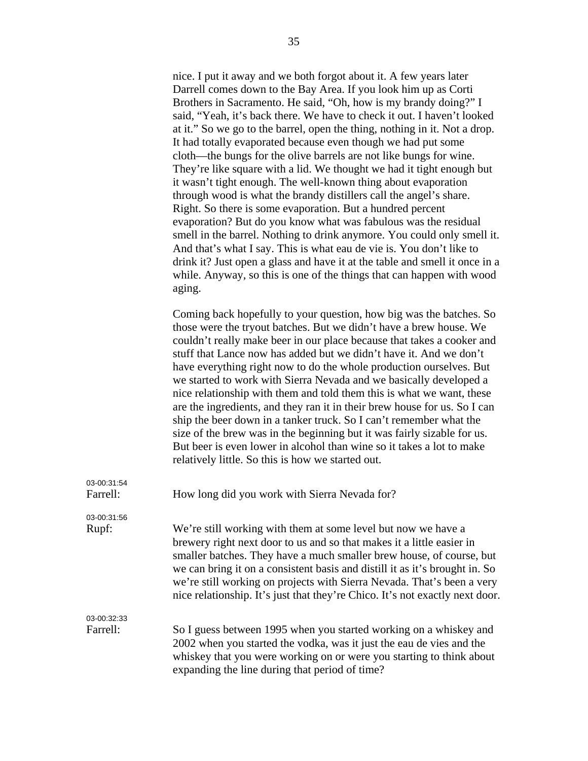nice. I put it away and we both forgot about it. A few years later Darrell comes down to the Bay Area. If you look him up as Corti Brothers in Sacramento. He said, "Oh, how is my brandy doing?" I said, "Yeah, it's back there. We have to check it out. I haven't looked at it." So we go to the barrel, open the thing, nothing in it. Not a drop. It had totally evaporated because even though we had put some cloth—the bungs for the olive barrels are not like bungs for wine. They're like square with a lid. We thought we had it tight enough but it wasn't tight enough. The well-known thing about evaporation through wood is what the brandy distillers call the angel's share. Right. So there is some evaporation. But a hundred percent evaporation? But do you know what was fabulous was the residual smell in the barrel. Nothing to drink anymore. You could only smell it. And that's what I say. This is what eau de vie is. You don't like to drink it? Just open a glass and have it at the table and smell it once in a while. Anyway, so this is one of the things that can happen with wood aging.

Coming back hopefully to your question, how big was the batches. So those were the tryout batches. But we didn't have a brew house. We couldn't really make beer in our place because that takes a cooker and stuff that Lance now has added but we didn't have it. And we don't have everything right now to do the whole production ourselves. But we started to work with Sierra Nevada and we basically developed a nice relationship with them and told them this is what we want, these are the ingredients, and they ran it in their brew house for us. So I can ship the beer down in a tanker truck. So I can't remember what the size of the brew was in the beginning but it was fairly sizable for us. But beer is even lower in alcohol than wine so it takes a lot to make relatively little. So this is how we started out.

03-00:31:54
**Farrell:** How long did you work with Sierra Nevada for?

03-00:31:56
**Rupf:** We're still working with them at some level but now we have a brewery right next door to us and so that makes it a little easier in smaller batches. They have a much smaller brew house, of course, but we can bring it on a consistent basis and distill it as it's brought in. So we're still working on projects with Sierra Nevada. That's been a very nice relationship. It's just that they're Chico. It's not exactly next door.

03-00:32:33
**Farrell:** So I guess between 1995 when you started working on a whiskey and 2002 when you started the vodka, was it just the eau de vies and the whiskey that you were working on or were you starting to think about expanding the line during that period of time?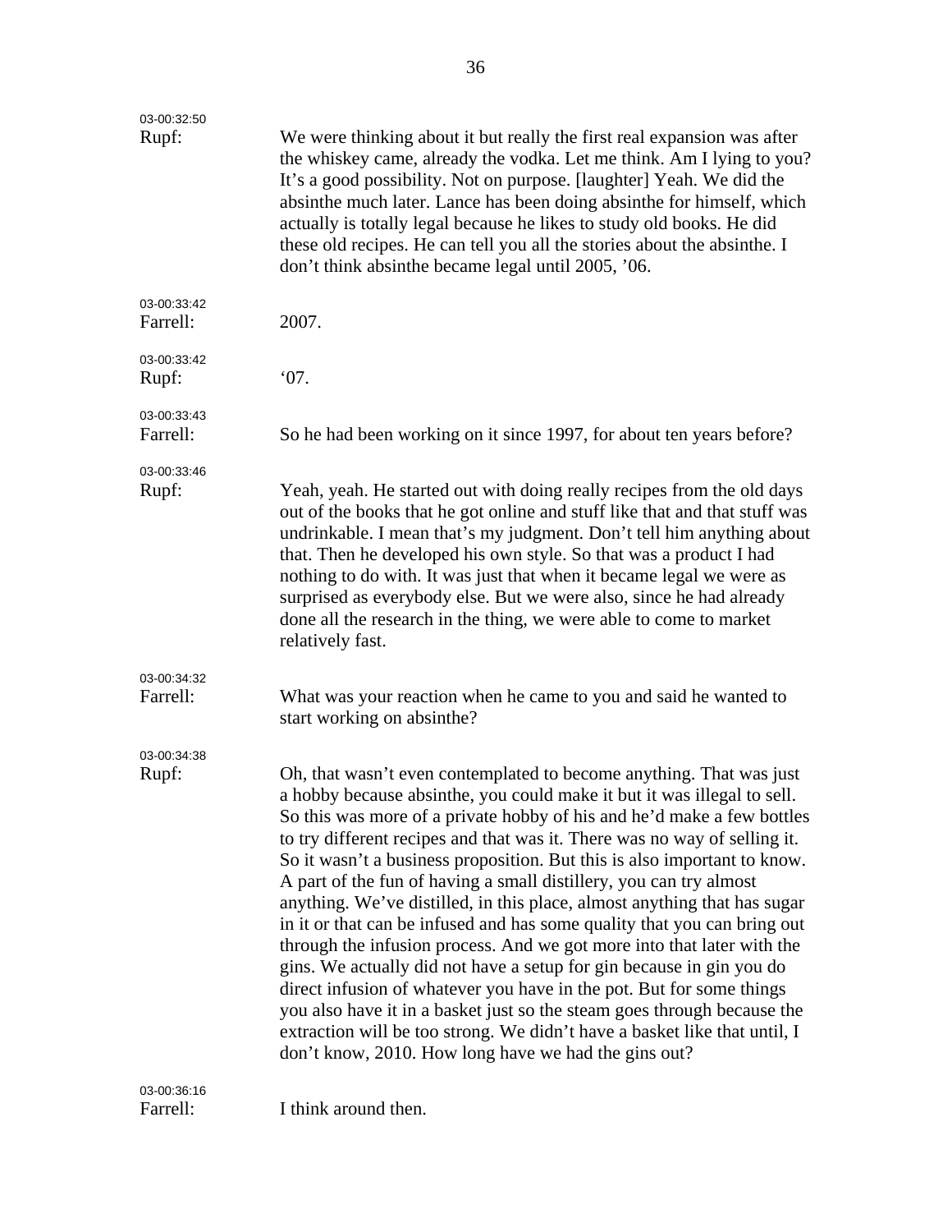03-00:32:50
Rupf: We were thinking about it but really the first real expansion was after the whiskey came, already the vodka. Let me think. Am I lying to you? It's a good possibility. Not on purpose. [laughter] Yeah. We did the absinthe much later. Lance has been doing absinthe for himself, which actually is totally legal because he likes to study old books. He did these old recipes. He can tell you all the stories about the absinthe. I don't think absinthe became legal until 2005, '06.

03-00:33:42
Farrell: 2007.

03-00:33:42
Rupf: '07.

03-00:33:43
Farrell: So he had been working on it since 1997, for about ten years before?

03-00:33:46
Rupf: Yeah, yeah. He started out with doing really recipes from the old days out of the books that he got online and stuff like that and that stuff was undrinkable. I mean that's my judgment. Don't tell him anything about that. Then he developed his own style. So that was a product I had nothing to do with. It was just that when it became legal we were as surprised as everybody else. But we were also, since he had already done all the research in the thing, we were able to come to market relatively fast.

03-00:34:32
Farrell: What was your reaction when he came to you and said he wanted to start working on absinthe?

03-00:34:38
Rupf: Oh, that wasn't even contemplated to become anything. That was just a hobby because absinthe, you could make it but it was illegal to sell. So this was more of a private hobby of his and he'd make a few bottles to try different recipes and that was it. There was no way of selling it. So it wasn't a business proposition. But this is also important to know. A part of the fun of having a small distillery, you can try almost anything. We've distilled, in this place, almost anything that has sugar in it or that can be infused and has some quality that you can bring out through the infusion process. And we got more into that later with the gins. We actually did not have a setup for gin because in gin you do direct infusion of whatever you have in the pot. But for some things you also have it in a basket just so the steam goes through because the extraction will be too strong. We didn't have a basket like that until, I don't know, 2010. How long have we had the gins out?

03-00:36:16
Farrell: I think around then.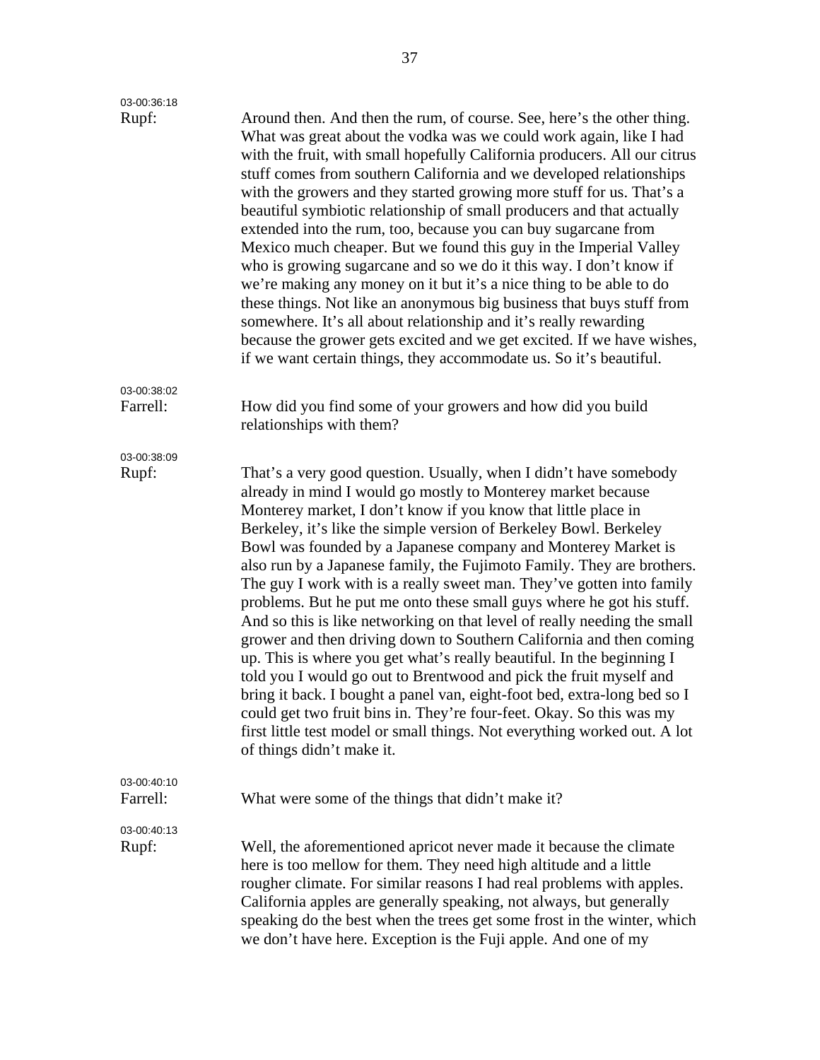03-00:36:18
Rupf: Around then. And then the rum, of course. See, here's the other thing. What was great about the vodka was we could work again, like I had with the fruit, with small hopefully California producers. All our citrus stuff comes from southern California and we developed relationships with the growers and they started growing more stuff for us. That's a beautiful symbiotic relationship of small producers and that actually extended into the rum, too, because you can buy sugarcane from Mexico much cheaper. But we found this guy in the Imperial Valley who is growing sugarcane and so we do it this way. I don't know if we're making any money on it but it's a nice thing to be able to do these things. Not like an anonymous big business that buys stuff from somewhere. It's all about relationship and it's really rewarding because the grower gets excited and we get excited. If we have wishes, if we want certain things, they accommodate us. So it's beautiful.

03-00:38:02
Farrell: How did you find some of your growers and how did you build relationships with them?

03-00:38:09
Rupf: That's a very good question. Usually, when I didn't have somebody already in mind I would go mostly to Monterey market because Monterey market, I don't know if you know that little place in Berkeley, it's like the simple version of Berkeley Bowl. Berkeley Bowl was founded by a Japanese company and Monterey Market is also run by a Japanese family, the Fujimoto Family. They are brothers. The guy I work with is a really sweet man. They've gotten into family problems. But he put me onto these small guys where he got his stuff. And so this is like networking on that level of really needing the small grower and then driving down to Southern California and then coming up. This is where you get what's really beautiful. In the beginning I told you I would go out to Brentwood and pick the fruit myself and bring it back. I bought a panel van, eight-foot bed, extra-long bed so I could get two fruit bins in. They're four-feet. Okay. So this was my first little test model or small things. Not everything worked out. A lot of things didn't make it.

03-00:40:10
Farrell: What were some of the things that didn't make it?

03-00:40:13
Rupf: Well, the aforementioned apricot never made it because the climate here is too mellow for them. They need high altitude and a little rougher climate. For similar reasons I had real problems with apples. California apples are generally speaking, not always, but generally speaking do the best when the trees get some frost in the winter, which we don't have here. Exception is the Fuji apple. And one of my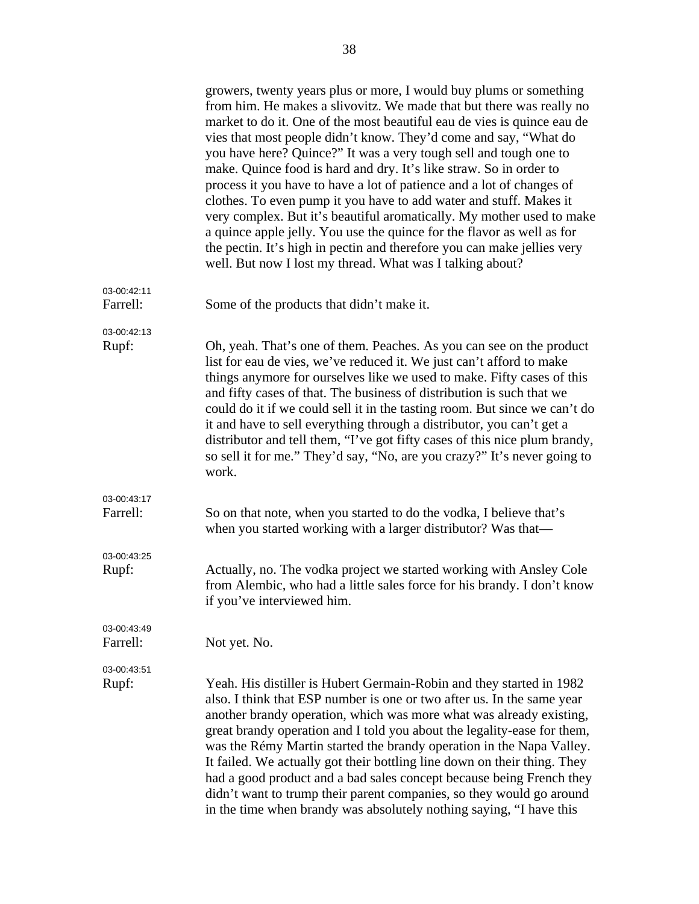growers, twenty years plus or more, I would buy plums or something from him. He makes a slivovitz. We made that but there was really no market to do it. One of the most beautiful eau de vies is quince eau de vies that most people didn't know. They'd come and say, "What do you have here? Quince?" It was a very tough sell and tough one to make. Quince food is hard and dry. It's like straw. So in order to process it you have to have a lot of patience and a lot of changes of clothes. To even pump it you have to add water and stuff. Makes it very complex. But it's beautiful aromatically. My mother used to make a quince apple jelly. You use the quince for the flavor as well as for the pectin. It's high in pectin and therefore you can make jellies very well. But now I lost my thread. What was I talking about?

03-00:42:11
Farrell: Some of the products that didn't make it.

03-00:42:13
Rupf: Oh, yeah. That's one of them. Peaches. As you can see on the product list for eau de vies, we've reduced it. We just can't afford to make things anymore for ourselves like we used to make. Fifty cases of this and fifty cases of that. The business of distribution is such that we could do it if we could sell it in the tasting room. But since we can't do it and have to sell everything through a distributor, you can't get a distributor and tell them, "I've got fifty cases of this nice plum brandy, so sell it for me." They'd say, "No, are you crazy?" It's never going to work.

03-00:43:17
Farrell: So on that note, when you started to do the vodka, I believe that's when you started working with a larger distributor? Was that—

03-00:43:25
Rupf: Actually, no. The vodka project we started working with Ansley Cole from Alembic, who had a little sales force for his brandy. I don't know if you've interviewed him.

03-00:43:49
Farrell: Not yet. No.

03-00:43:51
Rupf: Yeah. His distiller is Hubert Germain-Robin and they started in 1982 also. I think that ESP number is one or two after us. In the same year another brandy operation, which was more what was already existing, great brandy operation and I told you about the legality-ease for them, was the Rémy Martin started the brandy operation in the Napa Valley. It failed. We actually got their bottling line down on their thing. They had a good product and a bad sales concept because being French they didn't want to trump their parent companies, so they would go around in the time when brandy was absolutely nothing saying, "I have this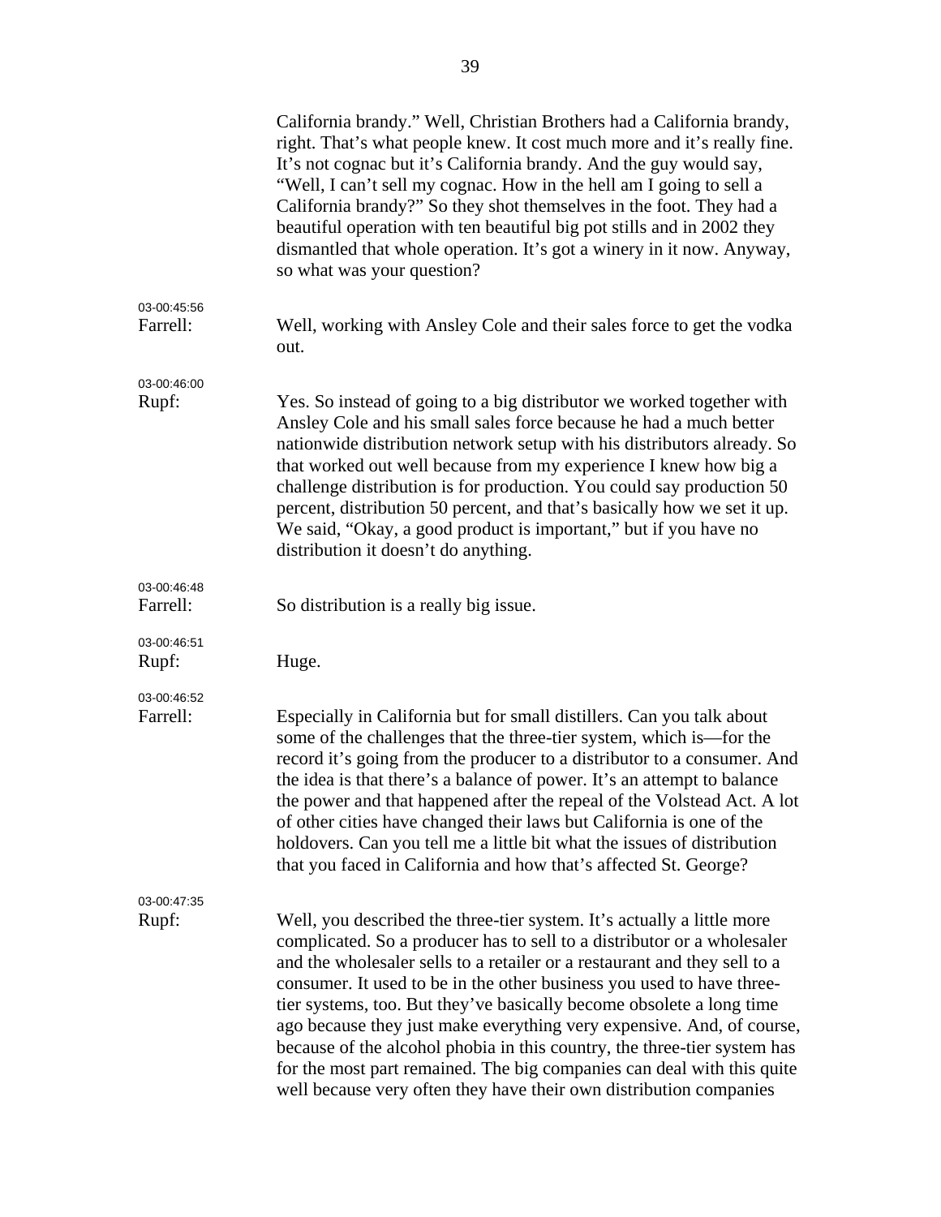California brandy." Well, Christian Brothers had a California brandy, right. That's what people knew. It cost much more and it's really fine. It's not cognac but it's California brandy. And the guy would say, "Well, I can't sell my cognac. How in the hell am I going to sell a California brandy?" So they shot themselves in the foot. They had a beautiful operation with ten beautiful big pot stills and in 2002 they dismantled that whole operation. It's got a winery in it now. Anyway, so what was your question?

03-00:45:56
Farrell: Well, working with Ansley Cole and their sales force to get the vodka out.

03-00:46:00
Rupf: Yes. So instead of going to a big distributor we worked together with Ansley Cole and his small sales force because he had a much better nationwide distribution network setup with his distributors already. So that worked out well because from my experience I knew how big a challenge distribution is for production. You could say production 50 percent, distribution 50 percent, and that's basically how we set it up. We said, "Okay, a good product is important," but if you have no distribution it doesn't do anything.

03-00:46:48
Farrell: So distribution is a really big issue.

03-00:46:51
Rupf: Huge.

03-00:46:52
Farrell: Especially in California but for small distillers. Can you talk about some of the challenges that the three-tier system, which is—for the record it's going from the producer to a distributor to a consumer. And the idea is that there's a balance of power. It's an attempt to balance the power and that happened after the repeal of the Volstead Act. A lot of other cities have changed their laws but California is one of the holdovers. Can you tell me a little bit what the issues of distribution that you faced in California and how that's affected St. George?

03-00:47:35
Rupf: Well, you described the three-tier system. It's actually a little more complicated. So a producer has to sell to a distributor or a wholesaler and the wholesaler sells to a retailer or a restaurant and they sell to a consumer. It used to be in the other business you used to have three-tier systems, too. But they've basically become obsolete a long time ago because they just make everything very expensive. And, of course, because of the alcohol phobia in this country, the three-tier system has for the most part remained. The big companies can deal with this quite well because very often they have their own distribution companies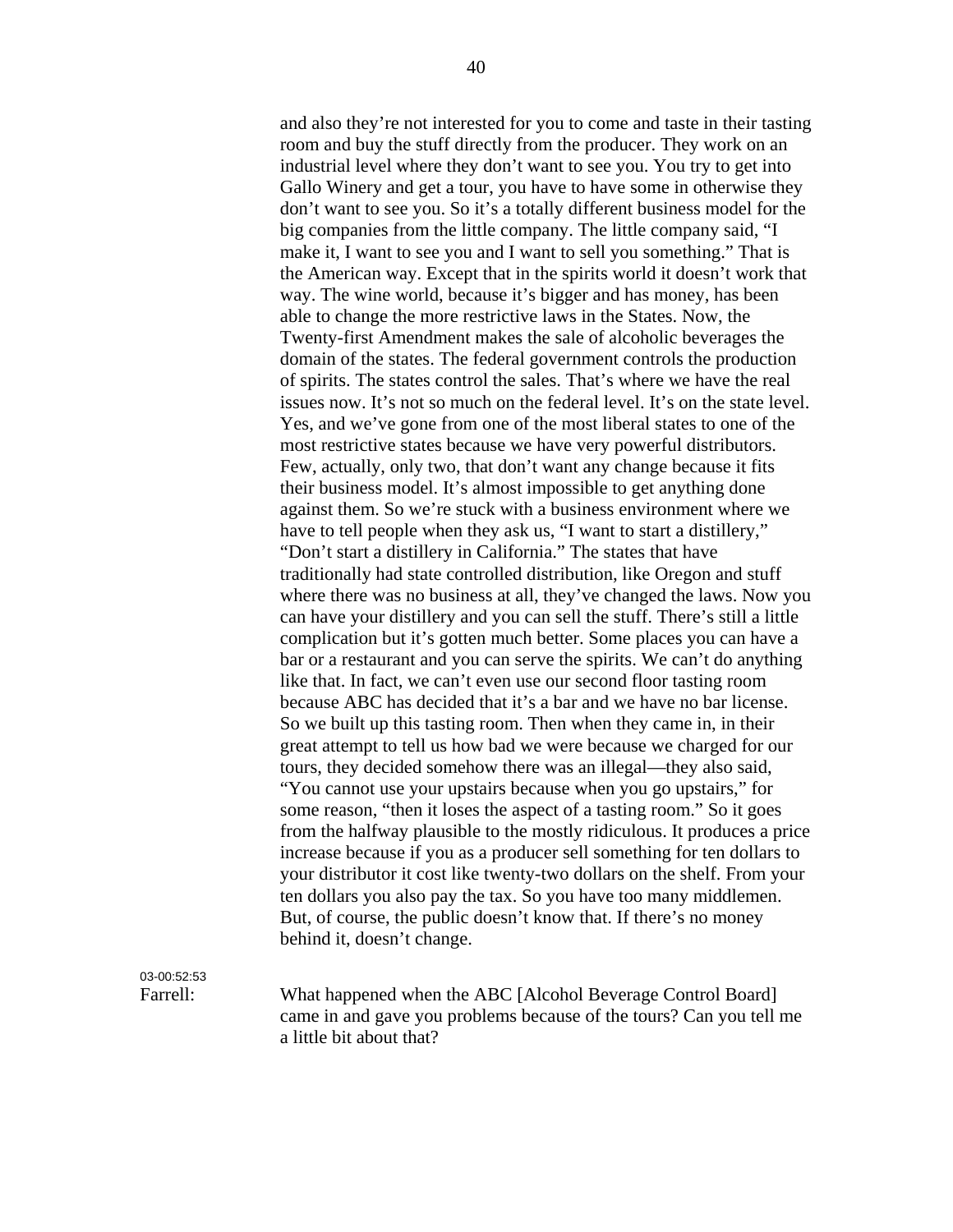and also they're not interested for you to come and taste in their tasting room and buy the stuff directly from the producer. They work on an industrial level where they don't want to see you. You try to get into Gallo Winery and get a tour, you have to have some in otherwise they don't want to see you. So it's a totally different business model for the big companies from the little company. The little company said, "I make it, I want to see you and I want to sell you something." That is the American way. Except that in the spirits world it doesn't work that way. The wine world, because it's bigger and has money, has been able to change the more restrictive laws in the States. Now, the Twenty-first Amendment makes the sale of alcoholic beverages the domain of the states. The federal government controls the production of spirits. The states control the sales. That's where we have the real issues now. It's not so much on the federal level. It's on the state level. Yes, and we've gone from one of the most liberal states to one of the most restrictive states because we have very powerful distributors. Few, actually, only two, that don't want any change because it fits their business model. It's almost impossible to get anything done against them. So we're stuck with a business environment where we have to tell people when they ask us, "I want to start a distillery," "Don't start a distillery in California." The states that have traditionally had state controlled distribution, like Oregon and stuff where there was no business at all, they've changed the laws. Now you can have your distillery and you can sell the stuff. There's still a little complication but it's gotten much better. Some places you can have a bar or a restaurant and you can serve the spirits. We can't do anything like that. In fact, we can't even use our second floor tasting room because ABC has decided that it's a bar and we have no bar license. So we built up this tasting room. Then when they came in, in their great attempt to tell us how bad we were because we charged for our tours, they decided somehow there was an illegal—they also said, "You cannot use your upstairs because when you go upstairs," for some reason, "then it loses the aspect of a tasting room." So it goes from the halfway plausible to the mostly ridiculous. It produces a price increase because if you as a producer sell something for ten dollars to your distributor it cost like twenty-two dollars on the shelf. From your ten dollars you also pay the tax. So you have too many middlemen. But, of course, the public doesn't know that. If there's no money behind it, doesn't change.

03-00:52:53

Farrell: What happened when the ABC [Alcohol Beverage Control Board] came in and gave you problems because of the tours? Can you tell me a little bit about that?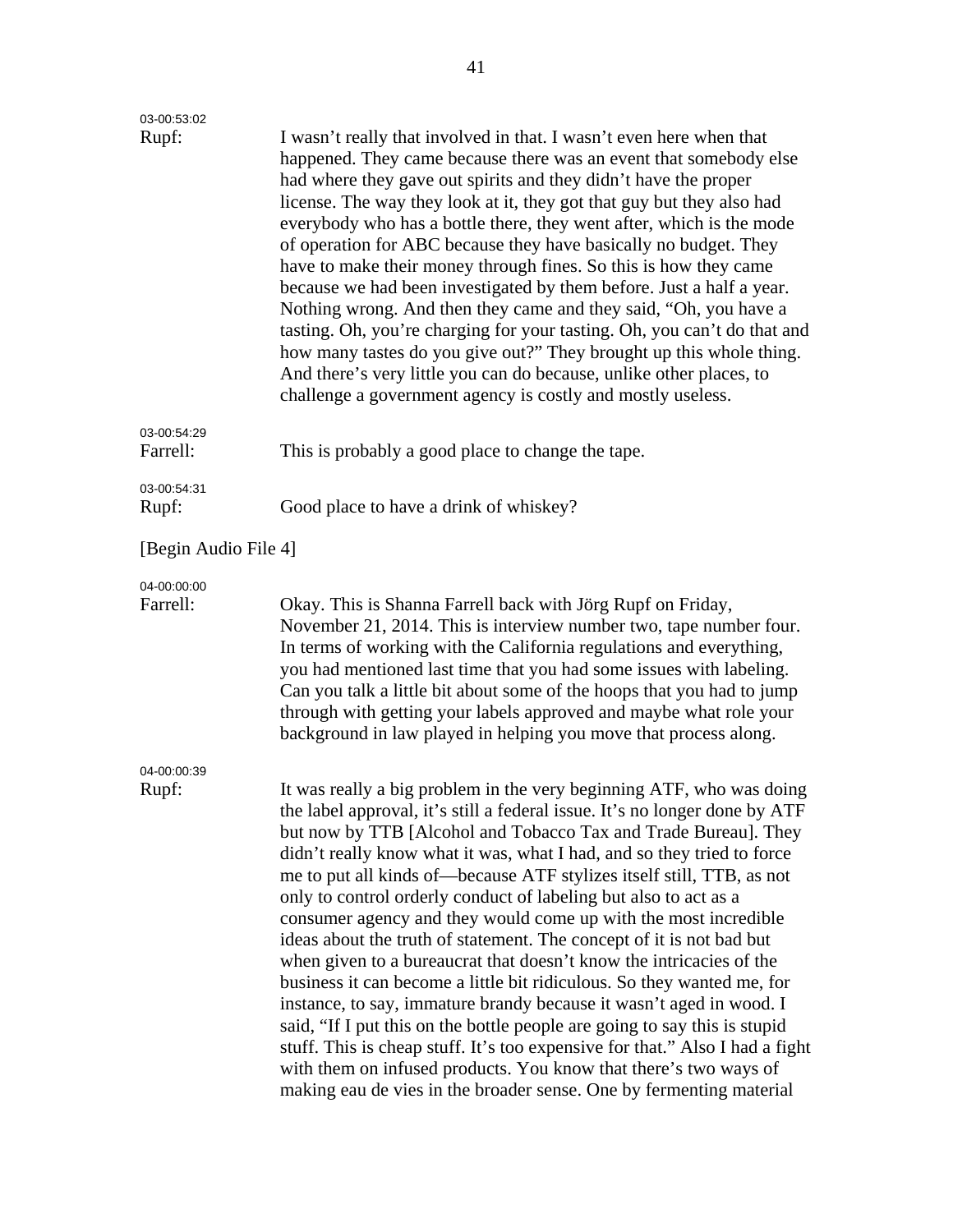03-00:53:02

Rupf: I wasn't really that involved in that. I wasn't even here when that happened. They came because there was an event that somebody else had where they gave out spirits and they didn't have the proper license. The way they look at it, they got that guy but they also had everybody who has a bottle there, they went after, which is the mode of operation for ABC because they have basically no budget. They have to make their money through fines. So this is how they came because we had been investigated by them before. Just a half a year. Nothing wrong. And then they came and they said, "Oh, you have a tasting. Oh, you're charging for your tasting. Oh, you can't do that and how many tastes do you give out?" They brought up this whole thing. And there's very little you can do because, unlike other places, to challenge a government agency is costly and mostly useless.

03-00:54:29

Farrell: This is probably a good place to change the tape.

03-00:54:31

Rupf: Good place to have a drink of whiskey?

[Begin Audio File 4]

04-00:00:00

Farrell: Okay. This is Shanna Farrell back with Jörg Rupf on Friday, November 21, 2014. This is interview number two, tape number four. In terms of working with the California regulations and everything, you had mentioned last time that you had some issues with labeling. Can you talk a little bit about some of the hoops that you had to jump through with getting your labels approved and maybe what role your background in law played in helping you move that process along.

04-00:00:39

Rupf: It was really a big problem in the very beginning ATF, who was doing the label approval, it's still a federal issue. It's no longer done by ATF but now by TTB [Alcohol and Tobacco Tax and Trade Bureau]. They didn't really know what it was, what I had, and so they tried to force me to put all kinds of—because ATF stylizes itself still, TTB, as not only to control orderly conduct of labeling but also to act as a consumer agency and they would come up with the most incredible ideas about the truth of statement. The concept of it is not bad but when given to a bureaucrat that doesn't know the intricacies of the business it can become a little bit ridiculous. So they wanted me, for instance, to say, immature brandy because it wasn't aged in wood. I said, "If I put this on the bottle people are going to say this is stupid stuff. This is cheap stuff. It's too expensive for that." Also I had a fight with them on infused products. You know that there's two ways of making eau de vies in the broader sense. One by fermenting material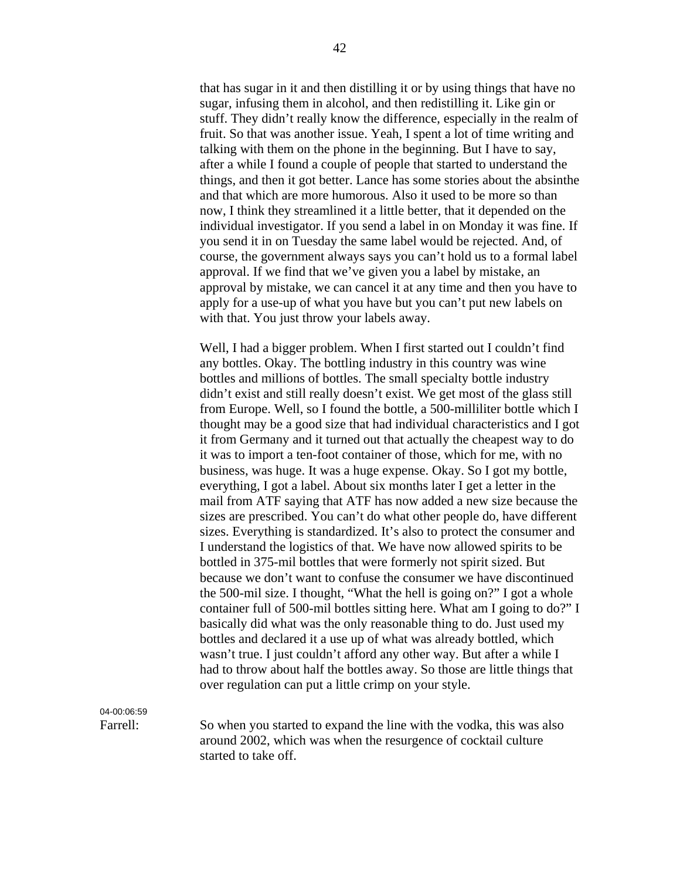that has sugar in it and then distilling it or by using things that have no sugar, infusing them in alcohol, and then redistilling it. Like gin or stuff. They didn't really know the difference, especially in the realm of fruit. So that was another issue. Yeah, I spent a lot of time writing and talking with them on the phone in the beginning. But I have to say, after a while I found a couple of people that started to understand the things, and then it got better. Lance has some stories about the absinthe and that which are more humorous. Also it used to be more so than now, I think they streamlined it a little better, that it depended on the individual investigator. If you send a label in on Monday it was fine. If you send it in on Tuesday the same label would be rejected. And, of course, the government always says you can't hold us to a formal label approval. If we find that we've given you a label by mistake, an approval by mistake, we can cancel it at any time and then you have to apply for a use-up of what you have but you can't put new labels on with that. You just throw your labels away.

Well, I had a bigger problem. When I first started out I couldn't find any bottles. Okay. The bottling industry in this country was wine bottles and millions of bottles. The small specialty bottle industry didn't exist and still really doesn't exist. We get most of the glass still from Europe. Well, so I found the bottle, a 500-milliliter bottle which I thought may be a good size that had individual characteristics and I got it from Germany and it turned out that actually the cheapest way to do it was to import a ten-foot container of those, which for me, with no business, was huge. It was a huge expense. Okay. So I got my bottle, everything, I got a label. About six months later I get a letter in the mail from ATF saying that ATF has now added a new size because the sizes are prescribed. You can't do what other people do, have different sizes. Everything is standardized. It's also to protect the consumer and I understand the logistics of that. We have now allowed spirits to be bottled in 375-mil bottles that were formerly not spirit sized. But because we don't want to confuse the consumer we have discontinued the 500-mil size. I thought, "What the hell is going on?" I got a whole container full of 500-mil bottles sitting here. What am I going to do?" I basically did what was the only reasonable thing to do. Just used my bottles and declared it a use up of what was already bottled, which wasn't true. I just couldn't afford any other way. But after a while I had to throw about half the bottles away. So those are little things that over regulation can put a little crimp on your style.

04-00:06:59

Farrell: So when you started to expand the line with the vodka, this was also around 2002, which was when the resurgence of cocktail culture started to take off.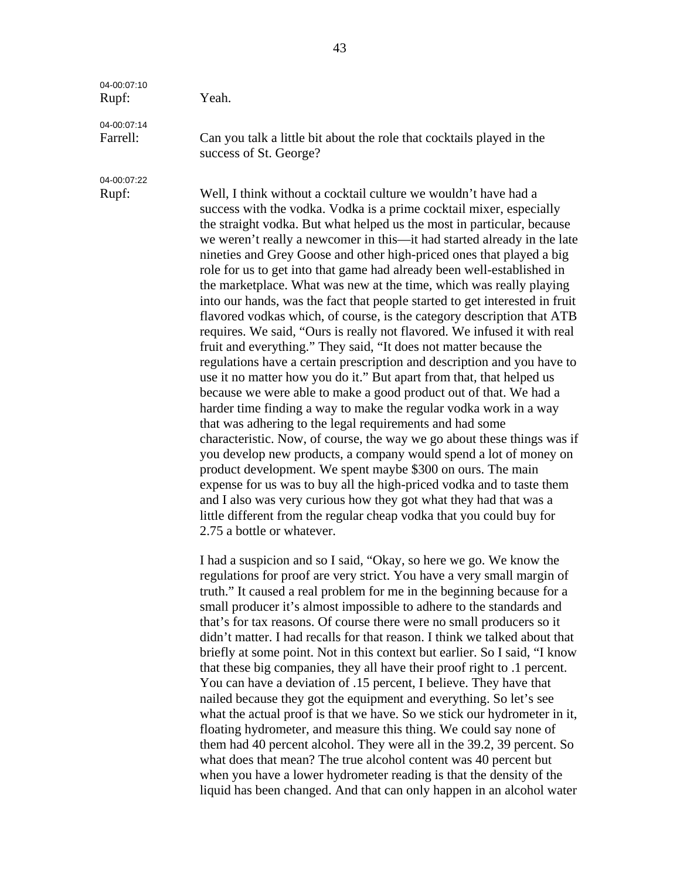04-00:07:10
Rupf: Yeah.

04-00:07:14
Farrell: Can you talk a little bit about the role that cocktails played in the success of St. George?

04-00:07:22
Rupf: Well, I think without a cocktail culture we wouldn't have had a success with the vodka. Vodka is a prime cocktail mixer, especially the straight vodka. But what helped us the most in particular, because we weren't really a newcomer in this—it had started already in the late nineties and Grey Goose and other high-priced ones that played a big role for us to get into that game had already been well-established in the marketplace. What was new at the time, which was really playing into our hands, was the fact that people started to get interested in fruit flavored vodkas which, of course, is the category description that ATB requires. We said, "Ours is really not flavored. We infused it with real fruit and everything." They said, "It does not matter because the regulations have a certain prescription and description and you have to use it no matter how you do it." But apart from that, that helped us because we were able to make a good product out of that. We had a harder time finding a way to make the regular vodka work in a way that was adhering to the legal requirements and had some characteristic. Now, of course, the way we go about these things was if you develop new products, a company would spend a lot of money on product development. We spent maybe $300 on ours. The main expense for us was to buy all the high-priced vodka and to taste them and I also was very curious how they got what they had that was a little different from the regular cheap vodka that you could buy for 2.75 a bottle or whatever.

I had a suspicion and so I said, "Okay, so here we go. We know the regulations for proof are very strict. You have a very small margin of truth." It caused a real problem for me in the beginning because for a small producer it's almost impossible to adhere to the standards and that's for tax reasons. Of course there were no small producers so it didn't matter. I had recalls for that reason. I think we talked about that briefly at some point. Not in this context but earlier. So I said, "I know that these big companies, they all have their proof right to .1 percent. You can have a deviation of .15 percent, I believe. They have that nailed because they got the equipment and everything. So let's see what the actual proof is that we have. So we stick our hydrometer in it, floating hydrometer, and measure this thing. We could say none of them had 40 percent alcohol. They were all in the 39.2, 39 percent. So what does that mean? The true alcohol content was 40 percent but when you have a lower hydrometer reading is that the density of the liquid has been changed. And that can only happen in an alcohol water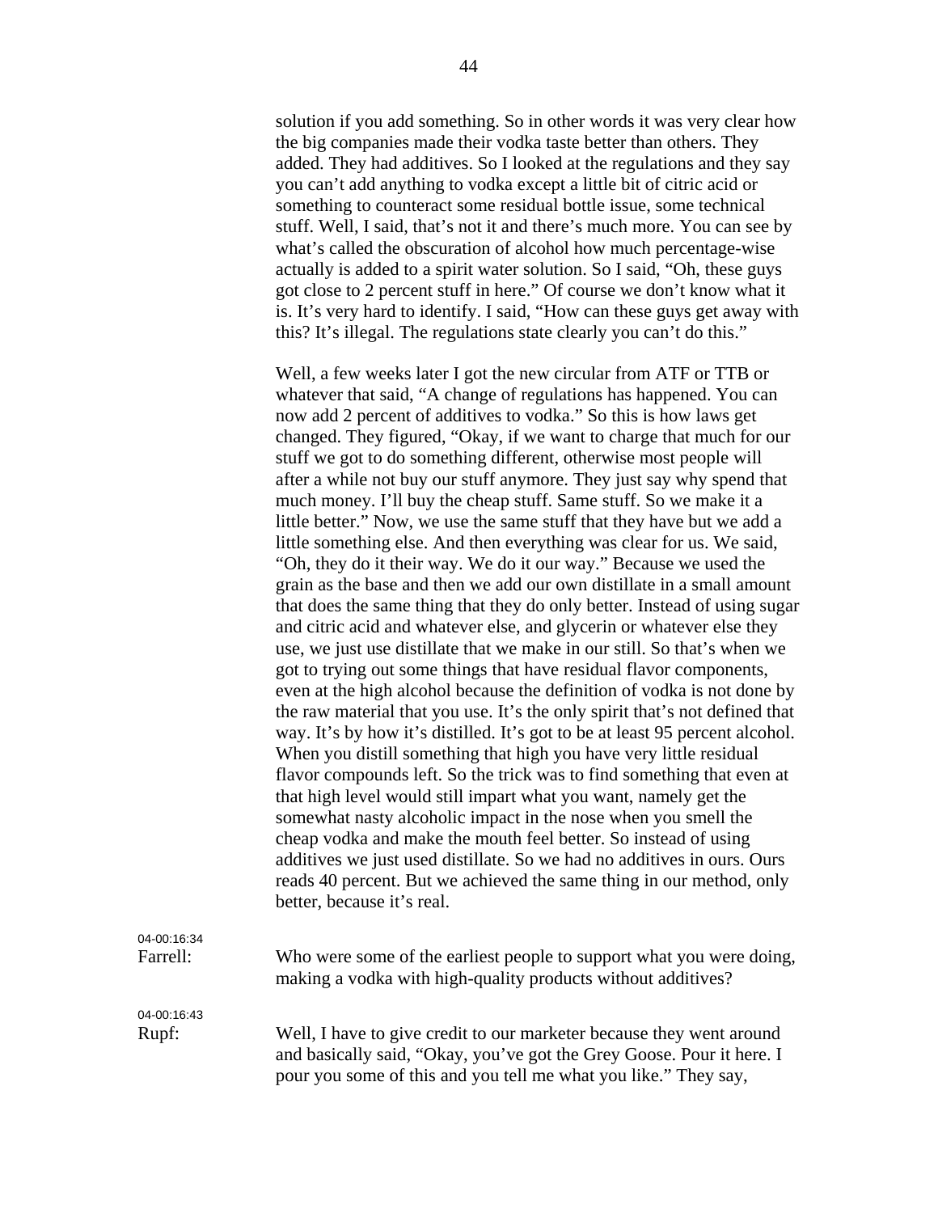solution if you add something. So in other words it was very clear how the big companies made their vodka taste better than others. They added. They had additives. So I looked at the regulations and they say you can't add anything to vodka except a little bit of citric acid or something to counteract some residual bottle issue, some technical stuff. Well, I said, that's not it and there's much more. You can see by what's called the obscuration of alcohol how much percentage-wise actually is added to a spirit water solution. So I said, "Oh, these guys got close to 2 percent stuff in here." Of course we don't know what it is. It's very hard to identify. I said, "How can these guys get away with this? It's illegal. The regulations state clearly you can't do this."

Well, a few weeks later I got the new circular from ATF or TTB or whatever that said, "A change of regulations has happened. You can now add 2 percent of additives to vodka." So this is how laws get changed. They figured, "Okay, if we want to charge that much for our stuff we got to do something different, otherwise most people will after a while not buy our stuff anymore. They just say why spend that much money. I'll buy the cheap stuff. Same stuff. So we make it a little better." Now, we use the same stuff that they have but we add a little something else. And then everything was clear for us. We said, "Oh, they do it their way. We do it our way." Because we used the grain as the base and then we add our own distillate in a small amount that does the same thing that they do only better. Instead of using sugar and citric acid and whatever else, and glycerin or whatever else they use, we just use distillate that we make in our still. So that's when we got to trying out some things that have residual flavor components, even at the high alcohol because the definition of vodka is not done by the raw material that you use. It's the only spirit that's not defined that way. It's by how it's distilled. It's got to be at least 95 percent alcohol. When you distill something that high you have very little residual flavor compounds left. So the trick was to find something that even at that high level would still impart what you want, namely get the somewhat nasty alcoholic impact in the nose when you smell the cheap vodka and make the mouth feel better. So instead of using additives we just used distillate. So we had no additives in ours. Ours reads 40 percent. But we achieved the same thing in our method, only better, because it's real.

04-00:16:34

Farrell: Who were some of the earliest people to support what you were doing, making a vodka with high-quality products without additives?

04-00:16:43

Rupf: Well, I have to give credit to our marketer because they went around and basically said, "Okay, you've got the Grey Goose. Pour it here. I pour you some of this and you tell me what you like." They say,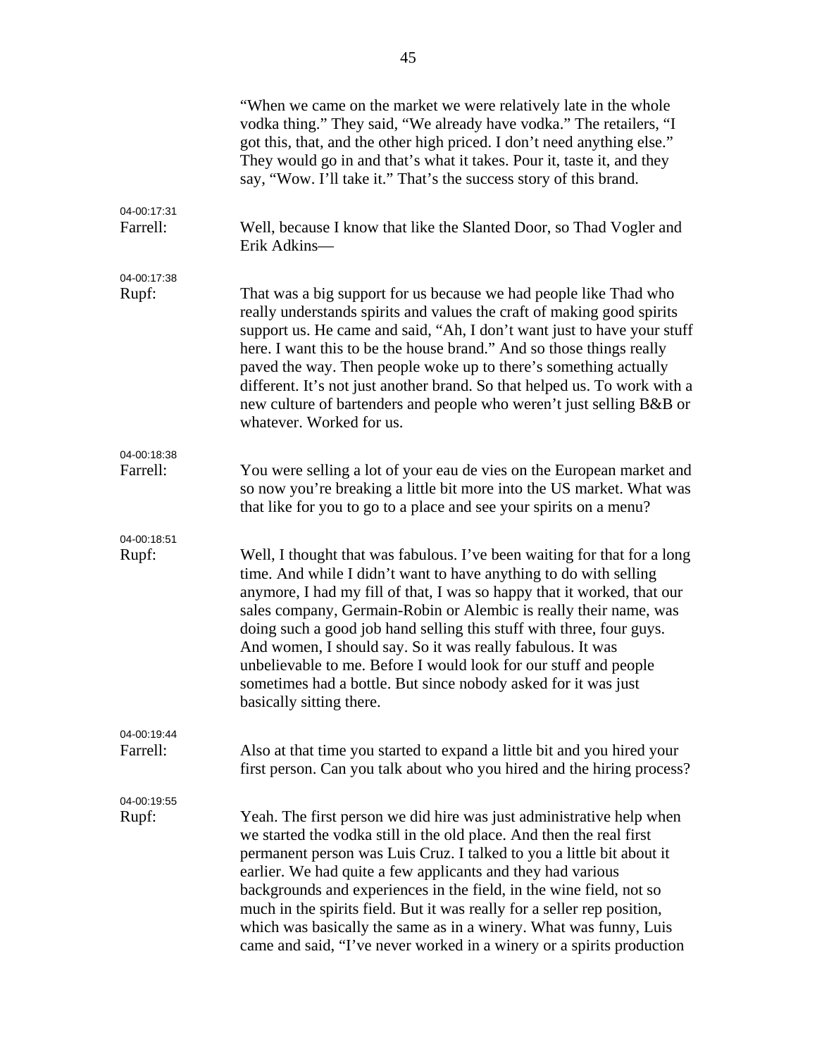"When we came on the market we were relatively late in the whole vodka thing." They said, "We already have vodka." The retailers, "I got this, that, and the other high priced. I don't need anything else." They would go in and that's what it takes. Pour it, taste it, and they say, "Wow. I'll take it." That's the success story of this brand.

04-00:17:31
Farrell: Well, because I know that like the Slanted Door, so Thad Vogler and Erik Adkins—

04-00:17:38
Rupf: That was a big support for us because we had people like Thad who really understands spirits and values the craft of making good spirits support us. He came and said, "Ah, I don't want just to have your stuff here. I want this to be the house brand." And so those things really paved the way. Then people woke up to there's something actually different. It's not just another brand. So that helped us. To work with a new culture of bartenders and people who weren't just selling B&B or whatever. Worked for us.

04-00:18:38
Farrell: You were selling a lot of your eau de vies on the European market and so now you're breaking a little bit more into the US market. What was that like for you to go to a place and see your spirits on a menu?

04-00:18:51
Rupf: Well, I thought that was fabulous. I've been waiting for that for a long time. And while I didn't want to have anything to do with selling anymore, I had my fill of that, I was so happy that it worked, that our sales company, Germain-Robin or Alembic is really their name, was doing such a good job hand selling this stuff with three, four guys. And women, I should say. So it was really fabulous. It was unbelievable to me. Before I would look for our stuff and people sometimes had a bottle. But since nobody asked for it was just basically sitting there.

04-00:19:44
Farrell: Also at that time you started to expand a little bit and you hired your first person. Can you talk about who you hired and the hiring process?

04-00:19:55
Rupf: Yeah. The first person we did hire was just administrative help when we started the vodka still in the old place. And then the real first permanent person was Luis Cruz. I talked to you a little bit about it earlier. We had quite a few applicants and they had various backgrounds and experiences in the field, in the wine field, not so much in the spirits field. But it was really for a seller rep position, which was basically the same as in a winery. What was funny, Luis came and said, "I've never worked in a winery or a spirits production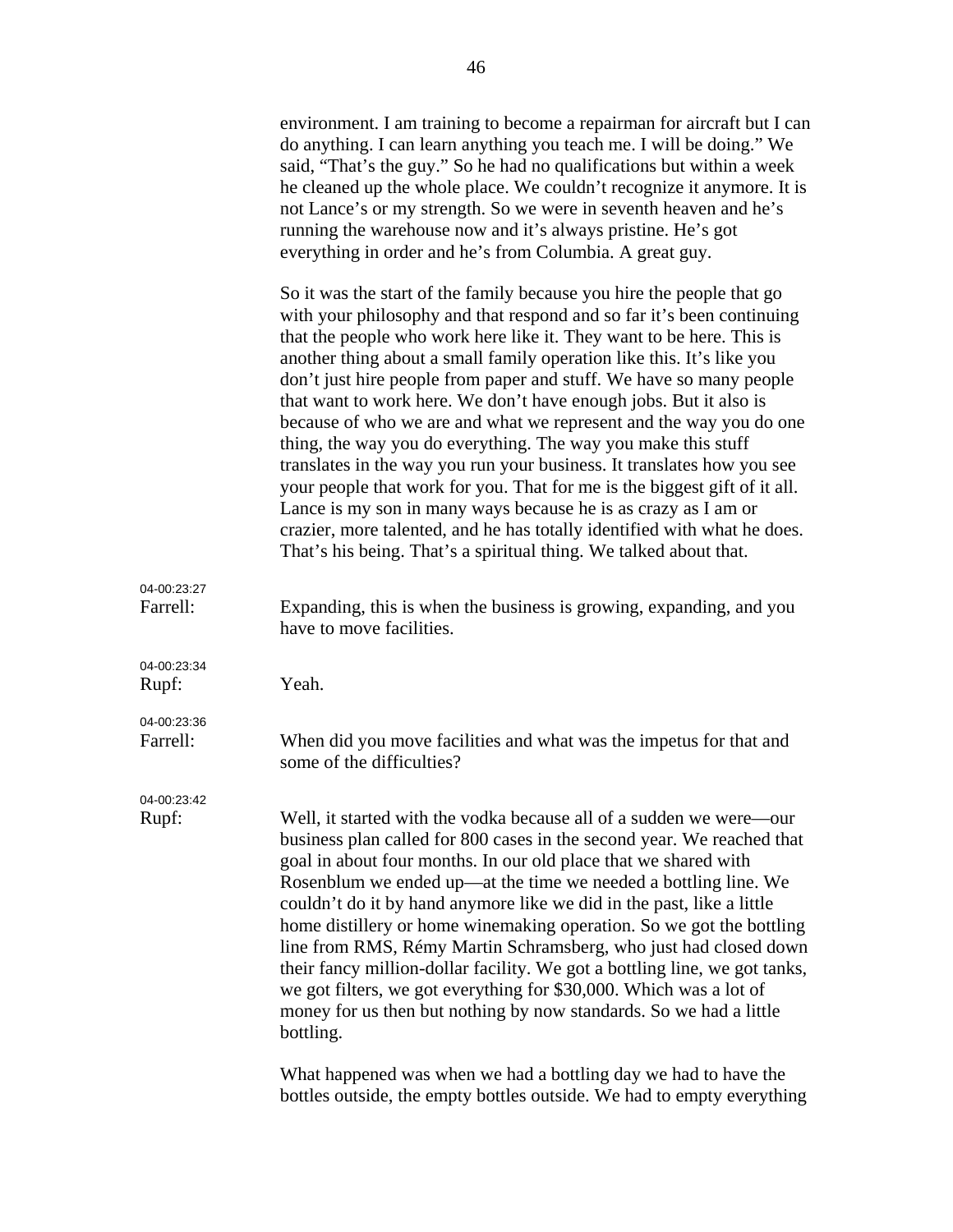environment. I am training to become a repairman for aircraft but I can do anything. I can learn anything you teach me. I will be doing." We said, "That's the guy." So he had no qualifications but within a week he cleaned up the whole place. We couldn't recognize it anymore. It is not Lance's or my strength. So we were in seventh heaven and he's running the warehouse now and it's always pristine. He's got everything in order and he's from Columbia. A great guy.

So it was the start of the family because you hire the people that go with your philosophy and that respond and so far it's been continuing that the people who work here like it. They want to be here. This is another thing about a small family operation like this. It's like you don't just hire people from paper and stuff. We have so many people that want to work here. We don't have enough jobs. But it also is because of who we are and what we represent and the way you do one thing, the way you do everything. The way you make this stuff translates in the way you run your business. It translates how you see your people that work for you. That for me is the biggest gift of it all. Lance is my son in many ways because he is as crazy as I am or crazier, more talented, and he has totally identified with what he does. That's his being. That's a spiritual thing. We talked about that.

04-00:23:27
Farrell: Expanding, this is when the business is growing, expanding, and you have to move facilities.

04-00:23:34
Rupf: Yeah.

04-00:23:36
Farrell: When did you move facilities and what was the impetus for that and some of the difficulties?

04-00:23:42
Rupf: Well, it started with the vodka because all of a sudden we were—our business plan called for 800 cases in the second year. We reached that goal in about four months. In our old place that we shared with Rosenblum we ended up—at the time we needed a bottling line. We couldn't do it by hand anymore like we did in the past, like a little home distillery or home winemaking operation. So we got the bottling line from RMS, Rémy Martin Schramsberg, who just had closed down their fancy million-dollar facility. We got a bottling line, we got tanks, we got filters, we got everything for $30,000. Which was a lot of money for us then but nothing by now standards. So we had a little bottling.

What happened was when we had a bottling day we had to have the bottles outside, the empty bottles outside. We had to empty everything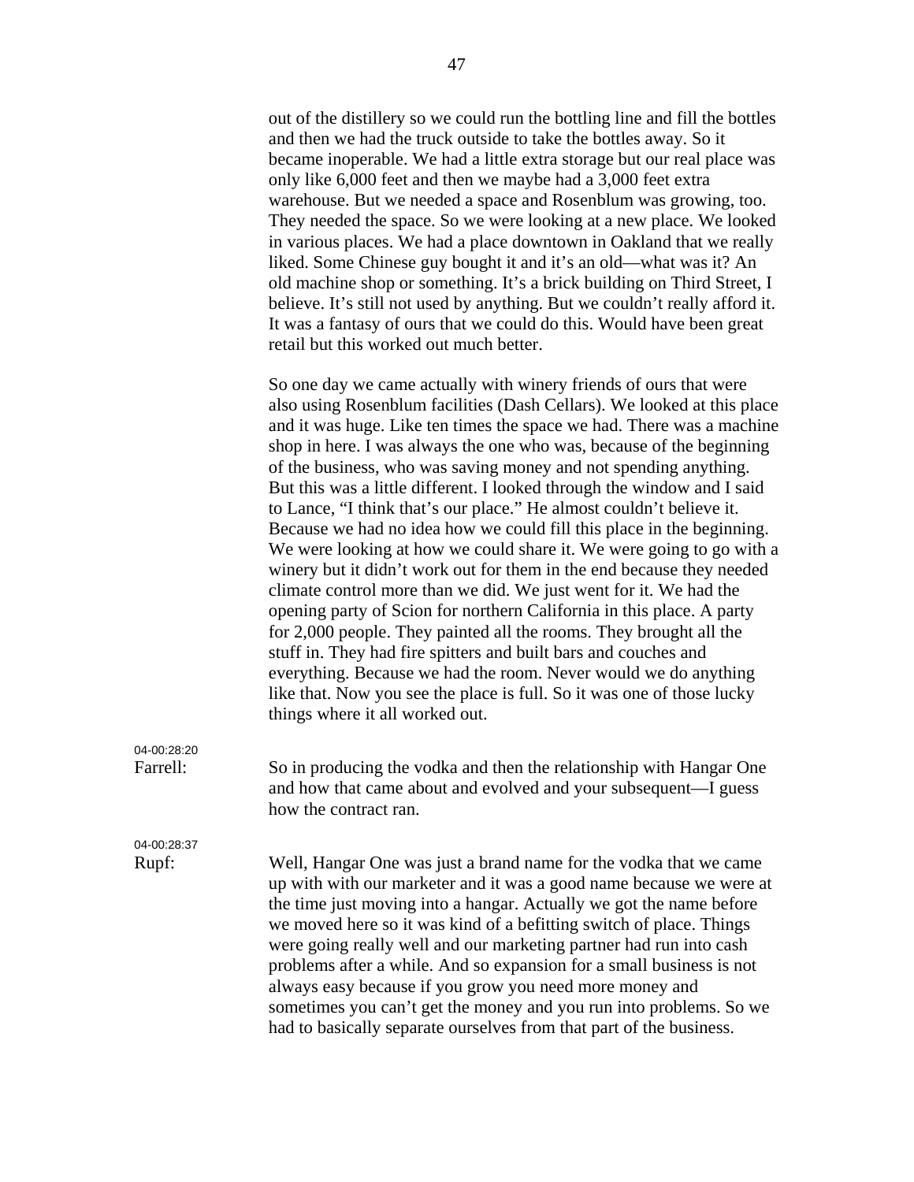out of the distillery so we could run the bottling line and fill the bottles and then we had the truck outside to take the bottles away. So it became inoperable. We had a little extra storage but our real place was only like 6,000 feet and then we maybe had a 3,000 feet extra warehouse. But we needed a space and Rosenblum was growing, too. They needed the space. So we were looking at a new place. We looked in various places. We had a place downtown in Oakland that we really liked. Some Chinese guy bought it and it's an old—what was it? An old machine shop or something. It's a brick building on Third Street, I believe. It's still not used by anything. But we couldn't really afford it. It was a fantasy of ours that we could do this. Would have been great retail but this worked out much better.

So one day we came actually with winery friends of ours that were also using Rosenblum facilities (Dash Cellars). We looked at this place and it was huge. Like ten times the space we had. There was a machine shop in here. I was always the one who was, because of the beginning of the business, who was saving money and not spending anything. But this was a little different. I looked through the window and I said to Lance, "I think that's our place." He almost couldn't believe it. Because we had no idea how we could fill this place in the beginning. We were looking at how we could share it. We were going to go with a winery but it didn't work out for them in the end because they needed climate control more than we did. We just went for it. We had the opening party of Scion for northern California in this place. A party for 2,000 people. They painted all the rooms. They brought all the stuff in. They had fire spitters and built bars and couches and everything. Because we had the room. Never would we do anything like that. Now you see the place is full. So it was one of those lucky things where it all worked out.

04-00:28:20
Farrell: So in producing the vodka and then the relationship with Hangar One and how that came about and evolved and your subsequent—I guess how the contract ran.

04-00:28:37
Rupf: Well, Hangar One was just a brand name for the vodka that we came up with with our marketer and it was a good name because we were at the time just moving into a hangar. Actually we got the name before we moved here so it was kind of a befitting switch of place. Things were going really well and our marketing partner had run into cash problems after a while. And so expansion for a small business is not always easy because if you grow you need more money and sometimes you can't get the money and you run into problems. So we had to basically separate ourselves from that part of the business.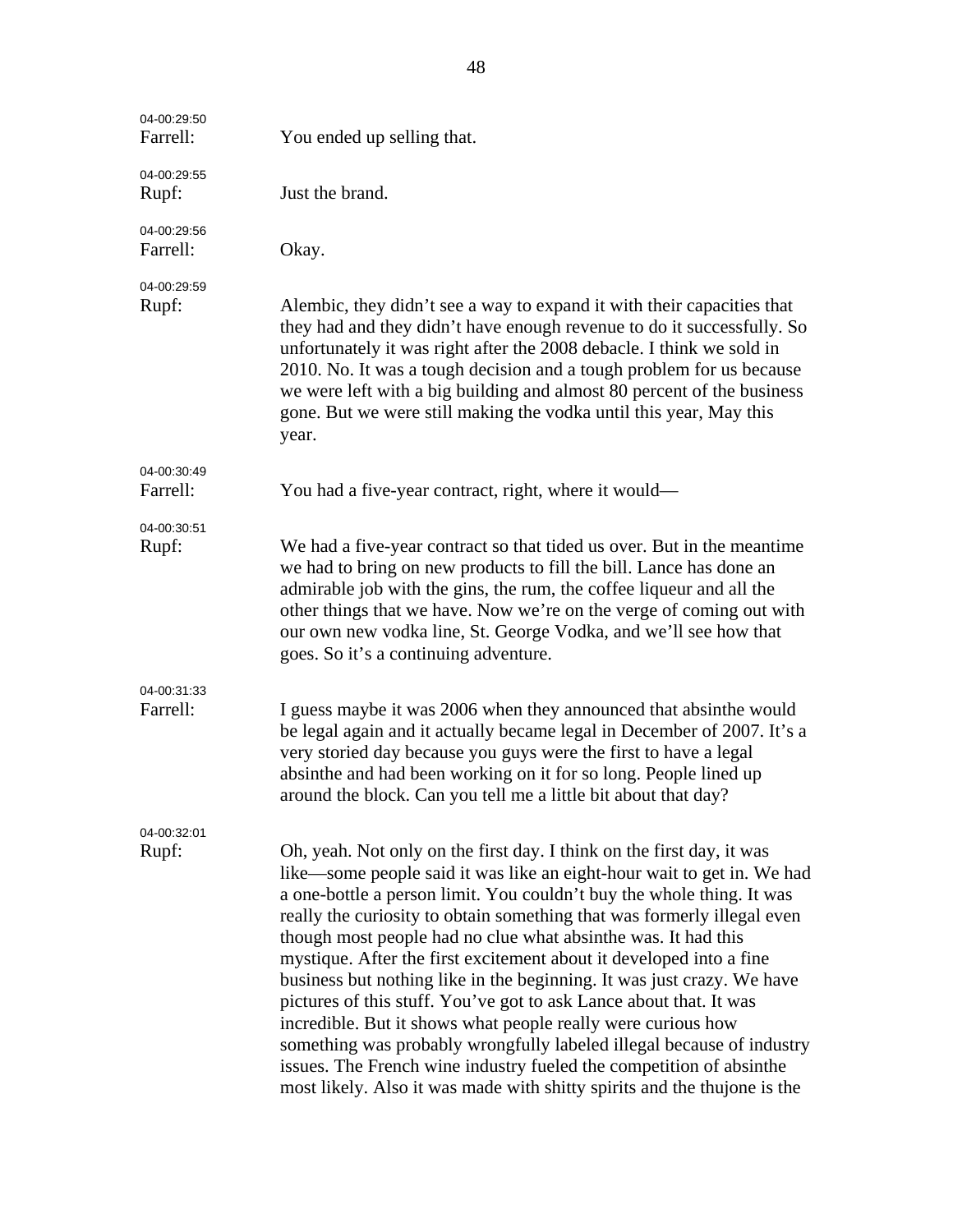04-00:29:50
Farrell: You ended up selling that.

04-00:29:55
Rupf: Just the brand.

04-00:29:56
Farrell: Okay.

04-00:29:59
Rupf: Alembic, they didn't see a way to expand it with their capacities that they had and they didn't have enough revenue to do it successfully. So unfortunately it was right after the 2008 debacle. I think we sold in 2010. No. It was a tough decision and a tough problem for us because we were left with a big building and almost 80 percent of the business gone. But we were still making the vodka until this year, May this year.

04-00:30:49
Farrell: You had a five-year contract, right, where it would—

04-00:30:51
Rupf: We had a five-year contract so that tided us over. But in the meantime we had to bring on new products to fill the bill. Lance has done an admirable job with the gins, the rum, the coffee liqueur and all the other things that we have. Now we're on the verge of coming out with our own new vodka line, St. George Vodka, and we'll see how that goes. So it's a continuing adventure.

04-00:31:33
Farrell: I guess maybe it was 2006 when they announced that absinthe would be legal again and it actually became legal in December of 2007. It's a very storied day because you guys were the first to have a legal absinthe and had been working on it for so long. People lined up around the block. Can you tell me a little bit about that day?

04-00:32:01
Rupf: Oh, yeah. Not only on the first day. I think on the first day, it was like—some people said it was like an eight-hour wait to get in. We had a one-bottle a person limit. You couldn't buy the whole thing. It was really the curiosity to obtain something that was formerly illegal even though most people had no clue what absinthe was. It had this mystique. After the first excitement about it developed into a fine business but nothing like in the beginning. It was just crazy. We have pictures of this stuff. You've got to ask Lance about that. It was incredible. But it shows what people really were curious how something was probably wrongfully labeled illegal because of industry issues. The French wine industry fueled the competition of absinthe most likely. Also it was made with shitty spirits and the thujone is the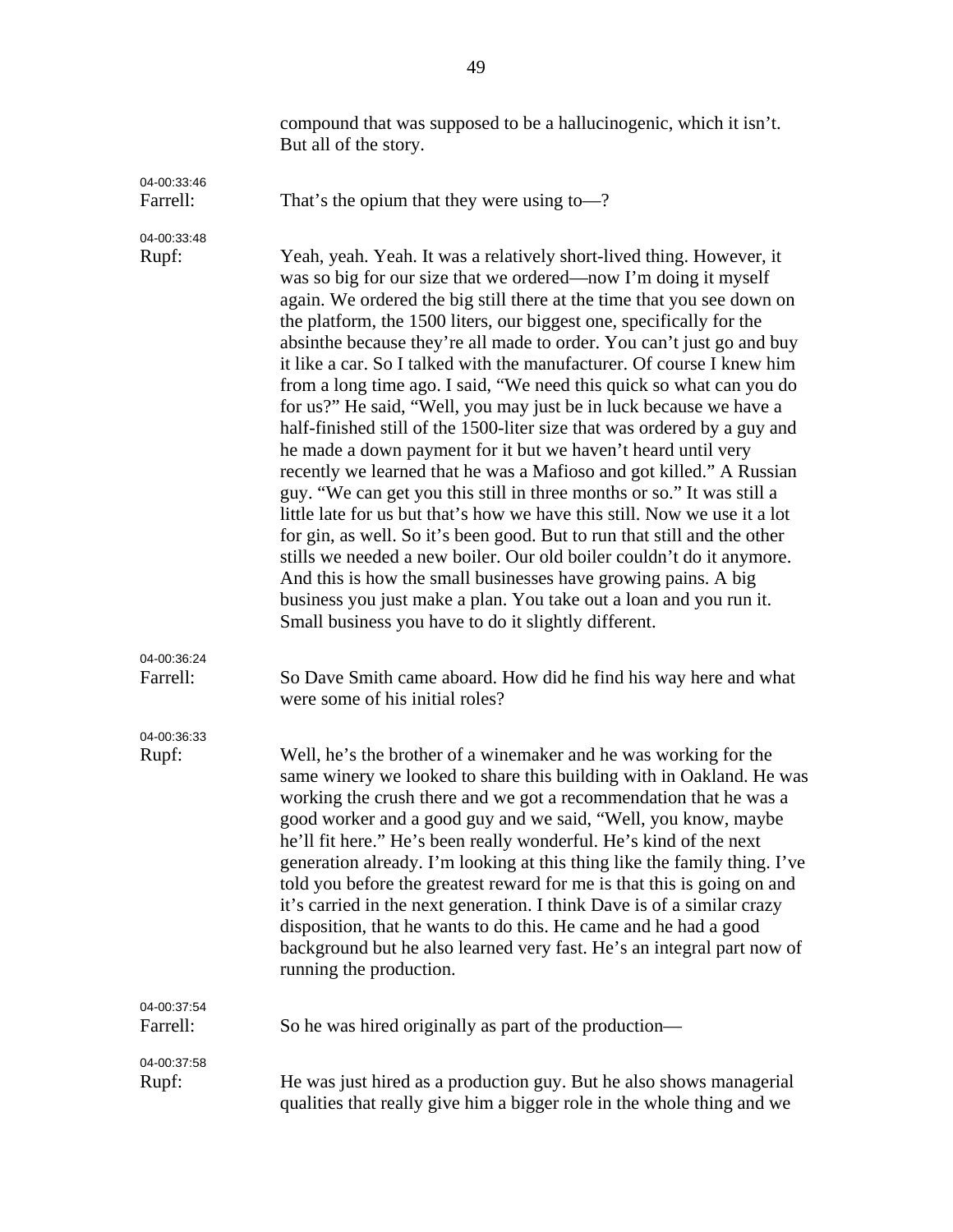compound that was supposed to be a hallucinogenic, which it isn't. But all of the story.

04-00:33:46
Farrell: That's the opium that they were using to—?

04-00:33:48
Rupf: Yeah, yeah. Yeah. It was a relatively short-lived thing. However, it was so big for our size that we ordered—now I'm doing it myself again. We ordered the big still there at the time that you see down on the platform, the 1500 liters, our biggest one, specifically for the absinthe because they're all made to order. You can't just go and buy it like a car. So I talked with the manufacturer. Of course I knew him from a long time ago. I said, "We need this quick so what can you do for us?" He said, "Well, you may just be in luck because we have a half-finished still of the 1500-liter size that was ordered by a guy and he made a down payment for it but we haven't heard until very recently we learned that he was a Mafioso and got killed." A Russian guy. "We can get you this still in three months or so." It was still a little late for us but that's how we have this still. Now we use it a lot for gin, as well. So it's been good. But to run that still and the other stills we needed a new boiler. Our old boiler couldn't do it anymore. And this is how the small businesses have growing pains. A big business you just make a plan. You take out a loan and you run it. Small business you have to do it slightly different.

04-00:36:24
Farrell: So Dave Smith came aboard. How did he find his way here and what were some of his initial roles?

04-00:36:33
Rupf: Well, he's the brother of a winemaker and he was working for the same winery we looked to share this building with in Oakland. He was working the crush there and we got a recommendation that he was a good worker and a good guy and we said, "Well, you know, maybe he'll fit here." He's been really wonderful. He's kind of the next generation already. I'm looking at this thing like the family thing. I've told you before the greatest reward for me is that this is going on and it's carried in the next generation. I think Dave is of a similar crazy disposition, that he wants to do this. He came and he had a good background but he also learned very fast. He's an integral part now of running the production.

04-00:37:54
Farrell: So he was hired originally as part of the production—

04-00:37:58
Rupf: He was just hired as a production guy. But he also shows managerial qualities that really give him a bigger role in the whole thing and we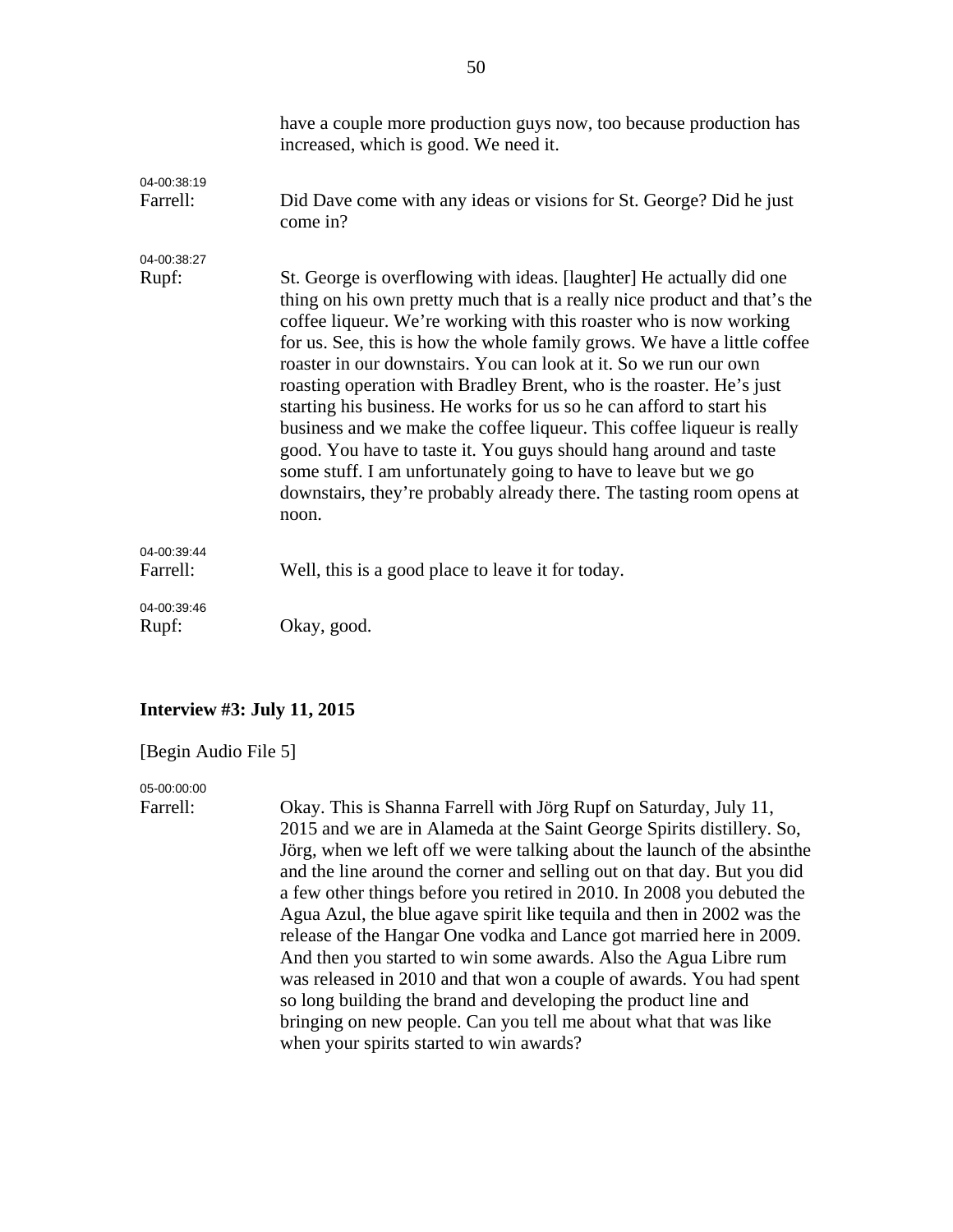have a couple more production guys now, too because production has increased, which is good. We need it.

04-00:38:19
Farrell: Did Dave come with any ideas or visions for St. George? Did he just come in?

04-00:38:27
Rupf: St. George is overflowing with ideas. [laughter] He actually did one thing on his own pretty much that is a really nice product and that's the coffee liqueur. We're working with this roaster who is now working for us. See, this is how the whole family grows. We have a little coffee roaster in our downstairs. You can look at it. So we run our own roasting operation with Bradley Brent, who is the roaster. He's just starting his business. He works for us so he can afford to start his business and we make the coffee liqueur. This coffee liqueur is really good. You have to taste it. You guys should hang around and taste some stuff. I am unfortunately going to have to leave but we go downstairs, they're probably already there. The tasting room opens at noon.

04-00:39:44
Farrell: Well, this is a good place to leave it for today.

04-00:39:46
Rupf: Okay, good.

**Interview #3: July 11, 2015**

[Begin Audio File 5]

05-00:00:00
Farrell: Okay. This is Shanna Farrell with Jörg Rupf on Saturday, July 11, 2015 and we are in Alameda at the Saint George Spirits distillery. So, Jörg, when we left off we were talking about the launch of the absinthe and the line around the corner and selling out on that day. But you did a few other things before you retired in 2010. In 2008 you debuted the Agua Azul, the blue agave spirit like tequila and then in 2002 was the release of the Hangar One vodka and Lance got married here in 2009. And then you started to win some awards. Also the Agua Libre rum was released in 2010 and that won a couple of awards. You had spent so long building the brand and developing the product line and bringing on new people. Can you tell me about what that was like when your spirits started to win awards?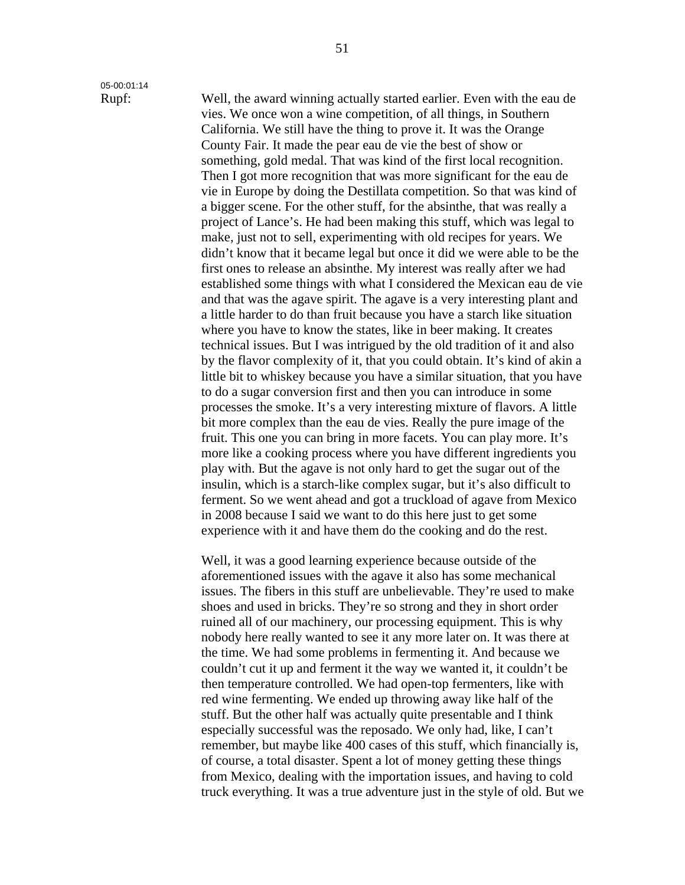05-00:01:14

Rupf: Well, the award winning actually started earlier. Even with the eau de vies. We once won a wine competition, of all things, in Southern California. We still have the thing to prove it. It was the Orange County Fair. It made the pear eau de vie the best of show or something, gold medal. That was kind of the first local recognition. Then I got more recognition that was more significant for the eau de vie in Europe by doing the Destillata competition. So that was kind of a bigger scene. For the other stuff, for the absinthe, that was really a project of Lance's. He had been making this stuff, which was legal to make, just not to sell, experimenting with old recipes for years. We didn't know that it became legal but once it did we were able to be the first ones to release an absinthe. My interest was really after we had established some things with what I considered the Mexican eau de vie and that was the agave spirit. The agave is a very interesting plant and a little harder to do than fruit because you have a starch like situation where you have to know the states, like in beer making. It creates technical issues. But I was intrigued by the old tradition of it and also by the flavor complexity of it, that you could obtain. It's kind of akin a little bit to whiskey because you have a similar situation, that you have to do a sugar conversion first and then you can introduce in some processes the smoke. It's a very interesting mixture of flavors. A little bit more complex than the eau de vies. Really the pure image of the fruit. This one you can bring in more facets. You can play more. It's more like a cooking process where you have different ingredients you play with. But the agave is not only hard to get the sugar out of the insulin, which is a starch-like complex sugar, but it's also difficult to ferment. So we went ahead and got a truckload of agave from Mexico in 2008 because I said we want to do this here just to get some experience with it and have them do the cooking and do the rest.

Well, it was a good learning experience because outside of the aforementioned issues with the agave it also has some mechanical issues. The fibers in this stuff are unbelievable. They're used to make shoes and used in bricks. They're so strong and they in short order ruined all of our machinery, our processing equipment. This is why nobody here really wanted to see it any more later on. It was there at the time. We had some problems in fermenting it. And because we couldn't cut it up and ferment it the way we wanted it, it couldn't be then temperature controlled. We had open-top fermenters, like with red wine fermenting. We ended up throwing away like half of the stuff. But the other half was actually quite presentable and I think especially successful was the reposado. We only had, like, I can't remember, but maybe like 400 cases of this stuff, which financially is, of course, a total disaster. Spent a lot of money getting these things from Mexico, dealing with the importation issues, and having to cold truck everything. It was a true adventure just in the style of old. But we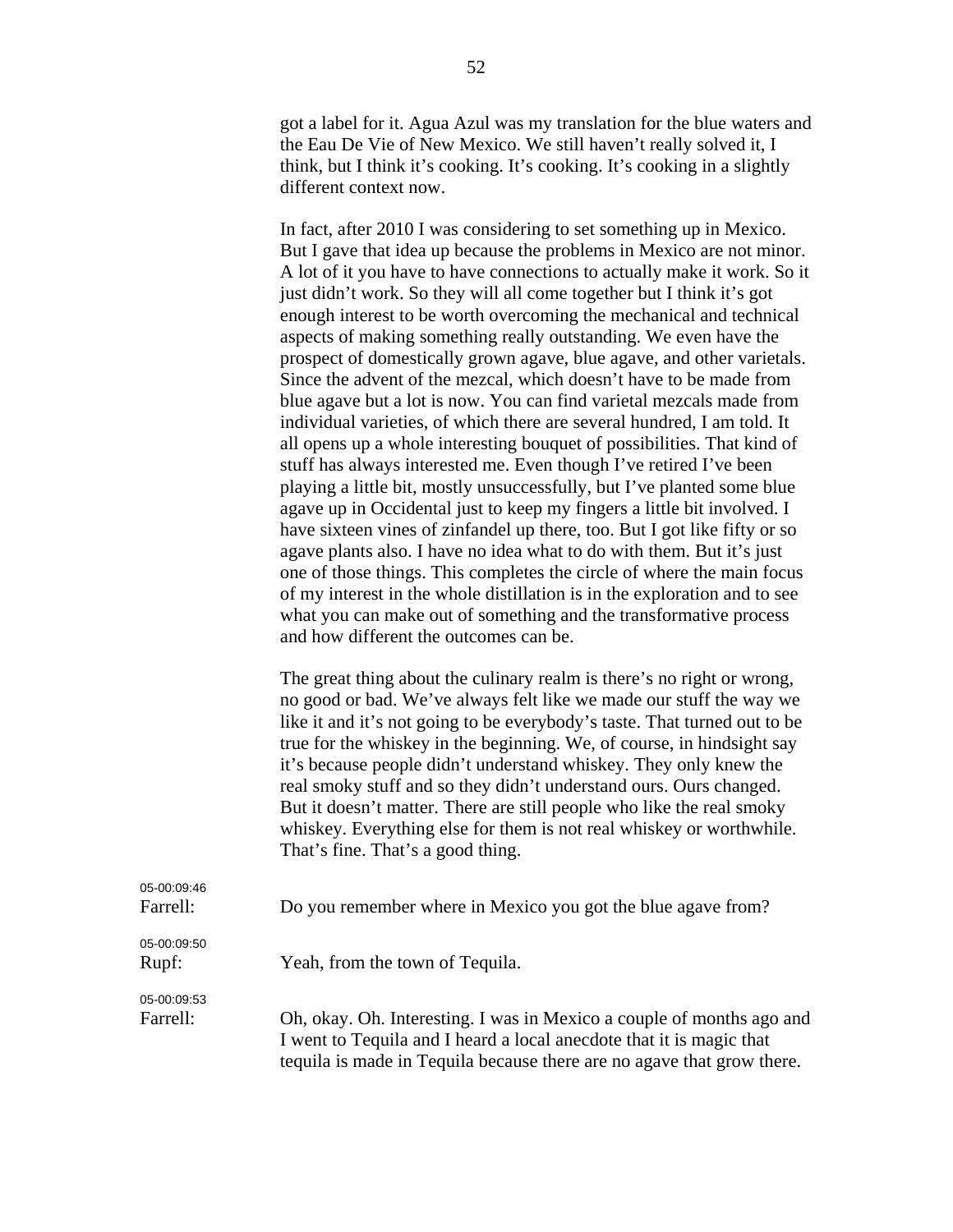got a label for it. Agua Azul was my translation for the blue waters and the Eau De Vie of New Mexico. We still haven't really solved it, I think, but I think it's cooking. It's cooking. It's cooking in a slightly different context now.

In fact, after 2010 I was considering to set something up in Mexico. But I gave that idea up because the problems in Mexico are not minor. A lot of it you have to have connections to actually make it work. So it just didn't work. So they will all come together but I think it's got enough interest to be worth overcoming the mechanical and technical aspects of making something really outstanding. We even have the prospect of domestically grown agave, blue agave, and other varietals. Since the advent of the mezcal, which doesn't have to be made from blue agave but a lot is now. You can find varietal mezcals made from individual varieties, of which there are several hundred, I am told. It all opens up a whole interesting bouquet of possibilities. That kind of stuff has always interested me. Even though I've retired I've been playing a little bit, mostly unsuccessfully, but I've planted some blue agave up in Occidental just to keep my fingers a little bit involved. I have sixteen vines of zinfandel up there, too. But I got like fifty or so agave plants also. I have no idea what to do with them. But it's just one of those things. This completes the circle of where the main focus of my interest in the whole distillation is in the exploration and to see what you can make out of something and the transformative process and how different the outcomes can be.

The great thing about the culinary realm is there's no right or wrong, no good or bad. We've always felt like we made our stuff the way we like it and it's not going to be everybody's taste. That turned out to be true for the whiskey in the beginning. We, of course, in hindsight say it's because people didn't understand whiskey. They only knew the real smoky stuff and so they didn't understand ours. Ours changed. But it doesn't matter. There are still people who like the real smoky whiskey. Everything else for them is not real whiskey or worthwhile. That's fine. That's a good thing.

05-00:09:46
Farrell: Do you remember where in Mexico you got the blue agave from?

05-00:09:50
Rupf: Yeah, from the town of Tequila.

05-00:09:53
Farrell: Oh, okay. Oh. Interesting. I was in Mexico a couple of months ago and I went to Tequila and I heard a local anecdote that it is magic that tequila is made in Tequila because there are no agave that grow there.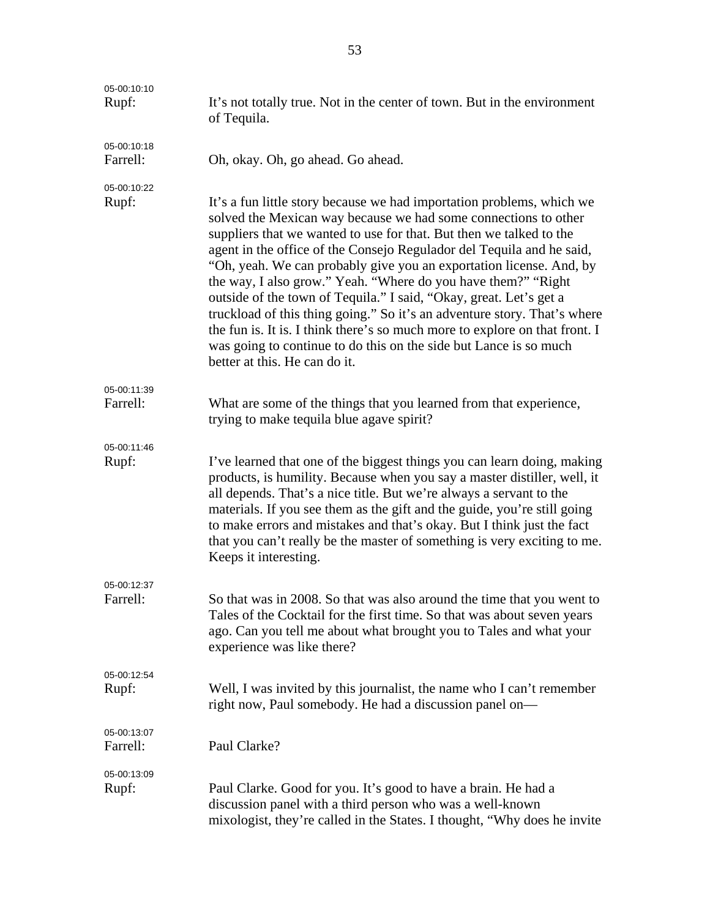05-00:10:10
Rupf: It's not totally true. Not in the center of town. But in the environment of Tequila.

05-00:10:18
Farrell: Oh, okay. Oh, go ahead. Go ahead.

05-00:10:22
Rupf: It's a fun little story because we had importation problems, which we solved the Mexican way because we had some connections to other suppliers that we wanted to use for that. But then we talked to the agent in the office of the Consejo Regulador del Tequila and he said, "Oh, yeah. We can probably give you an exportation license. And, by the way, I also grow." Yeah. "Where do you have them?" "Right outside of the town of Tequila." I said, "Okay, great. Let's get a truckload of this thing going." So it's an adventure story. That's where the fun is. It is. I think there's so much more to explore on that front. I was going to continue to do this on the side but Lance is so much better at this. He can do it.

05-00:11:39
Farrell: What are some of the things that you learned from that experience, trying to make tequila blue agave spirit?

05-00:11:46
Rupf: I've learned that one of the biggest things you can learn doing, making products, is humility. Because when you say a master distiller, well, it all depends. That's a nice title. But we're always a servant to the materials. If you see them as the gift and the guide, you're still going to make errors and mistakes and that's okay. But I think just the fact that you can't really be the master of something is very exciting to me. Keeps it interesting.

05-00:12:37
Farrell: So that was in 2008. So that was also around the time that you went to Tales of the Cocktail for the first time. So that was about seven years ago. Can you tell me about what brought you to Tales and what your experience was like there?

05-00:12:54
Rupf: Well, I was invited by this journalist, the name who I can't remember right now, Paul somebody. He had a discussion panel on—

05-00:13:07
Farrell: Paul Clarke?

05-00:13:09
Rupf: Paul Clarke. Good for you. It's good to have a brain. He had a discussion panel with a third person who was a well-known mixologist, they're called in the States. I thought, "Why does he invite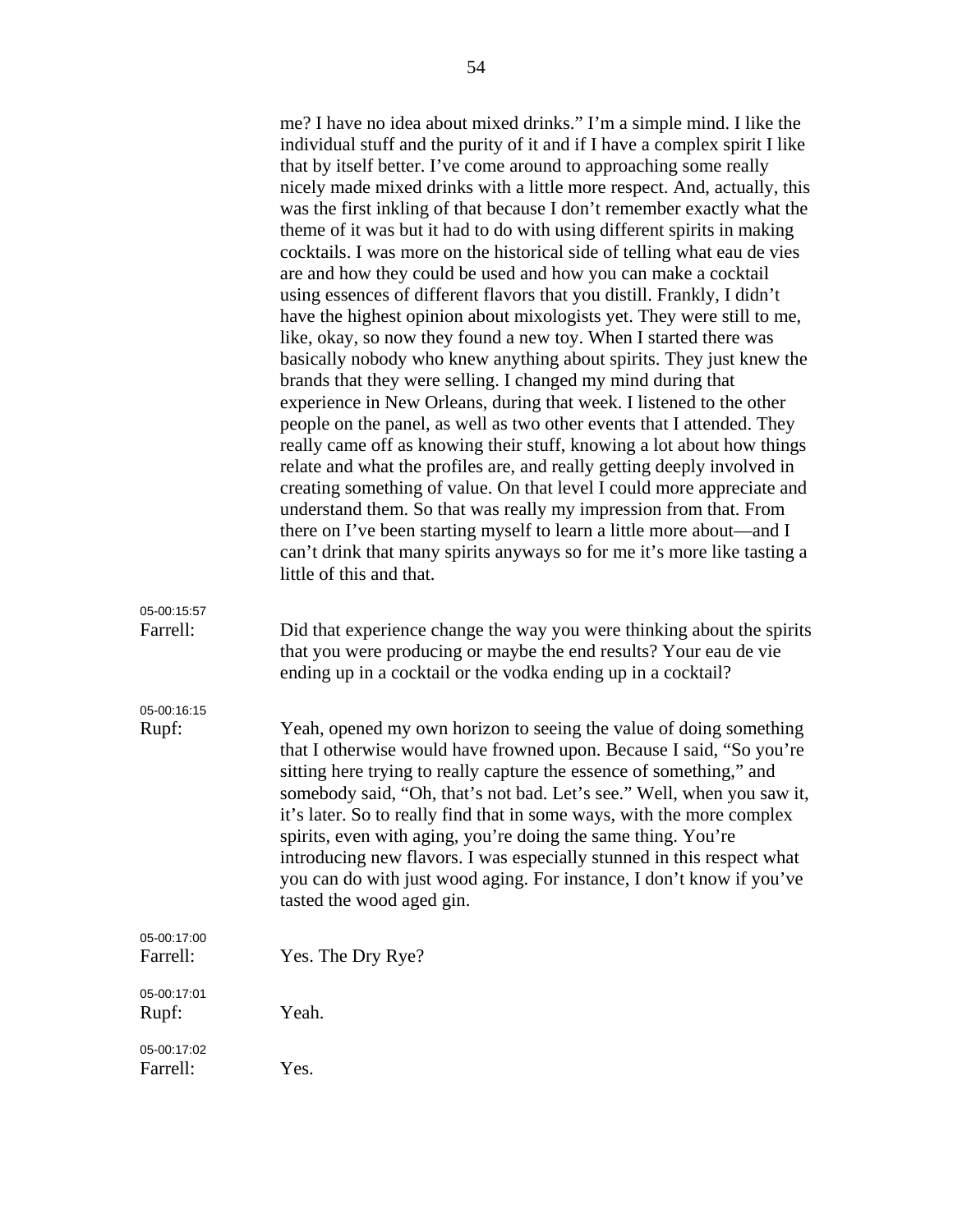me? I have no idea about mixed drinks." I'm a simple mind. I like the individual stuff and the purity of it and if I have a complex spirit I like that by itself better. I've come around to approaching some really nicely made mixed drinks with a little more respect. And, actually, this was the first inkling of that because I don't remember exactly what the theme of it was but it had to do with using different spirits in making cocktails. I was more on the historical side of telling what eau de vies are and how they could be used and how you can make a cocktail using essences of different flavors that you distill. Frankly, I didn't have the highest opinion about mixologists yet. They were still to me, like, okay, so now they found a new toy. When I started there was basically nobody who knew anything about spirits. They just knew the brands that they were selling. I changed my mind during that experience in New Orleans, during that week. I listened to the other people on the panel, as well as two other events that I attended. They really came off as knowing their stuff, knowing a lot about how things relate and what the profiles are, and really getting deeply involved in creating something of value. On that level I could more appreciate and understand them. So that was really my impression from that. From there on I've been starting myself to learn a little more about—and I can't drink that many spirits anyways so for me it's more like tasting a little of this and that.

05-00:15:57
**Farrell:** Did that experience change the way you were thinking about the spirits that you were producing or maybe the end results? Your eau de vie ending up in a cocktail or the vodka ending up in a cocktail?

05-00:16:15
**Rupf:** Yeah, opened my own horizon to seeing the value of doing something that I otherwise would have frowned upon. Because I said, "So you're sitting here trying to really capture the essence of something," and somebody said, "Oh, that's not bad. Let's see." Well, when you saw it, it's later. So to really find that in some ways, with the more complex spirits, even with aging, you're doing the same thing. You're introducing new flavors. I was especially stunned in this respect what you can do with just wood aging. For instance, I don't know if you've tasted the wood aged gin.

05-00:17:00
**Farrell:** Yes. The Dry Rye?

05-00:17:01
**Rupf:** Yeah.

05-00:17:02
**Farrell:** Yes.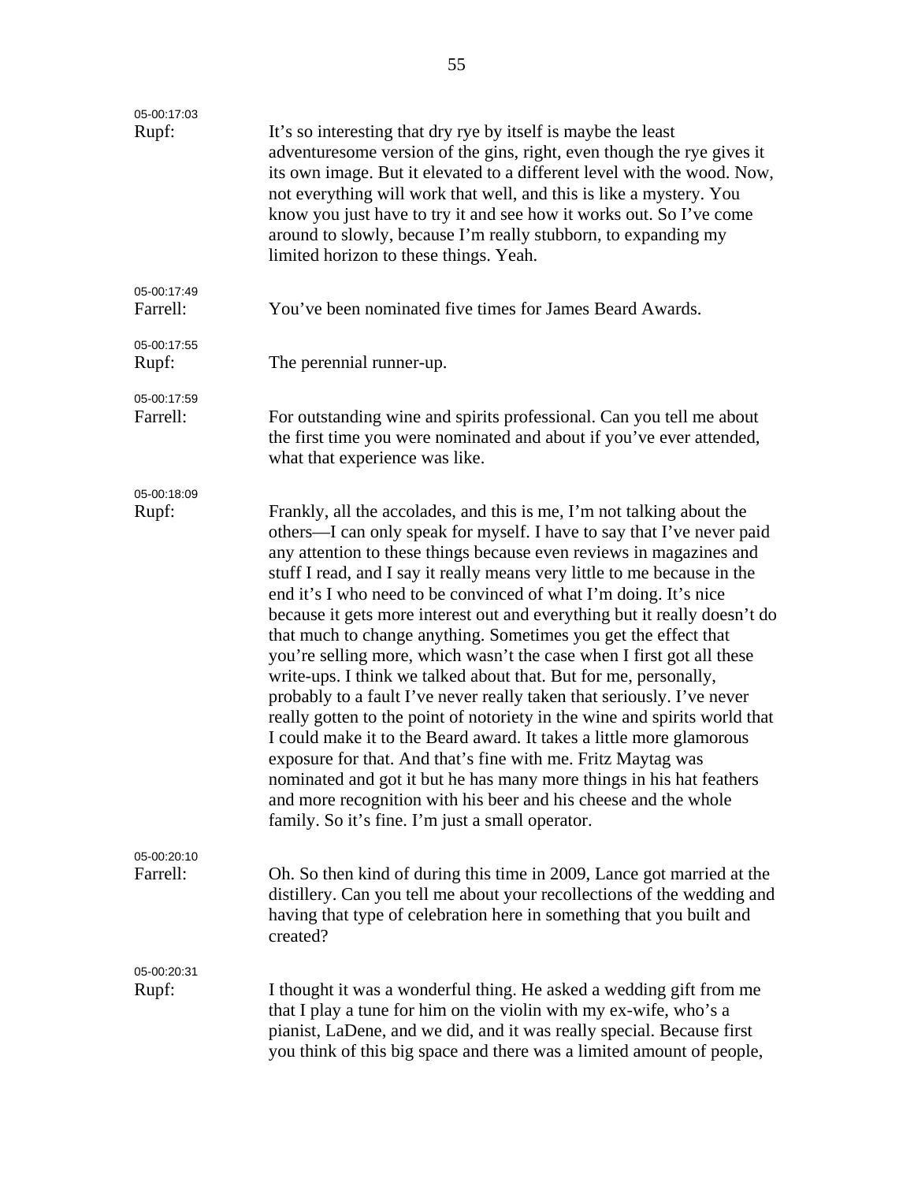05-00:17:03
Rupf: It's so interesting that dry rye by itself is maybe the least adventuresome version of the gins, right, even though the rye gives it its own image. But it elevated to a different level with the wood. Now, not everything will work that well, and this is like a mystery. You know you just have to try it and see how it works out. So I've come around to slowly, because I'm really stubborn, to expanding my limited horizon to these things. Yeah.

05-00:17:49
Farrell: You've been nominated five times for James Beard Awards.

05-00:17:55
Rupf: The perennial runner-up.

05-00:17:59
Farrell: For outstanding wine and spirits professional. Can you tell me about the first time you were nominated and about if you've ever attended, what that experience was like.

05-00:18:09
Rupf: Frankly, all the accolades, and this is me, I'm not talking about the others—I can only speak for myself. I have to say that I've never paid any attention to these things because even reviews in magazines and stuff I read, and I say it really means very little to me because in the end it's I who need to be convinced of what I'm doing. It's nice because it gets more interest out and everything but it really doesn't do that much to change anything. Sometimes you get the effect that you're selling more, which wasn't the case when I first got all these write-ups. I think we talked about that. But for me, personally, probably to a fault I've never really taken that seriously. I've never really gotten to the point of notoriety in the wine and spirits world that I could make it to the Beard award. It takes a little more glamorous exposure for that. And that's fine with me. Fritz Maytag was nominated and got it but he has many more things in his hat feathers and more recognition with his beer and his cheese and the whole family. So it's fine. I'm just a small operator.

05-00:20:10
Farrell: Oh. So then kind of during this time in 2009, Lance got married at the distillery. Can you tell me about your recollections of the wedding and having that type of celebration here in something that you built and created?

05-00:20:31
Rupf: I thought it was a wonderful thing. He asked a wedding gift from me that I play a tune for him on the violin with my ex-wife, who's a pianist, LaDene, and we did, and it was really special. Because first you think of this big space and there was a limited amount of people,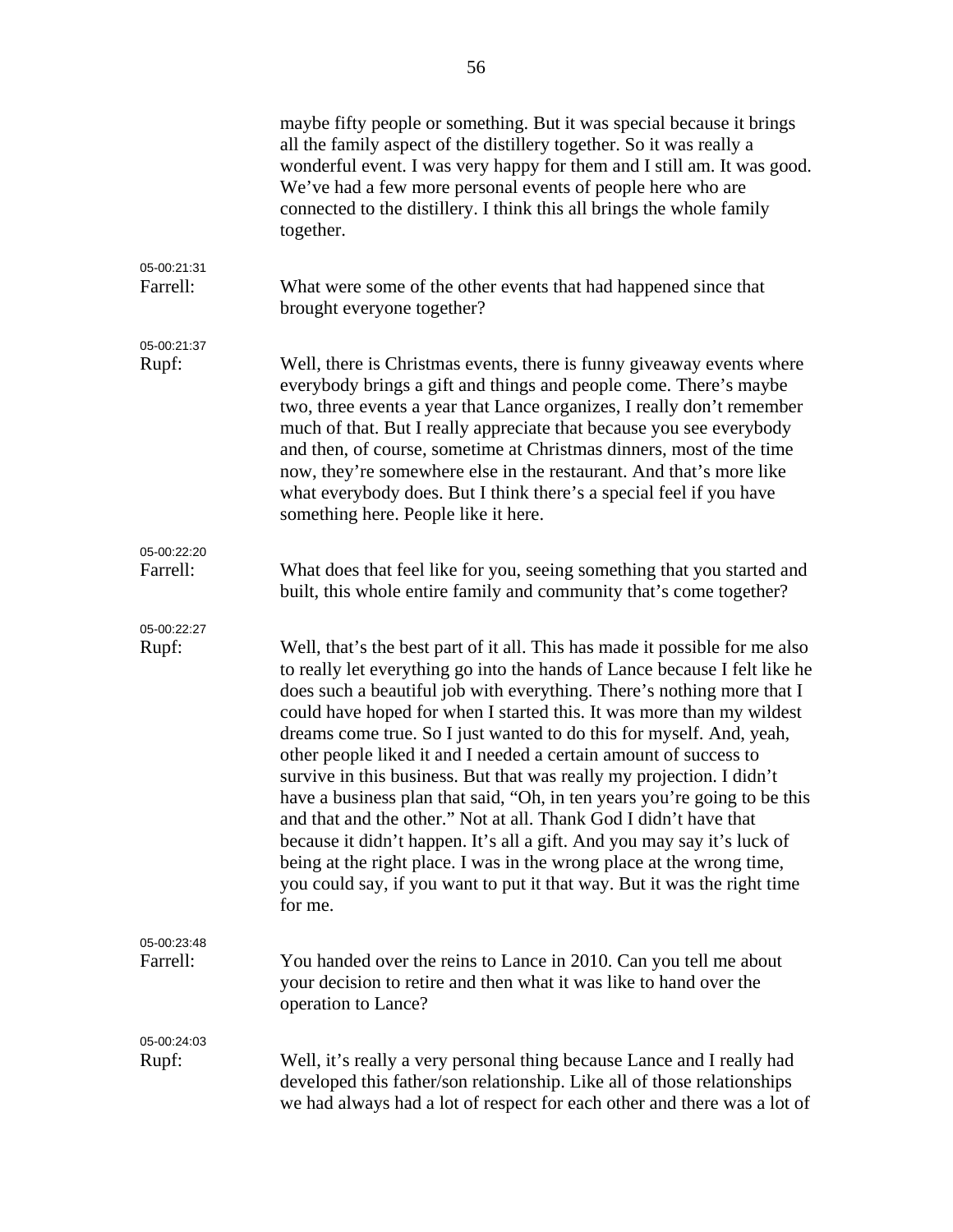maybe fifty people or something. But it was special because it brings all the family aspect of the distillery together. So it was really a wonderful event. I was very happy for them and I still am. It was good. We've had a few more personal events of people here who are connected to the distillery. I think this all brings the whole family together.

05-00:21:31
**Farrell:** What were some of the other events that had happened since that brought everyone together?

05-00:21:37
**Rupf:** Well, there is Christmas events, there is funny giveaway events where everybody brings a gift and things and people come. There's maybe two, three events a year that Lance organizes, I really don't remember much of that. But I really appreciate that because you see everybody and then, of course, sometime at Christmas dinners, most of the time now, they're somewhere else in the restaurant. And that's more like what everybody does. But I think there's a special feel if you have something here. People like it here.

05-00:22:20
**Farrell:** What does that feel like for you, seeing something that you started and built, this whole entire family and community that's come together?

05-00:22:27
**Rupf:** Well, that's the best part of it all. This has made it possible for me also to really let everything go into the hands of Lance because I felt like he does such a beautiful job with everything. There's nothing more that I could have hoped for when I started this. It was more than my wildest dreams come true. So I just wanted to do this for myself. And, yeah, other people liked it and I needed a certain amount of success to survive in this business. But that was really my projection. I didn't have a business plan that said, "Oh, in ten years you're going to be this and that and the other." Not at all. Thank God I didn't have that because it didn't happen. It's all a gift. And you may say it's luck of being at the right place. I was in the wrong place at the wrong time, you could say, if you want to put it that way. But it was the right time for me.

05-00:23:48
**Farrell:** You handed over the reins to Lance in 2010. Can you tell me about your decision to retire and then what it was like to hand over the operation to Lance?

05-00:24:03
**Rupf:** Well, it's really a very personal thing because Lance and I really had developed this father/son relationship. Like all of those relationships we had always had a lot of respect for each other and there was a lot of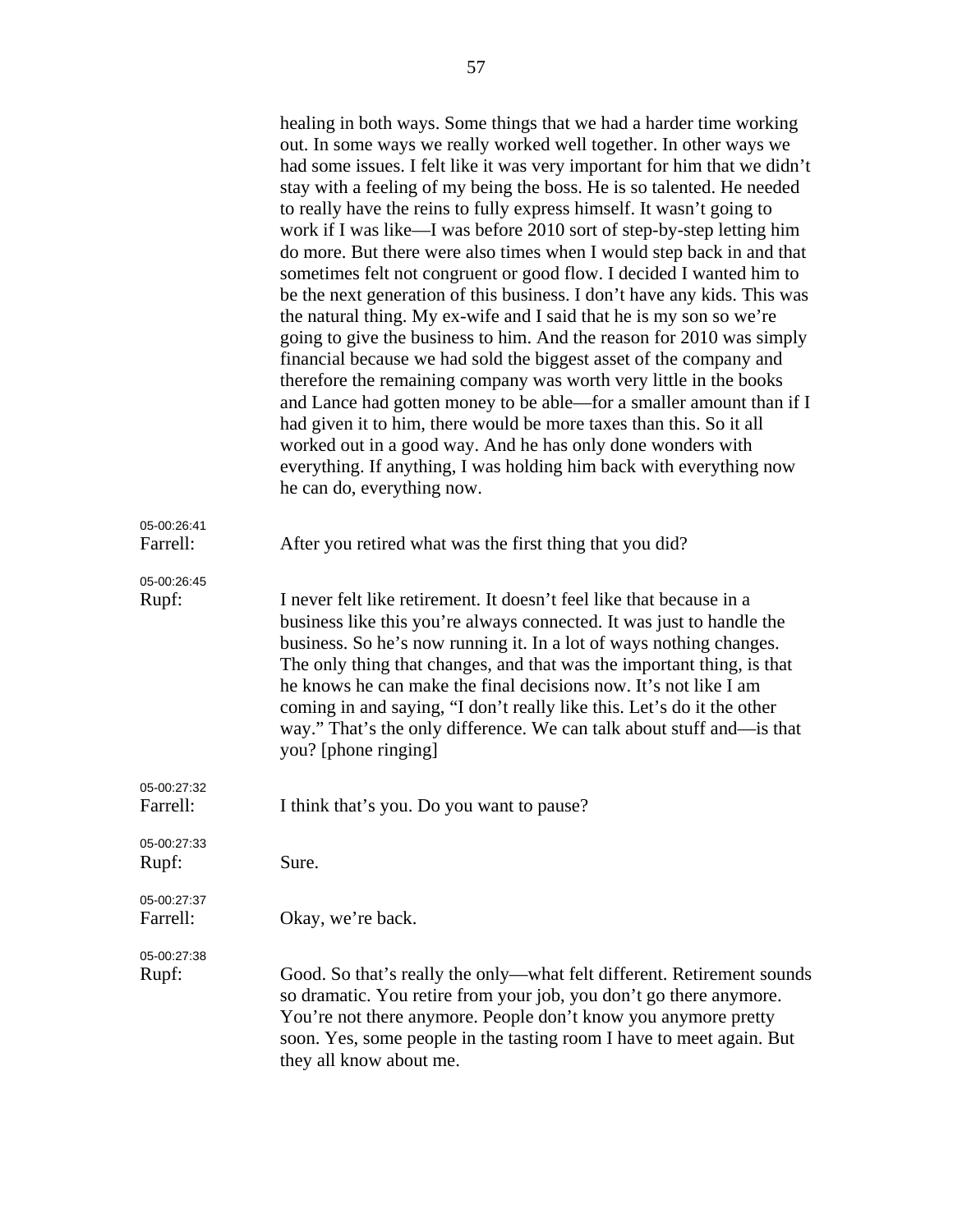healing in both ways. Some things that we had a harder time working out. In some ways we really worked well together. In other ways we had some issues. I felt like it was very important for him that we didn't stay with a feeling of my being the boss. He is so talented. He needed to really have the reins to fully express himself. It wasn't going to work if I was like—I was before 2010 sort of step-by-step letting him do more. But there were also times when I would step back in and that sometimes felt not congruent or good flow. I decided I wanted him to be the next generation of this business. I don't have any kids. This was the natural thing. My ex-wife and I said that he is my son so we're going to give the business to him. And the reason for 2010 was simply financial because we had sold the biggest asset of the company and therefore the remaining company was worth very little in the books and Lance had gotten money to be able—for a smaller amount than if I had given it to him, there would be more taxes than this. So it all worked out in a good way. And he has only done wonders with everything. If anything, I was holding him back with everything now he can do, everything now.

05-00:26:41
Farrell: After you retired what was the first thing that you did?

05-00:26:45
Rupf: I never felt like retirement. It doesn't feel like that because in a business like this you're always connected. It was just to handle the business. So he's now running it. In a lot of ways nothing changes. The only thing that changes, and that was the important thing, is that he knows he can make the final decisions now. It's not like I am coming in and saying, "I don't really like this. Let's do it the other way." That's the only difference. We can talk about stuff and—is that you? [phone ringing]

05-00:27:32
Farrell: I think that's you. Do you want to pause?

05-00:27:33
Rupf: Sure.

05-00:27:37
Farrell: Okay, we're back.

05-00:27:38
Rupf: Good. So that's really the only—what felt different. Retirement sounds so dramatic. You retire from your job, you don't go there anymore. You're not there anymore. People don't know you anymore pretty soon. Yes, some people in the tasting room I have to meet again. But they all know about me.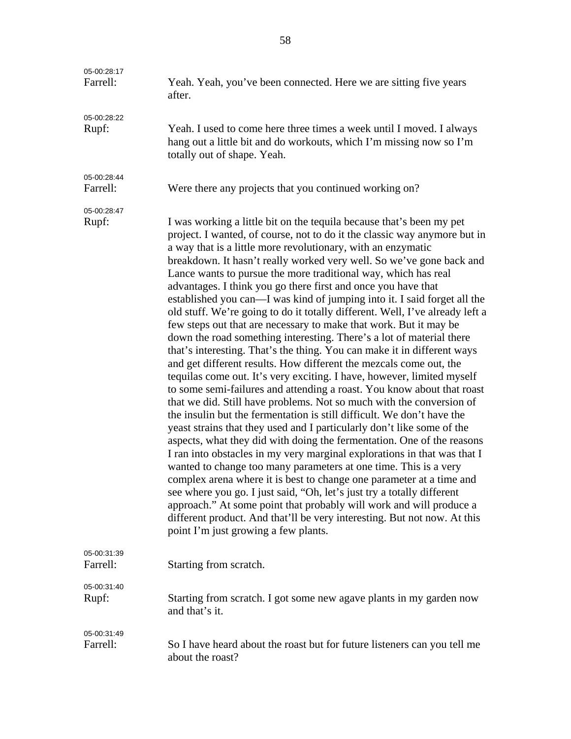05-00:28:17
Farrell: Yeah. Yeah, you've been connected. Here we are sitting five years after.

05-00:28:22
Rupf: Yeah. I used to come here three times a week until I moved. I always hang out a little bit and do workouts, which I'm missing now so I'm totally out of shape. Yeah.

05-00:28:44
Farrell: Were there any projects that you continued working on?

05-00:28:47
Rupf: I was working a little bit on the tequila because that's been my pet project. I wanted, of course, not to do it the classic way anymore but in a way that is a little more revolutionary, with an enzymatic breakdown. It hasn't really worked very well. So we've gone back and Lance wants to pursue the more traditional way, which has real advantages. I think you go there first and once you have that established you can—I was kind of jumping into it. I said forget all the old stuff. We're going to do it totally different. Well, I've already left a few steps out that are necessary to make that work. But it may be down the road something interesting. There's a lot of material there that's interesting. That's the thing. You can make it in different ways and get different results. How different the mezcals come out, the tequilas come out. It's very exciting. I have, however, limited myself to some semi-failures and attending a roast. You know about that roast that we did. Still have problems. Not so much with the conversion of the insulin but the fermentation is still difficult. We don't have the yeast strains that they used and I particularly don't like some of the aspects, what they did with doing the fermentation. One of the reasons I ran into obstacles in my very marginal explorations in that was that I wanted to change too many parameters at one time. This is a very complex arena where it is best to change one parameter at a time and see where you go. I just said, "Oh, let's just try a totally different approach." At some point that probably will work and will produce a different product. And that'll be very interesting. But not now. At this point I'm just growing a few plants.

05-00:31:39
Farrell: Starting from scratch.

05-00:31:40
Rupf: Starting from scratch. I got some new agave plants in my garden now and that's it.

05-00:31:49
Farrell: So I have heard about the roast but for future listeners can you tell me about the roast?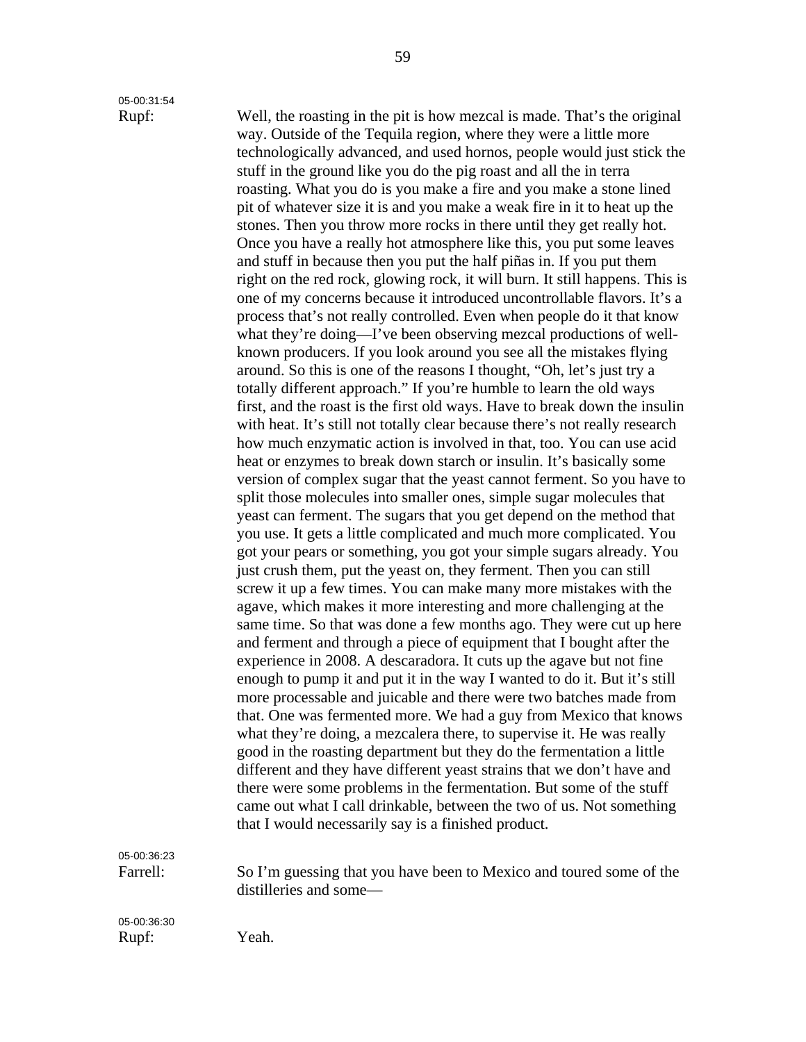05-00:31:54

Rupf: Well, the roasting in the pit is how mezcal is made. That's the original way. Outside of the Tequila region, where they were a little more technologically advanced, and used hornos, people would just stick the stuff in the ground like you do the pig roast and all the in terra roasting. What you do is you make a fire and you make a stone lined pit of whatever size it is and you make a weak fire in it to heat up the stones. Then you throw more rocks in there until they get really hot. Once you have a really hot atmosphere like this, you put some leaves and stuff in because then you put the half piñas in. If you put them right on the red rock, glowing rock, it will burn. It still happens. This is one of my concerns because it introduced uncontrollable flavors. It's a process that's not really controlled. Even when people do it that know what they're doing—I've been observing mezcal productions of well-known producers. If you look around you see all the mistakes flying around. So this is one of the reasons I thought, "Oh, let's just try a totally different approach." If you're humble to learn the old ways first, and the roast is the first old ways. Have to break down the insulin with heat. It's still not totally clear because there's not really research how much enzymatic action is involved in that, too. You can use acid heat or enzymes to break down starch or insulin. It's basically some version of complex sugar that the yeast cannot ferment. So you have to split those molecules into smaller ones, simple sugar molecules that yeast can ferment. The sugars that you get depend on the method that you use. It gets a little complicated and much more complicated. You got your pears or something, you got your simple sugars already. You just crush them, put the yeast on, they ferment. Then you can still screw it up a few times. You can make many more mistakes with the agave, which makes it more interesting and more challenging at the same time. So that was done a few months ago. They were cut up here and ferment and through a piece of equipment that I bought after the experience in 2008. A descaradora. It cuts up the agave but not fine enough to pump it and put it in the way I wanted to do it. But it's still more processable and juicable and there were two batches made from that. One was fermented more. We had a guy from Mexico that knows what they're doing, a mezcalera there, to supervise it. He was really good in the roasting department but they do the fermentation a little different and they have different yeast strains that we don't have and there were some problems in the fermentation. But some of the stuff came out what I call drinkable, between the two of us. Not something that I would necessarily say is a finished product.

05-00:36:23

Farrell: So I'm guessing that you have been to Mexico and toured some of the distilleries and some—

05-00:36:30

Rupf: Yeah.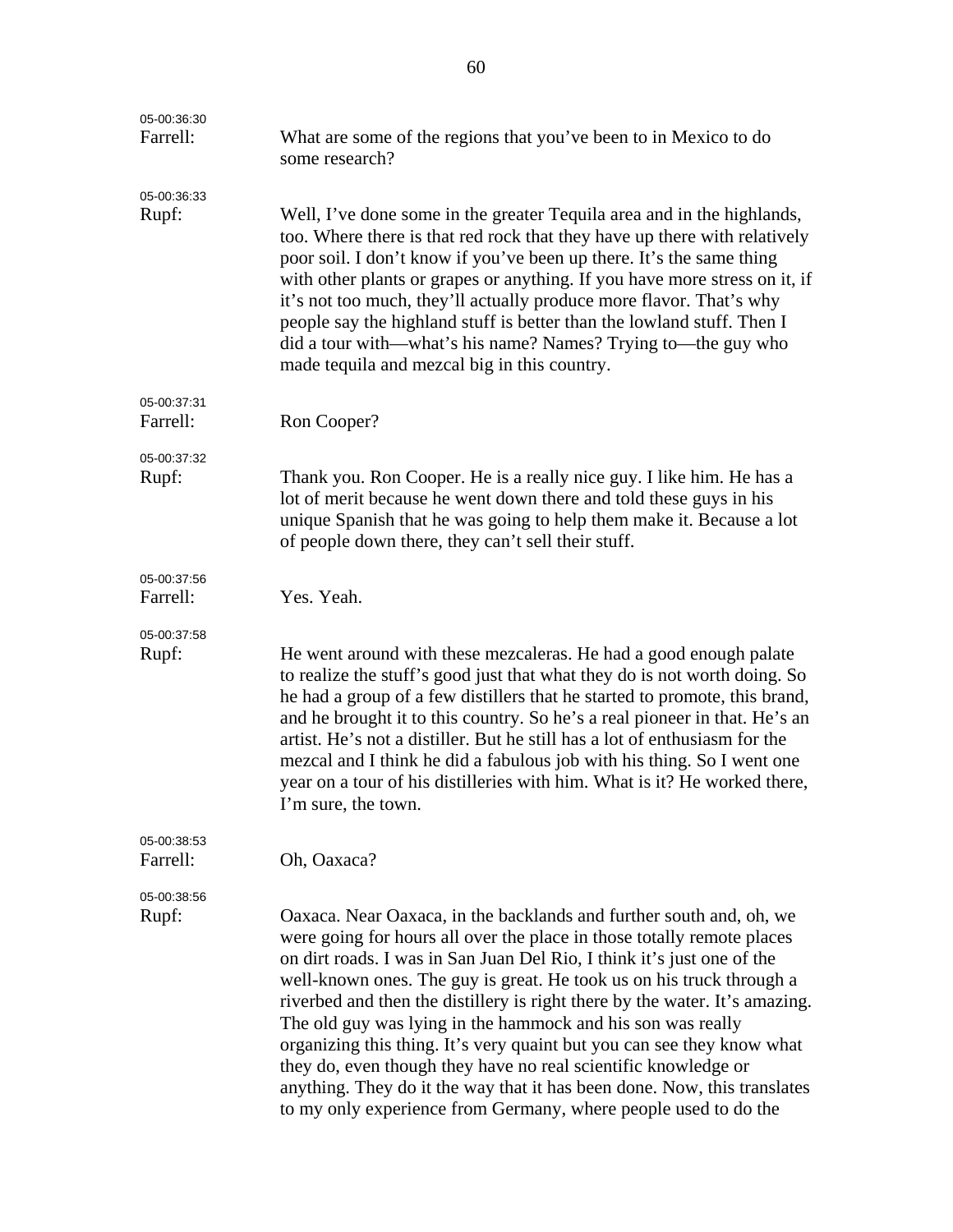05-00:36:30
Farrell: What are some of the regions that you've been to in Mexico to do some research?

05-00:36:33
Rupf: Well, I've done some in the greater Tequila area and in the highlands, too. Where there is that red rock that they have up there with relatively poor soil. I don't know if you've been up there. It's the same thing with other plants or grapes or anything. If you have more stress on it, if it's not too much, they'll actually produce more flavor. That's why people say the highland stuff is better than the lowland stuff. Then I did a tour with—what's his name? Names? Trying to—the guy who made tequila and mezcal big in this country.

05-00:37:31
Farrell: Ron Cooper?

05-00:37:32
Rupf: Thank you. Ron Cooper. He is a really nice guy. I like him. He has a lot of merit because he went down there and told these guys in his unique Spanish that he was going to help them make it. Because a lot of people down there, they can't sell their stuff.

05-00:37:56
Farrell: Yes. Yeah.

05-00:37:58
Rupf: He went around with these mezcaleras. He had a good enough palate to realize the stuff's good just that what they do is not worth doing. So he had a group of a few distillers that he started to promote, this brand, and he brought it to this country. So he's a real pioneer in that. He's an artist. He's not a distiller. But he still has a lot of enthusiasm for the mezcal and I think he did a fabulous job with his thing. So I went one year on a tour of his distilleries with him. What is it? He worked there, I'm sure, the town.

05-00:38:53
Farrell: Oh, Oaxaca?

05-00:38:56
Rupf: Oaxaca. Near Oaxaca, in the backlands and further south and, oh, we were going for hours all over the place in those totally remote places on dirt roads. I was in San Juan Del Rio, I think it's just one of the well-known ones. The guy is great. He took us on his truck through a riverbed and then the distillery is right there by the water. It's amazing. The old guy was lying in the hammock and his son was really organizing this thing. It's very quaint but you can see they know what they do, even though they have no real scientific knowledge or anything. They do it the way that it has been done. Now, this translates to my only experience from Germany, where people used to do the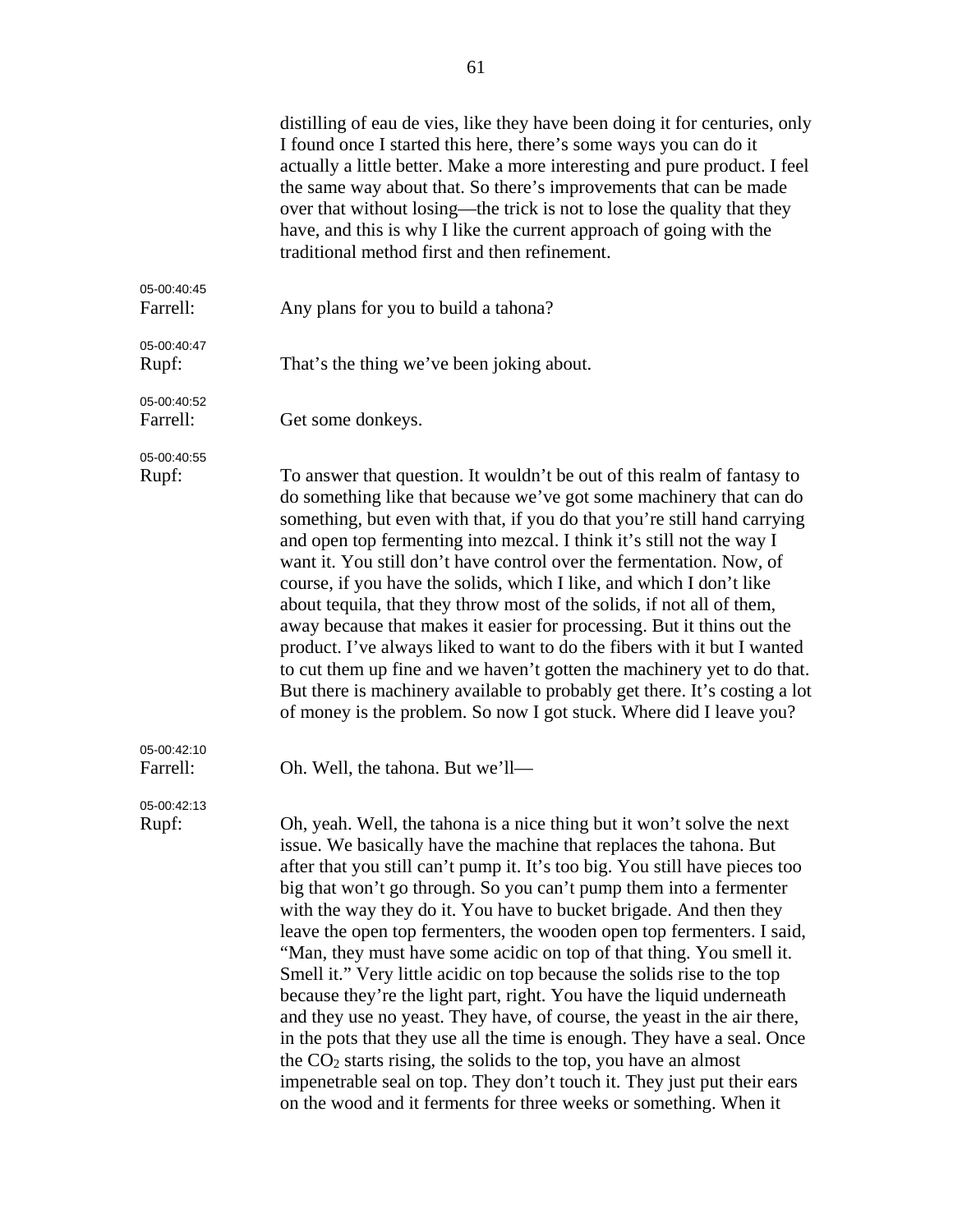distilling of eau de vies, like they have been doing it for centuries, only I found once I started this here, there's some ways you can do it actually a little better. Make a more interesting and pure product. I feel the same way about that. So there's improvements that can be made over that without losing—the trick is not to lose the quality that they have, and this is why I like the current approach of going with the traditional method first and then refinement.

05-00:40:45
Farrell: Any plans for you to build a tahona?

05-00:40:47
Rupf: That's the thing we've been joking about.

05-00:40:52
Farrell: Get some donkeys.

05-00:40:55
Rupf: To answer that question. It wouldn't be out of this realm of fantasy to do something like that because we've got some machinery that can do something, but even with that, if you do that you're still hand carrying and open top fermenting into mezcal. I think it's still not the way I want it. You still don't have control over the fermentation. Now, of course, if you have the solids, which I like, and which I don't like about tequila, that they throw most of the solids, if not all of them, away because that makes it easier for processing. But it thins out the product. I've always liked to want to do the fibers with it but I wanted to cut them up fine and we haven't gotten the machinery yet to do that. But there is machinery available to probably get there. It's costing a lot of money is the problem. So now I got stuck. Where did I leave you?

05-00:42:10
Farrell: Oh. Well, the tahona. But we'll—

05-00:42:13
Rupf: Oh, yeah. Well, the tahona is a nice thing but it won't solve the next issue. We basically have the machine that replaces the tahona. But after that you still can't pump it. It's too big. You still have pieces too big that won't go through. So you can't pump them into a fermenter with the way they do it. You have to bucket brigade. And then they leave the open top fermenters, the wooden open top fermenters. I said, "Man, they must have some acidic on top of that thing. You smell it. Smell it." Very little acidic on top because the solids rise to the top because they're the light part, right. You have the liquid underneath and they use no yeast. They have, of course, the yeast in the air there, in the pots that they use all the time is enough. They have a seal. Once the $CO_2$ starts rising, the solids to the top, you have an almost impenetrable seal on top. They don't touch it. They just put their ears on the wood and it ferments for three weeks or something. When it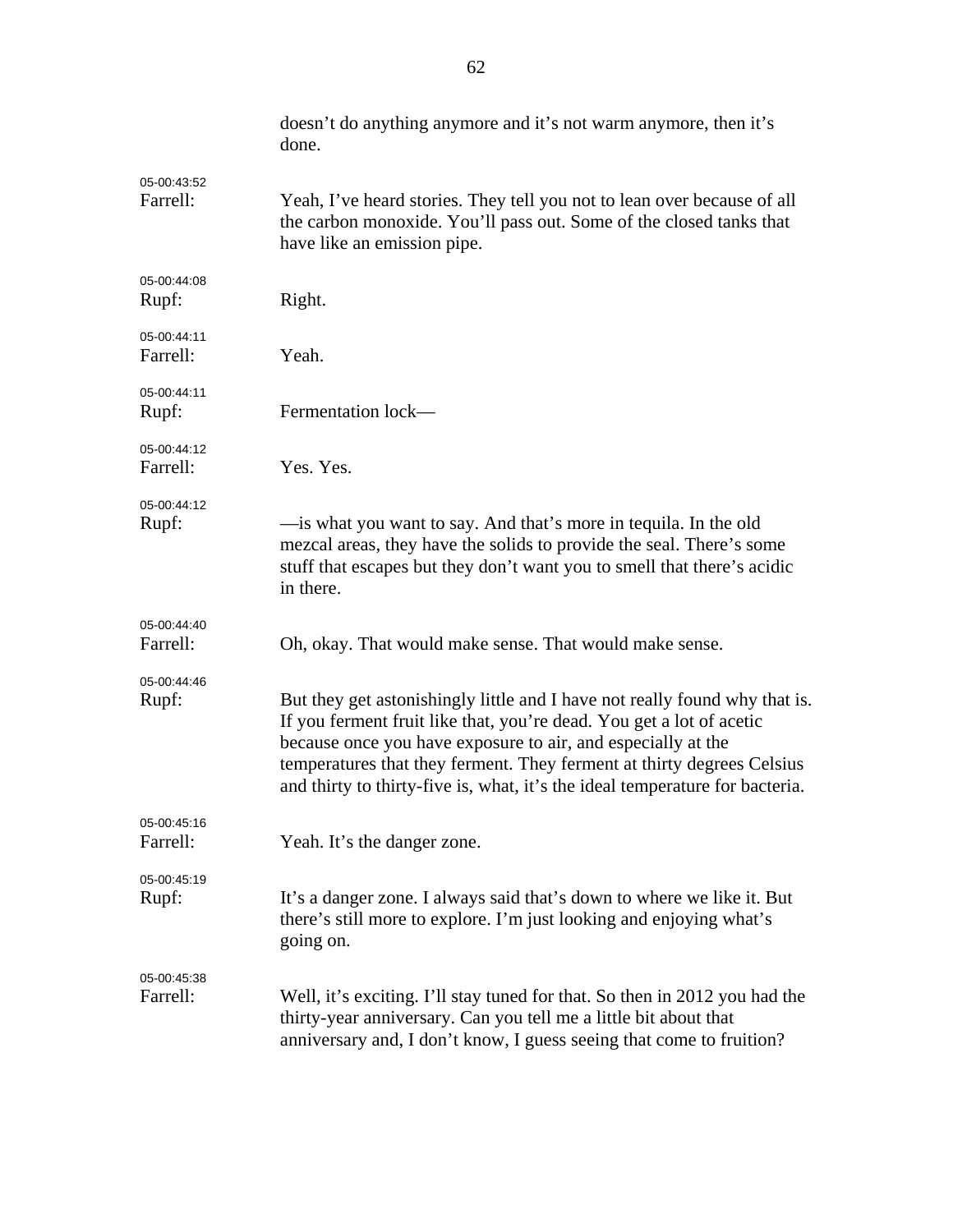doesn't do anything anymore and it's not warm anymore, then it's done.

05-00:43:52
Farrell: Yeah, I've heard stories. They tell you not to lean over because of all the carbon monoxide. You'll pass out. Some of the closed tanks that have like an emission pipe.

05-00:44:08
Rupf: Right.

05-00:44:11
Farrell: Yeah.

05-00:44:11
Rupf: Fermentation lock—

05-00:44:12
Farrell: Yes. Yes.

05-00:44:12
Rupf: —is what you want to say. And that's more in tequila. In the old mezcal areas, they have the solids to provide the seal. There's some stuff that escapes but they don't want you to smell that there's acidic in there.

05-00:44:40
Farrell: Oh, okay. That would make sense. That would make sense.

05-00:44:46
Rupf: But they get astonishingly little and I have not really found why that is. If you ferment fruit like that, you're dead. You get a lot of acetic because once you have exposure to air, and especially at the temperatures that they ferment. They ferment at thirty degrees Celsius and thirty to thirty-five is, what, it's the ideal temperature for bacteria.

05-00:45:16
Farrell: Yeah. It's the danger zone.

05-00:45:19
Rupf: It's a danger zone. I always said that's down to where we like it. But there's still more to explore. I'm just looking and enjoying what's going on.

05-00:45:38
Farrell: Well, it's exciting. I'll stay tuned for that. So then in 2012 you had the thirty-year anniversary. Can you tell me a little bit about that anniversary and, I don't know, I guess seeing that come to fruition?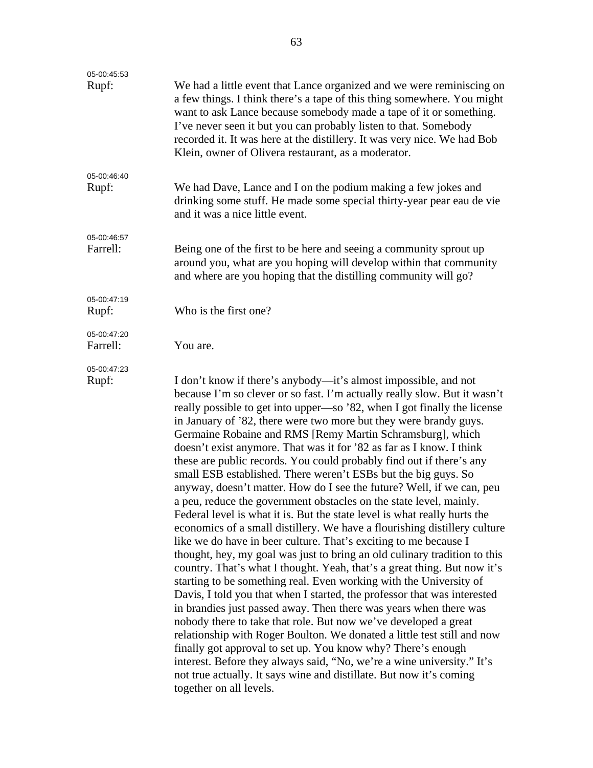05-00:45:53

Rupf: We had a little event that Lance organized and we were reminiscing on a few things. I think there's a tape of this thing somewhere. You might want to ask Lance because somebody made a tape of it or something. I've never seen it but you can probably listen to that. Somebody recorded it. It was here at the distillery. It was very nice. We had Bob Klein, owner of Olivera restaurant, as a moderator.

05-00:46:40

Rupf: We had Dave, Lance and I on the podium making a few jokes and drinking some stuff. He made some special thirty-year pear eau de vie and it was a nice little event.

05-00:46:57

Farrell: Being one of the first to be here and seeing a community sprout up around you, what are you hoping will develop within that community and where are you hoping that the distilling community will go?

05-00:47:19

Rupf: Who is the first one?

05-00:47:20

Farrell: You are.

05-00:47:23

Rupf: I don't know if there's anybody—it's almost impossible, and not because I'm so clever or so fast. I'm actually really slow. But it wasn't really possible to get into upper—so '82, when I got finally the license in January of '82, there were two more but they were brandy guys. Germaine Robaine and RMS [Remy Martin Schramsburg], which doesn't exist anymore. That was it for '82 as far as I know. I think these are public records. You could probably find out if there's any small ESB established. There weren't ESBs but the big guys. So anyway, doesn't matter. How do I see the future? Well, if we can, peu a peu, reduce the government obstacles on the state level, mainly. Federal level is what it is. But the state level is what really hurts the economics of a small distillery. We have a flourishing distillery culture like we do have in beer culture. That's exciting to me because I thought, hey, my goal was just to bring an old culinary tradition to this country. That's what I thought. Yeah, that's a great thing. But now it's starting to be something real. Even working with the University of Davis, I told you that when I started, the professor that was interested in brandies just passed away. Then there was years when there was nobody there to take that role. But now we've developed a great relationship with Roger Boulton. We donated a little test still and now finally got approval to set up. You know why? There's enough interest. Before they always said, "No, we're a wine university." It's not true actually. It says wine and distillate. But now it's coming together on all levels.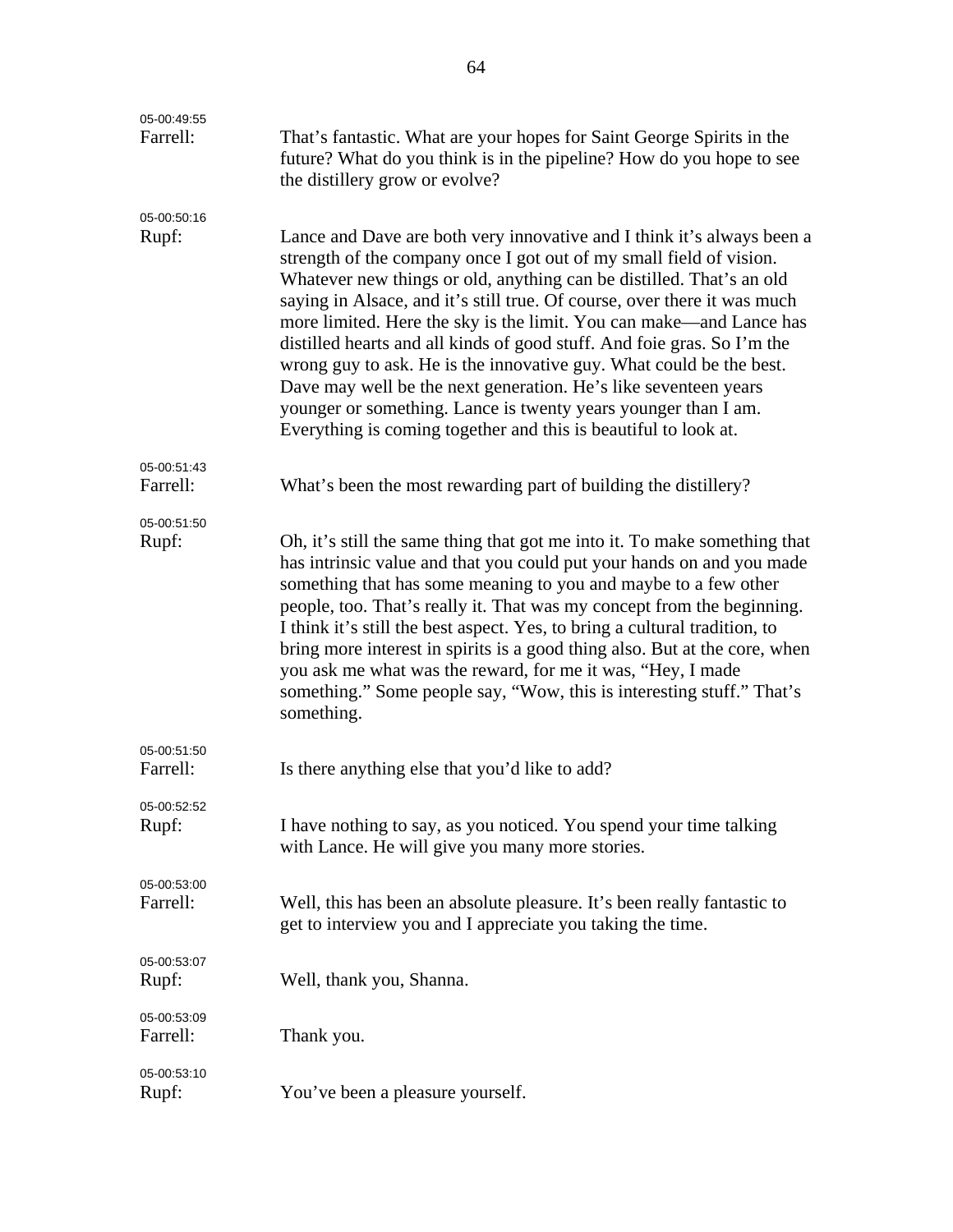05-00:49:55
Farrell: That's fantastic. What are your hopes for Saint George Spirits in the future? What do you think is in the pipeline? How do you hope to see the distillery grow or evolve?

05-00:50:16
Rupf: Lance and Dave are both very innovative and I think it's always been a strength of the company once I got out of my small field of vision. Whatever new things or old, anything can be distilled. That's an old saying in Alsace, and it's still true. Of course, over there it was much more limited. Here the sky is the limit. You can make—and Lance has distilled hearts and all kinds of good stuff. And foie gras. So I'm the wrong guy to ask. He is the innovative guy. What could be the best. Dave may well be the next generation. He's like seventeen years younger or something. Lance is twenty years younger than I am. Everything is coming together and this is beautiful to look at.

05-00:51:43
Farrell: What's been the most rewarding part of building the distillery?

05-00:51:50
Rupf: Oh, it's still the same thing that got me into it. To make something that has intrinsic value and that you could put your hands on and you made something that has some meaning to you and maybe to a few other people, too. That's really it. That was my concept from the beginning. I think it's still the best aspect. Yes, to bring a cultural tradition, to bring more interest in spirits is a good thing also. But at the core, when you ask me what was the reward, for me it was, "Hey, I made something." Some people say, "Wow, this is interesting stuff." That's something.

05-00:51:50
Farrell: Is there anything else that you'd like to add?

05-00:52:52
Rupf: I have nothing to say, as you noticed. You spend your time talking with Lance. He will give you many more stories.

05-00:53:00
Farrell: Well, this has been an absolute pleasure. It's been really fantastic to get to interview you and I appreciate you taking the time.

05-00:53:07
Rupf: Well, thank you, Shanna.

05-00:53:09
Farrell: Thank you.

05-00:53:10
Rupf: You've been a pleasure yourself.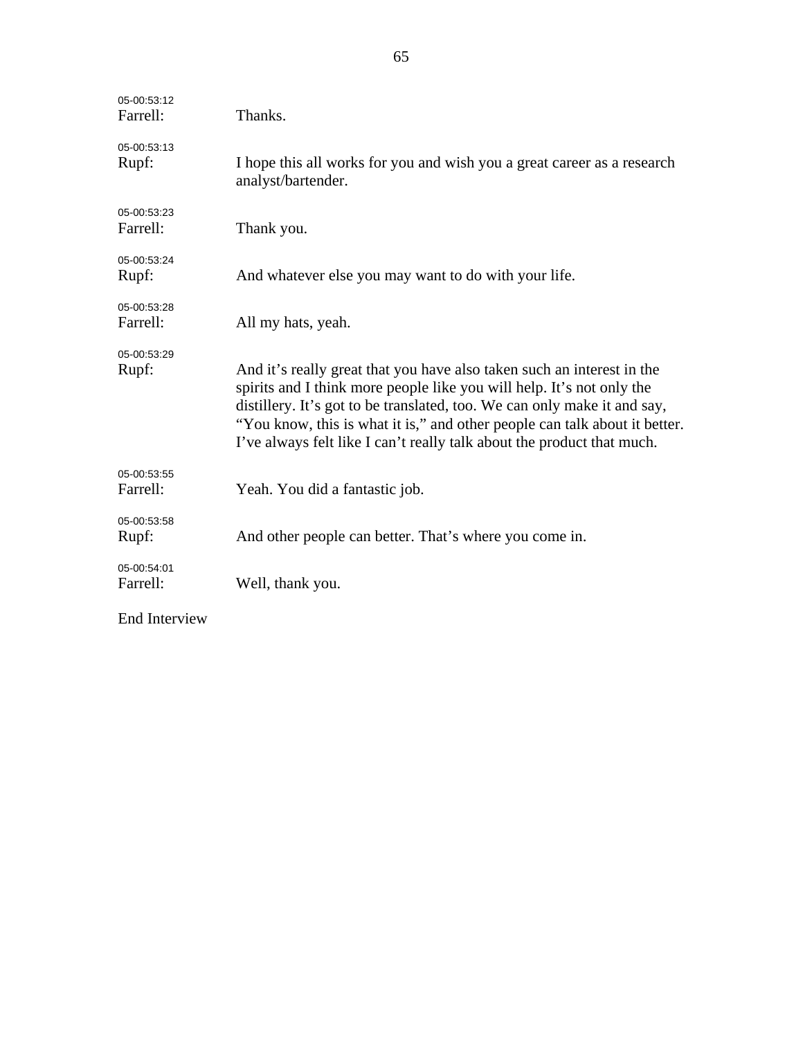05-00:53:12
Farrell: Thanks.

05-00:53:13
Rupf: I hope this all works for you and wish you a great career as a research analyst/bartender.

05-00:53:23
Farrell: Thank you.

05-00:53:24
Rupf: And whatever else you may want to do with your life.

05-00:53:28
Farrell: All my hats, yeah.

05-00:53:29
Rupf: And it's really great that you have also taken such an interest in the spirits and I think more people like you will help. It's not only the distillery. It's got to be translated, too. We can only make it and say, "You know, this is what it is," and other people can talk about it better. I've always felt like I can't really talk about the product that much.

05-00:53:55
Farrell: Yeah. You did a fantastic job.

05-00:53:58
Rupf: And other people can better. That's where you come in.

05-00:54:01
Farrell: Well, thank you.

End Interview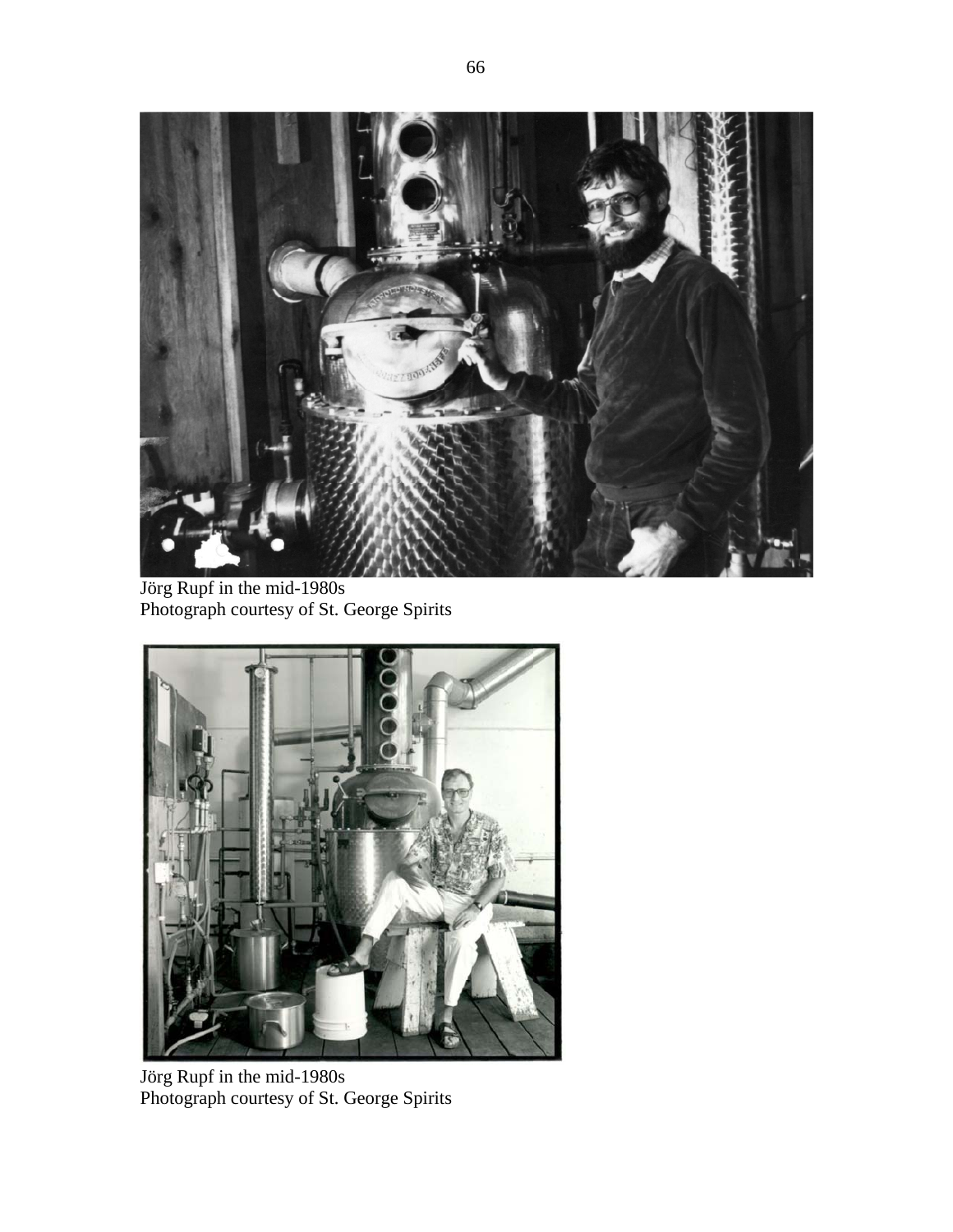Jörg Rupf in the mid-1980s
Photograph courtesy of St. George Spirits

Jörg Rupf in the mid-1980s
Photograph courtesy of St. George Spirits